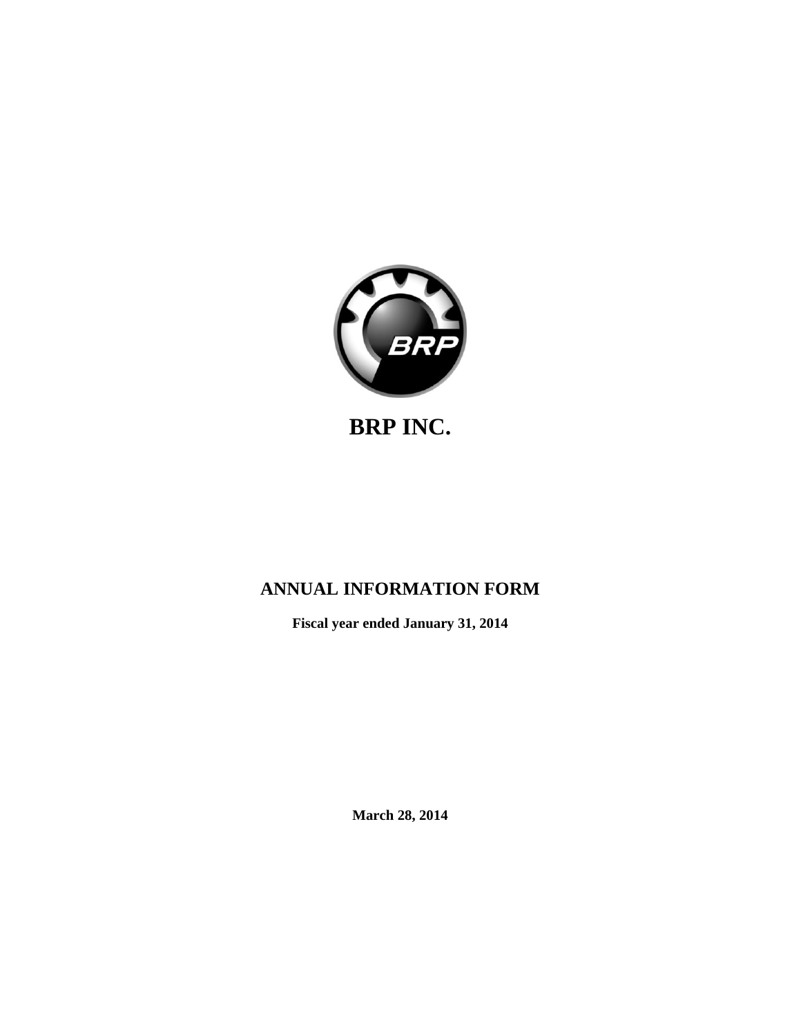# BRP INC.

## ANNUAL INFORMATION FORM

**Fiscal year ended January 31, 2014**

**March 28, 2014**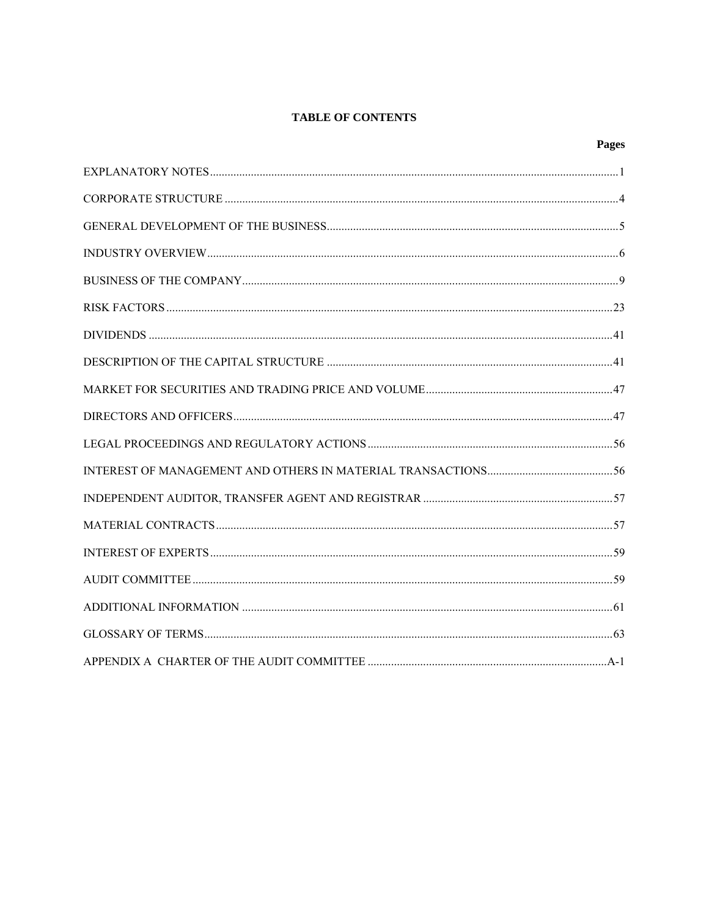# TABLE OF CONTENTS

| | Pages |
|---|---|
| EXPLANATORY NOTES | 1 |
| CORPORATE STRUCTURE | 4 |
| GENERAL DEVELOPMENT OF THE BUSINESS | 5 |
| INDUSTRY OVERVIEW | 6 |
| BUSINESS OF THE COMPANY | 9 |
| RISK FACTORS | 23 |
| DIVIDENDS | 41 |
| DESCRIPTION OF THE CAPITAL STRUCTURE | 41 |
| MARKET FOR SECURITIES AND TRADING PRICE AND VOLUME | 47 |
| DIRECTORS AND OFFICERS | 47 |
| LEGAL PROCEEDINGS AND REGULATORY ACTIONS | 56 |
| INTEREST OF MANAGEMENT AND OTHERS IN MATERIAL TRANSACTIONS | 56 |
| INDEPENDENT AUDITOR, TRANSFER AGENT AND REGISTRAR | 57 |
| MATERIAL CONTRACTS | 57 |
| INTEREST OF EXPERTS | 59 |
| AUDIT COMMITTEE | 59 |
| ADDITIONAL INFORMATION | 61 |
| GLOSSARY OF TERMS | 63 |
| APPENDIX A CHARTER OF THE AUDIT COMMITTEE | A-1 |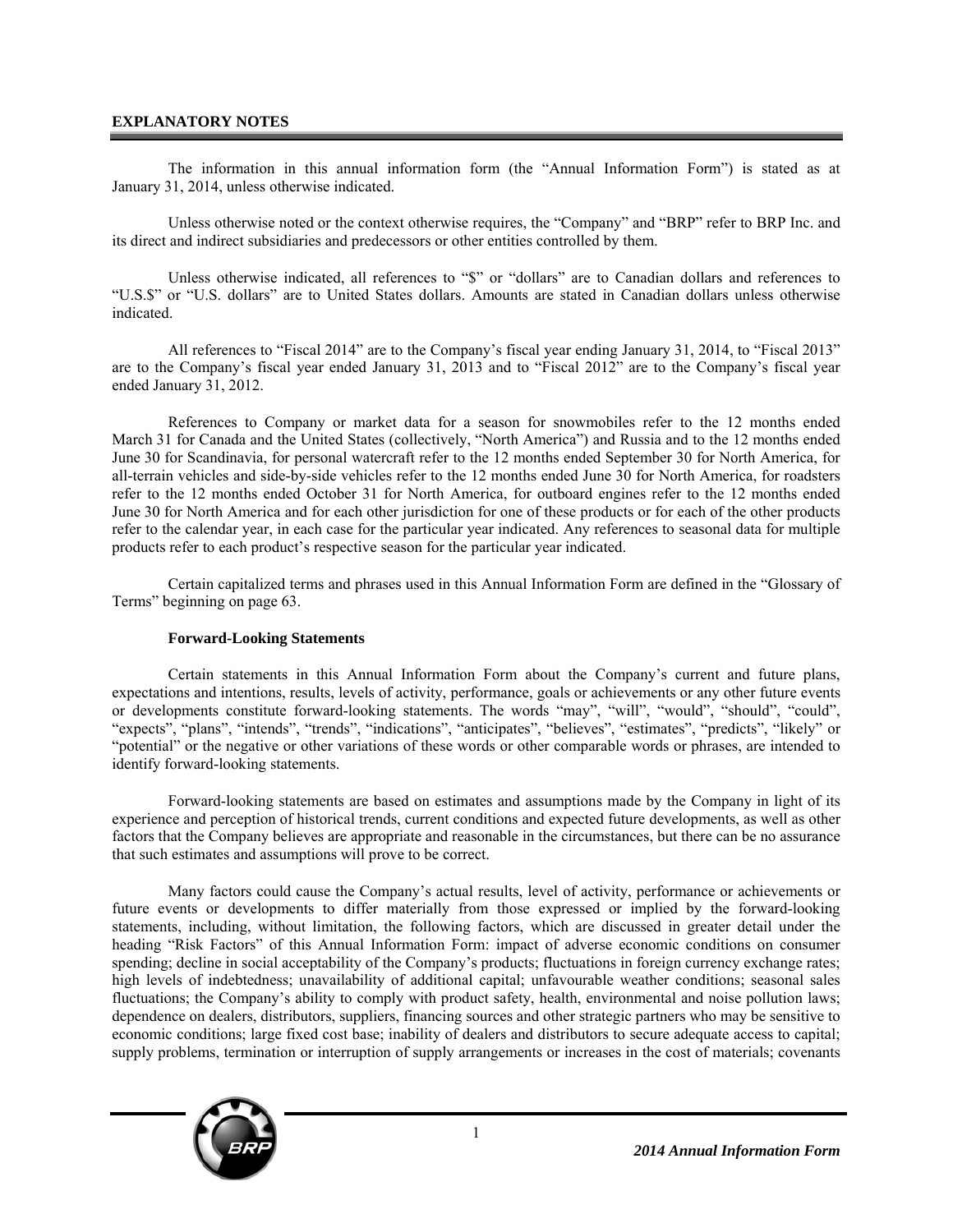## EXPLANATORY NOTES

The information in this annual information form (the "Annual Information Form") is stated as at January 31, 2014, unless otherwise indicated.

Unless otherwise noted or the context otherwise requires, the "Company" and "BRP" refer to BRP Inc. and its direct and indirect subsidiaries and predecessors or other entities controlled by them.

Unless otherwise indicated, all references to "$" or "dollars" are to Canadian dollars and references to "U.S.$" or "U.S. dollars" are to United States dollars. Amounts are stated in Canadian dollars unless otherwise indicated.

All references to "Fiscal 2014" are to the Company's fiscal year ending January 31, 2014, to "Fiscal 2013" are to the Company's fiscal year ended January 31, 2013 and to "Fiscal 2012" are to the Company's fiscal year ended January 31, 2012.

References to Company or market data for a season for snowmobiles refer to the 12 months ended March 31 for Canada and the United States (collectively, "North America") and Russia and to the 12 months ended June 30 for Scandinavia, for personal watercraft refer to the 12 months ended September 30 for North America, for all-terrain vehicles and side-by-side vehicles refer to the 12 months ended June 30 for North America, for roadsters refer to the 12 months ended October 31 for North America, for outboard engines refer to the 12 months ended June 30 for North America and for each other jurisdiction for one of these products or for each of the other products refer to the calendar year, in each case for the particular year indicated. Any references to seasonal data for multiple products refer to each product's respective season for the particular year indicated.

Certain capitalized terms and phrases used in this Annual Information Form are defined in the "Glossary of Terms" beginning on page 63.

### Forward-Looking Statements

Certain statements in this Annual Information Form about the Company's current and future plans, expectations and intentions, results, levels of activity, performance, goals or achievements or any other future events or developments constitute forward-looking statements. The words "may", "will", "would", "should", "could", "expects", "plans", "intends", "trends", "indications", "anticipates", "believes", "estimates", "predicts", "likely" or "potential" or the negative or other variations of these words or other comparable words or phrases, are intended to identify forward-looking statements.

Forward-looking statements are based on estimates and assumptions made by the Company in light of its experience and perception of historical trends, current conditions and expected future developments, as well as other factors that the Company believes are appropriate and reasonable in the circumstances, but there can be no assurance that such estimates and assumptions will prove to be correct.

Many factors could cause the Company's actual results, level of activity, performance or achievements or future events or developments to differ materially from those expressed or implied by the forward-looking statements, including, without limitation, the following factors, which are discussed in greater detail under the heading "Risk Factors" of this Annual Information Form: impact of adverse economic conditions on consumer spending; decline in social acceptability of the Company's products; fluctuations in foreign currency exchange rates; high levels of indebtedness; unavailability of additional capital; unfavourable weather conditions; seasonal sales fluctuations; the Company's ability to comply with product safety, health, environmental and noise pollution laws; dependence on dealers, distributors, suppliers, financing sources and other strategic partners who may be sensitive to economic conditions; large fixed cost base; inability of dealers and distributors to secure adequate access to capital; supply problems, termination or interruption of supply arrangements or increases in the cost of materials; covenants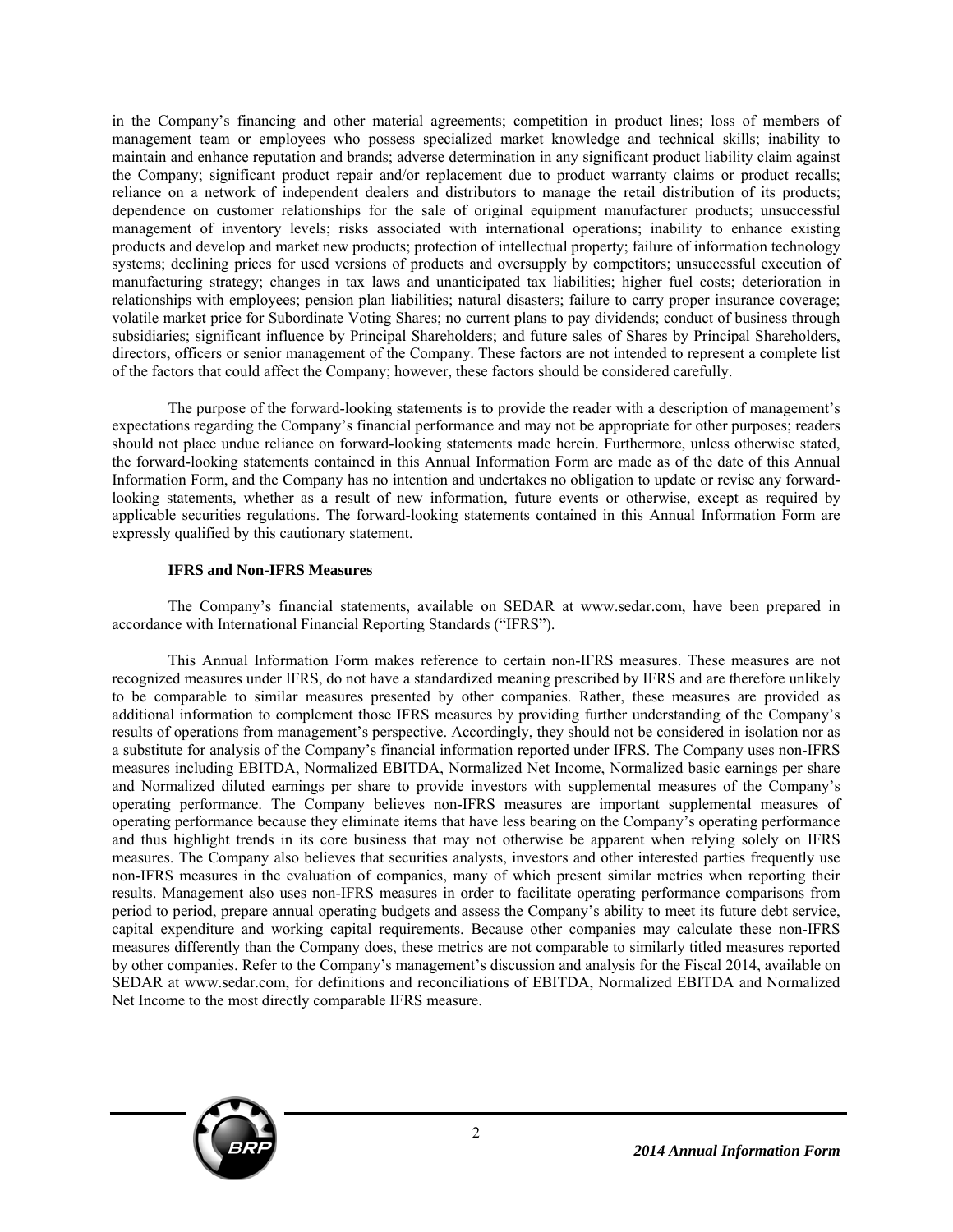in the Company's financing and other material agreements; competition in product lines; loss of members of management team or employees who possess specialized market knowledge and technical skills; inability to maintain and enhance reputation and brands; adverse determination in any significant product liability claim against the Company; significant product repair and/or replacement due to product warranty claims or product recalls; reliance on a network of independent dealers and distributors to manage the retail distribution of its products; dependence on customer relationships for the sale of original equipment manufacturer products; unsuccessful management of inventory levels; risks associated with international operations; inability to enhance existing products and develop and market new products; protection of intellectual property; failure of information technology systems; declining prices for used versions of products and oversupply by competitors; unsuccessful execution of manufacturing strategy; changes in tax laws and unanticipated tax liabilities; higher fuel costs; deterioration in relationships with employees; pension plan liabilities; natural disasters; failure to carry proper insurance coverage; volatile market price for Subordinate Voting Shares; no current plans to pay dividends; conduct of business through subsidiaries; significant influence by Principal Shareholders; and future sales of Shares by Principal Shareholders, directors, officers or senior management of the Company. These factors are not intended to represent a complete list of the factors that could affect the Company; however, these factors should be considered carefully.

The purpose of the forward-looking statements is to provide the reader with a description of management's expectations regarding the Company's financial performance and may not be appropriate for other purposes; readers should not place undue reliance on forward-looking statements made herein. Furthermore, unless otherwise stated, the forward-looking statements contained in this Annual Information Form are made as of the date of this Annual Information Form, and the Company has no intention and undertakes no obligation to update or revise any forward-looking statements, whether as a result of new information, future events or otherwise, except as required by applicable securities regulations. The forward-looking statements contained in this Annual Information Form are expressly qualified by this cautionary statement.

**IFRS and Non-IFRS Measures**

The Company's financial statements, available on SEDAR at www.sedar.com, have been prepared in accordance with International Financial Reporting Standards ("IFRS").

This Annual Information Form makes reference to certain non-IFRS measures. These measures are not recognized measures under IFRS, do not have a standardized meaning prescribed by IFRS and are therefore unlikely to be comparable to similar measures presented by other companies. Rather, these measures are provided as additional information to complement those IFRS measures by providing further understanding of the Company's results of operations from management's perspective. Accordingly, they should not be considered in isolation nor as a substitute for analysis of the Company's financial information reported under IFRS. The Company uses non-IFRS measures including EBITDA, Normalized EBITDA, Normalized Net Income, Normalized basic earnings per share and Normalized diluted earnings per share to provide investors with supplemental measures of the Company's operating performance. The Company believes non-IFRS measures are important supplemental measures of operating performance because they eliminate items that have less bearing on the Company's operating performance and thus highlight trends in its core business that may not otherwise be apparent when relying solely on IFRS measures. The Company also believes that securities analysts, investors and other interested parties frequently use non-IFRS measures in the evaluation of companies, many of which present similar metrics when reporting their results. Management also uses non-IFRS measures in order to facilitate operating performance comparisons from period to period, prepare annual operating budgets and assess the Company's ability to meet its future debt service, capital expenditure and working capital requirements. Because other companies may calculate these non-IFRS measures differently than the Company does, these metrics are not comparable to similarly titled measures reported by other companies. Refer to the Company's management's discussion and analysis for the Fiscal 2014, available on SEDAR at www.sedar.com, for definitions and reconciliations of EBITDA, Normalized EBITDA and Normalized Net Income to the most directly comparable IFRS measure.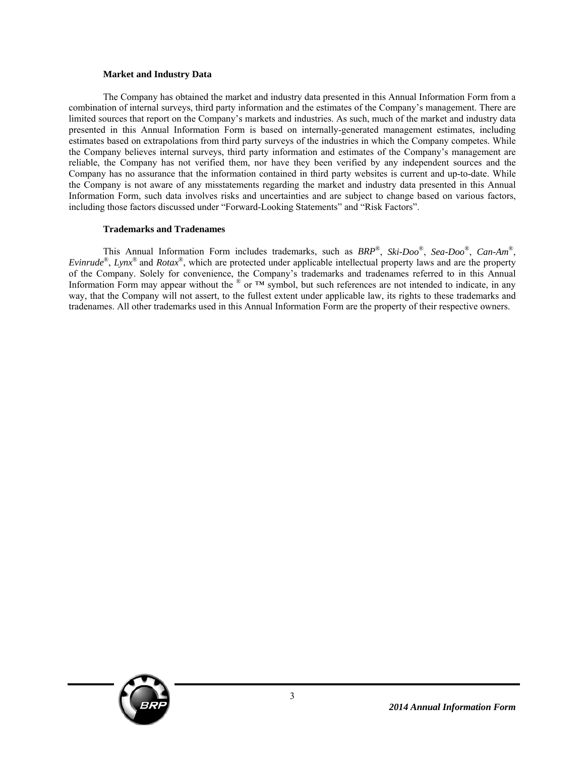### Market and Industry Data

The Company has obtained the market and industry data presented in this Annual Information Form from a combination of internal surveys, third party information and the estimates of the Company's management. There are limited sources that report on the Company's markets and industries. As such, much of the market and industry data presented in this Annual Information Form is based on internally-generated management estimates, including estimates based on extrapolations from third party surveys of the industries in which the Company competes. While the Company believes internal surveys, third party information and estimates of the Company's management are reliable, the Company has not verified them, nor have they been verified by any independent sources and the Company has no assurance that the information contained in third party websites is current and up-to-date. While the Company is not aware of any misstatements regarding the market and industry data presented in this Annual Information Form, such data involves risks and uncertainties and are subject to change based on various factors, including those factors discussed under "Forward-Looking Statements" and "Risk Factors".

### Trademarks and Tradenames

This Annual Information Form includes trademarks, such as *BRP*®, *Ski-Doo*®, *Sea-Doo*®, *Can-Am*®, *Evinrude*®, *Lynx*® and *Rotax*®, which are protected under applicable intellectual property laws and are the property of the Company. Solely for convenience, the Company's trademarks and tradenames referred to in this Annual Information Form may appear without the ® or ™ symbol, but such references are not intended to indicate, in any way, that the Company will not assert, to the fullest extent under applicable law, its rights to these trademarks and tradenames. All other trademarks used in this Annual Information Form are the property of their respective owners.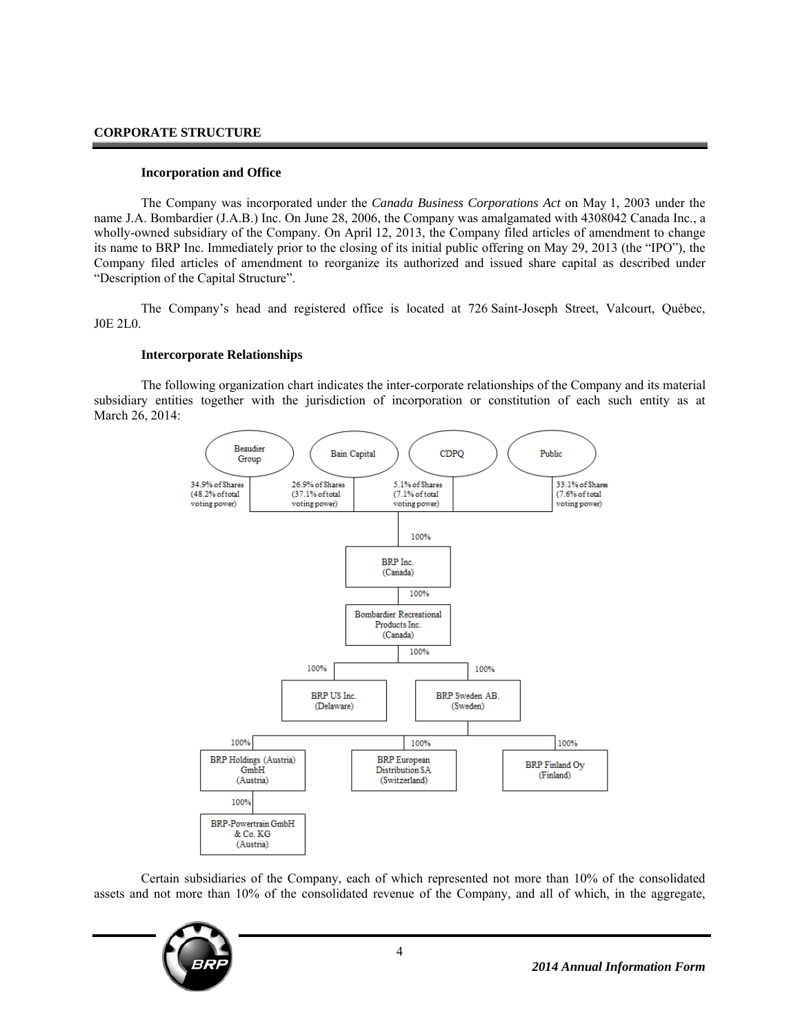## CORPORATE STRUCTURE

### Incorporation and Office

The Company was incorporated under the *Canada Business Corporations Act* on May 1, 2003 under the name J.A. Bombardier (J.A.B.) Inc. On June 28, 2006, the Company was amalgamated with 4308042 Canada Inc., a wholly-owned subsidiary of the Company. On April 12, 2013, the Company filed articles of amendment to change its name to BRP Inc. Immediately prior to the closing of its initial public offering on May 29, 2013 (the "IPO"), the Company filed articles of amendment to reorganize its authorized and issued share capital as described under "Description of the Capital Structure".

The Company's head and registered office is located at 726 Saint-Joseph Street, Valcourt, Québec, J0E 2L0.

### Intercorporate Relationships

The following organization chart indicates the inter-corporate relationships of the Company and its material subsidiary entities together with the jurisdiction of incorporation or constitution of each such entity as at March 26, 2014:

- Beaudier Group: 34.9% of Shares (48.2% of total voting power)
- Bain Capital: 26.9% of Shares (37.1% of total voting power)
- CDPQ: 5.1% of Shares (7.1% of total voting power)
- Public: 33.1% of Shares (7.6% of total voting power)

- BRP Inc. (Canada) — 100%
  - Bombardier Recreational Products Inc. (Canada) — 100%
    - BRP US Inc. (Delaware) — 100%
    - BRP Sweden AB. (Sweden) — 100%
      - BRP Holdings (Austria) GmbH (Austria) — 100%
        - BRP-Powertrain GmbH & Co. KG (Austria) — 100%
      - BRP European Distribution SA (Switzerland) — 100%
      - BRP Finland Oy (Finland) — 100%

Certain subsidiaries of the Company, each of which represented not more than 10% of the consolidated assets and not more than 10% of the consolidated revenue of the Company, and all of which, in the aggregate,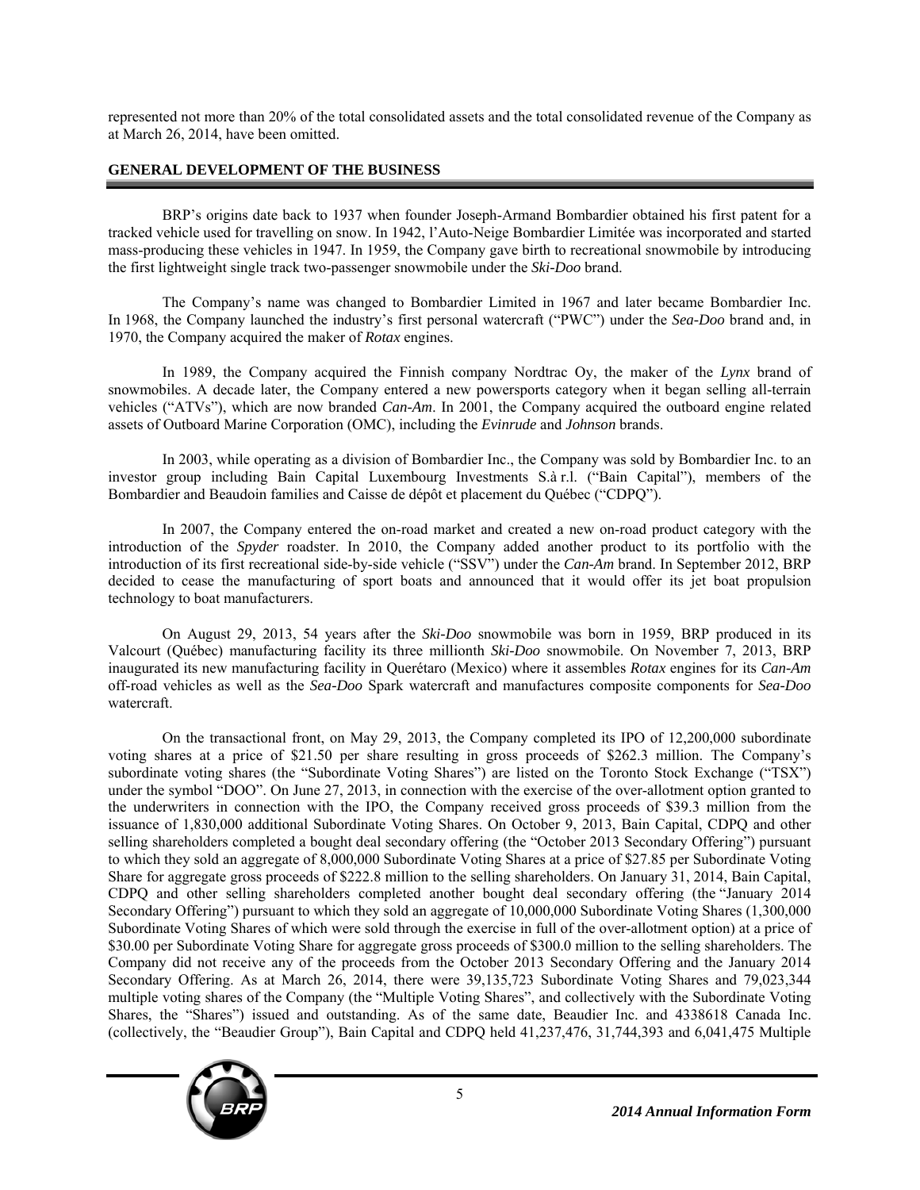represented not more than 20% of the total consolidated assets and the total consolidated revenue of the Company as at March 26, 2014, have been omitted.

## GENERAL DEVELOPMENT OF THE BUSINESS

BRP's origins date back to 1937 when founder Joseph-Armand Bombardier obtained his first patent for a tracked vehicle used for travelling on snow. In 1942, l'Auto-Neige Bombardier Limitée was incorporated and started mass-producing these vehicles in 1947. In 1959, the Company gave birth to recreational snowmobile by introducing the first lightweight single track two-passenger snowmobile under the ***Ski-Doo*** brand.

The Company's name was changed to Bombardier Limited in 1967 and later became Bombardier Inc. In 1968, the Company launched the industry's first personal watercraft ("PWC") under the ***Sea-Doo*** brand and, in 1970, the Company acquired the maker of ***Rotax*** engines.

In 1989, the Company acquired the Finnish company Nordtrac Oy, the maker of the ***Lynx*** brand of snowmobiles. A decade later, the Company entered a new powersports category when it began selling all-terrain vehicles ("ATVs"), which are now branded ***Can-Am***. In 2001, the Company acquired the outboard engine related assets of Outboard Marine Corporation (OMC), including the ***Evinrude*** and ***Johnson*** brands.

In 2003, while operating as a division of Bombardier Inc., the Company was sold by Bombardier Inc. to an investor group including Bain Capital Luxembourg Investments S.à r.l. ("Bain Capital"), members of the Bombardier and Beaudoin families and Caisse de dépôt et placement du Québec ("CDPQ").

In 2007, the Company entered the on-road market and created a new on-road product category with the introduction of the ***Spyder*** roadster. In 2010, the Company added another product to its portfolio with the introduction of its first recreational side-by-side vehicle ("SSV") under the ***Can-Am*** brand. In September 2012, BRP decided to cease the manufacturing of sport boats and announced that it would offer its jet boat propulsion technology to boat manufacturers.

On August 29, 2013, 54 years after the ***Ski-Doo*** snowmobile was born in 1959, BRP produced in its Valcourt (Québec) manufacturing facility its three millionth ***Ski-Doo*** snowmobile. On November 7, 2013, BRP inaugurated its new manufacturing facility in Querétaro (Mexico) where it assembles ***Rotax*** engines for its ***Can-Am*** off-road vehicles as well as the ***Sea-Doo*** Spark watercraft and manufactures composite components for ***Sea-Doo*** watercraft.

On the transactional front, on May 29, 2013, the Company completed its IPO of 12,200,000 subordinate voting shares at a price of $21.50 per share resulting in gross proceeds of $262.3 million. The Company's subordinate voting shares (the "Subordinate Voting Shares") are listed on the Toronto Stock Exchange ("TSX") under the symbol "DOO". On June 27, 2013, in connection with the exercise of the over-allotment option granted to the underwriters in connection with the IPO, the Company received gross proceeds of $39.3 million from the issuance of 1,830,000 additional Subordinate Voting Shares. On October 9, 2013, Bain Capital, CDPQ and other selling shareholders completed a bought deal secondary offering (the "October 2013 Secondary Offering") pursuant to which they sold an aggregate of 8,000,000 Subordinate Voting Shares at a price of $27.85 per Subordinate Voting Share for aggregate gross proceeds of $222.8 million to the selling shareholders. On January 31, 2014, Bain Capital, CDPQ and other selling shareholders completed another bought deal secondary offering (the "January 2014 Secondary Offering") pursuant to which they sold an aggregate of 10,000,000 Subordinate Voting Shares (1,300,000 Subordinate Voting Shares of which were sold through the exercise in full of the over-allotment option) at a price of $30.00 per Subordinate Voting Share for aggregate gross proceeds of $300.0 million to the selling shareholders. The Company did not receive any of the proceeds from the October 2013 Secondary Offering and the January 2014 Secondary Offering. As at March 26, 2014, there were 39,135,723 Subordinate Voting Shares and 79,023,344 multiple voting shares of the Company (the "Multiple Voting Shares", and collectively with the Subordinate Voting Shares, the "Shares") issued and outstanding. As of the same date, Beaudier Inc. and 4338618 Canada Inc. (collectively, the "Beaudier Group"), Bain Capital and CDPQ held 41,237,476, 31,744,393 and 6,041,475 Multiple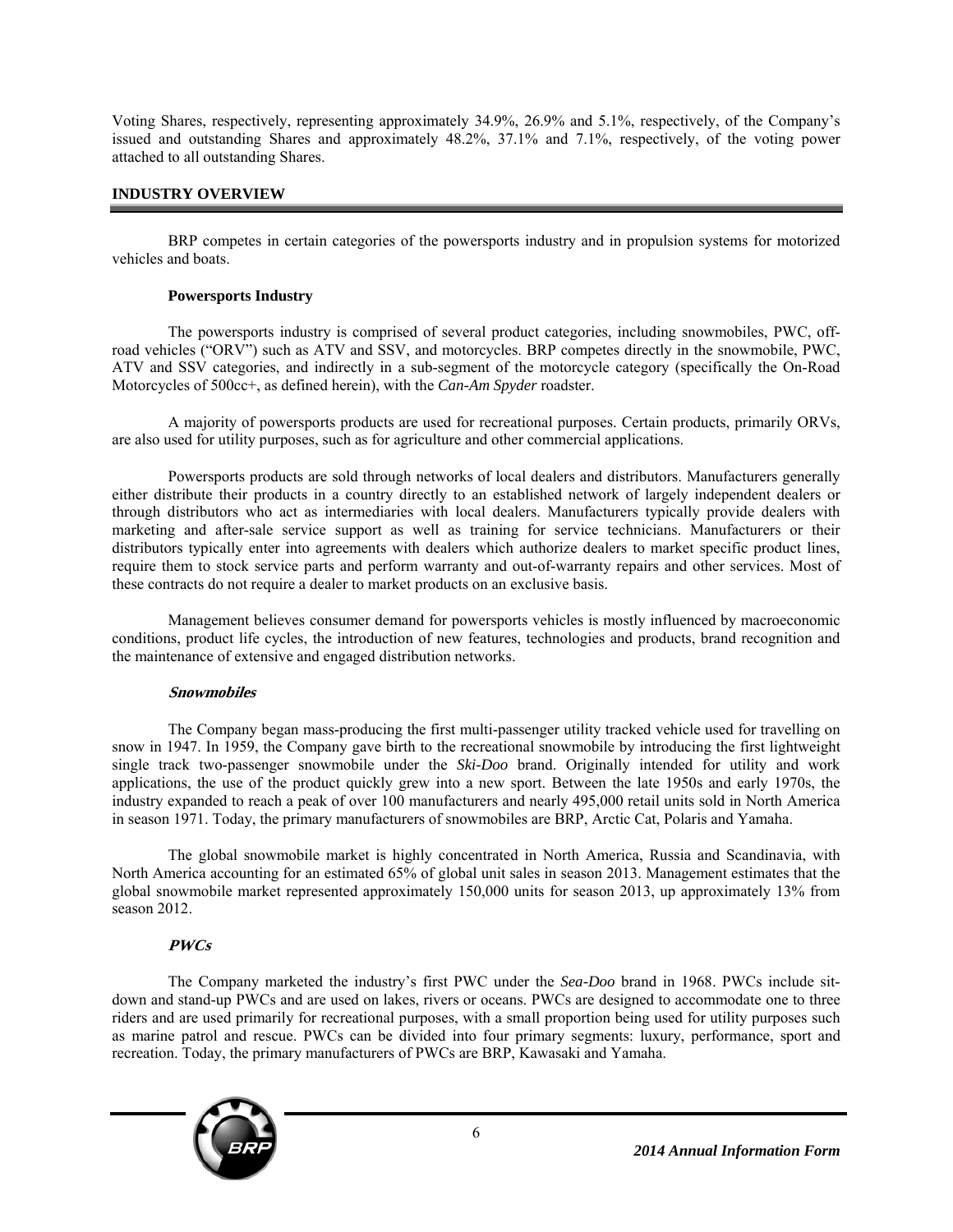Voting Shares, respectively, representing approximately 34.9%, 26.9% and 5.1%, respectively, of the Company's issued and outstanding Shares and approximately 48.2%, 37.1% and 7.1%, respectively, of the voting power attached to all outstanding Shares.

## INDUSTRY OVERVIEW

BRP competes in certain categories of the powersports industry and in propulsion systems for motorized vehicles and boats.

### Powersports Industry

The powersports industry is comprised of several product categories, including snowmobiles, PWC, off-road vehicles ("ORV") such as ATV and SSV, and motorcycles. BRP competes directly in the snowmobile, PWC, ATV and SSV categories, and indirectly in a sub-segment of the motorcycle category (specifically the On-Road Motorcycles of 500cc+, as defined herein), with the *Can-Am Spyder* roadster.

A majority of powersports products are used for recreational purposes. Certain products, primarily ORVs, are also used for utility purposes, such as for agriculture and other commercial applications.

Powersports products are sold through networks of local dealers and distributors. Manufacturers generally either distribute their products in a country directly to an established network of largely independent dealers or through distributors who act as intermediaries with local dealers. Manufacturers typically provide dealers with marketing and after-sale service support as well as training for service technicians. Manufacturers or their distributors typically enter into agreements with dealers which authorize dealers to market specific product lines, require them to stock service parts and perform warranty and out-of-warranty repairs and other services. Most of these contracts do not require a dealer to market products on an exclusive basis.

Management believes consumer demand for powersports vehicles is mostly influenced by macroeconomic conditions, product life cycles, the introduction of new features, technologies and products, brand recognition and the maintenance of extensive and engaged distribution networks.

#### *Snowmobiles*

The Company began mass-producing the first multi-passenger utility tracked vehicle used for travelling on snow in 1947. In 1959, the Company gave birth to the recreational snowmobile by introducing the first lightweight single track two-passenger snowmobile under the *Ski-Doo* brand. Originally intended for utility and work applications, the use of the product quickly grew into a new sport. Between the late 1950s and early 1970s, the industry expanded to reach a peak of over 100 manufacturers and nearly 495,000 retail units sold in North America in season 1971. Today, the primary manufacturers of snowmobiles are BRP, Arctic Cat, Polaris and Yamaha.

The global snowmobile market is highly concentrated in North America, Russia and Scandinavia, with North America accounting for an estimated 65% of global unit sales in season 2013. Management estimates that the global snowmobile market represented approximately 150,000 units for season 2013, up approximately 13% from season 2012.

#### *PWCs*

The Company marketed the industry's first PWC under the *Sea-Doo* brand in 1968. PWCs include sit-down and stand-up PWCs and are used on lakes, rivers or oceans. PWCs are designed to accommodate one to three riders and are used primarily for recreational purposes, with a small proportion being used for utility purposes such as marine patrol and rescue. PWCs can be divided into four primary segments: luxury, performance, sport and recreation. Today, the primary manufacturers of PWCs are BRP, Kawasaki and Yamaha.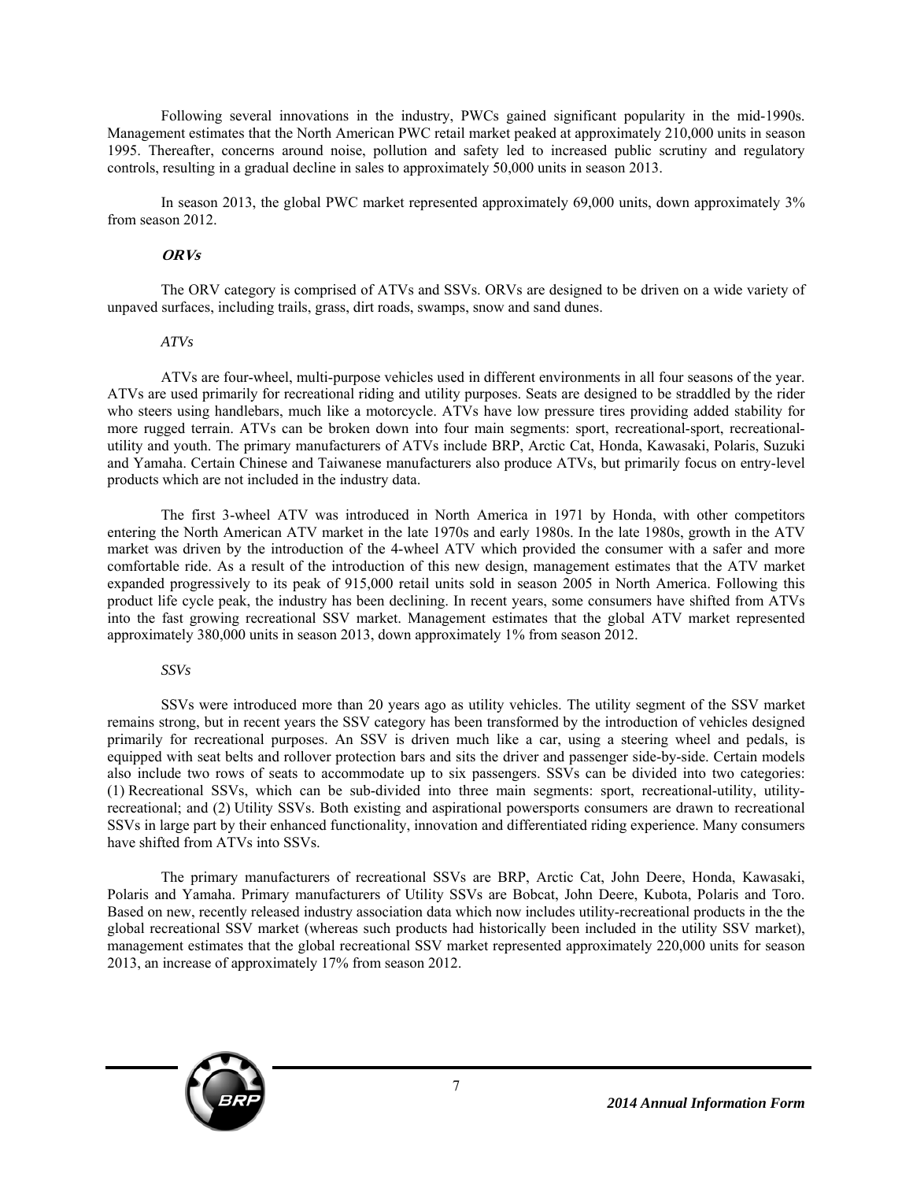Following several innovations in the industry, PWCs gained significant popularity in the mid-1990s. Management estimates that the North American PWC retail market peaked at approximately 210,000 units in season 1995. Thereafter, concerns around noise, pollution and safety led to increased public scrutiny and regulatory controls, resulting in a gradual decline in sales to approximately 50,000 units in season 2013.

In season 2013, the global PWC market represented approximately 69,000 units, down approximately 3% from season 2012.

### ***ORVs***

The ORV category is comprised of ATVs and SSVs. ORVs are designed to be driven on a wide variety of unpaved surfaces, including trails, grass, dirt roads, swamps, snow and sand dunes.

#### *ATVs*

ATVs are four-wheel, multi-purpose vehicles used in different environments in all four seasons of the year. ATVs are used primarily for recreational riding and utility purposes. Seats are designed to be straddled by the rider who steers using handlebars, much like a motorcycle. ATVs have low pressure tires providing added stability for more rugged terrain. ATVs can be broken down into four main segments: sport, recreational-sport, recreational-utility and youth. The primary manufacturers of ATVs include BRP, Arctic Cat, Honda, Kawasaki, Polaris, Suzuki and Yamaha. Certain Chinese and Taiwanese manufacturers also produce ATVs, but primarily focus on entry-level products which are not included in the industry data.

The first 3-wheel ATV was introduced in North America in 1971 by Honda, with other competitors entering the North American ATV market in the late 1970s and early 1980s. In the late 1980s, growth in the ATV market was driven by the introduction of the 4-wheel ATV which provided the consumer with a safer and more comfortable ride. As a result of the introduction of this new design, management estimates that the ATV market expanded progressively to its peak of 915,000 retail units sold in season 2005 in North America. Following this product life cycle peak, the industry has been declining. In recent years, some consumers have shifted from ATVs into the fast growing recreational SSV market. Management estimates that the global ATV market represented approximately 380,000 units in season 2013, down approximately 1% from season 2012.

#### *SSVs*

SSVs were introduced more than 20 years ago as utility vehicles. The utility segment of the SSV market remains strong, but in recent years the SSV category has been transformed by the introduction of vehicles designed primarily for recreational purposes. An SSV is driven much like a car, using a steering wheel and pedals, is equipped with seat belts and rollover protection bars and sits the driver and passenger side-by-side. Certain models also include two rows of seats to accommodate up to six passengers. SSVs can be divided into two categories: (1) Recreational SSVs, which can be sub-divided into three main segments: sport, recreational-utility, utility-recreational; and (2) Utility SSVs. Both existing and aspirational powersports consumers are drawn to recreational SSVs in large part by their enhanced functionality, innovation and differentiated riding experience. Many consumers have shifted from ATVs into SSVs.

The primary manufacturers of recreational SSVs are BRP, Arctic Cat, John Deere, Honda, Kawasaki, Polaris and Yamaha. Primary manufacturers of Utility SSVs are Bobcat, John Deere, Kubota, Polaris and Toro. Based on new, recently released industry association data which now includes utility-recreational products in the the global recreational SSV market (whereas such products had historically been included in the utility SSV market), management estimates that the global recreational SSV market represented approximately 220,000 units for season 2013, an increase of approximately 17% from season 2012.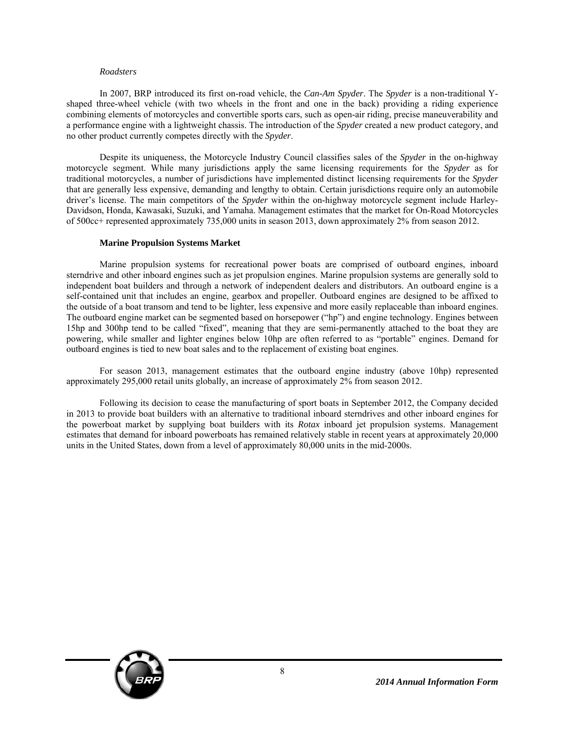*Roadsters*

In 2007, BRP introduced its first on-road vehicle, the *Can-Am Spyder*. The *Spyder* is a non-traditional Y-shaped three-wheel vehicle (with two wheels in the front and one in the back) providing a riding experience combining elements of motorcycles and convertible sports cars, such as open-air riding, precise maneuverability and a performance engine with a lightweight chassis. The introduction of the *Spyder* created a new product category, and no other product currently competes directly with the *Spyder*.

Despite its uniqueness, the Motorcycle Industry Council classifies sales of the *Spyder* in the on-highway motorcycle segment. While many jurisdictions apply the same licensing requirements for the *Spyder* as for traditional motorcycles, a number of jurisdictions have implemented distinct licensing requirements for the *Spyder* that are generally less expensive, demanding and lengthy to obtain. Certain jurisdictions require only an automobile driver's license. The main competitors of the *Spyder* within the on-highway motorcycle segment include Harley-Davidson, Honda, Kawasaki, Suzuki, and Yamaha. Management estimates that the market for On-Road Motorcycles of 500cc+ represented approximately 735,000 units in season 2013, down approximately 2% from season 2012.

**Marine Propulsion Systems Market**

Marine propulsion systems for recreational power boats are comprised of outboard engines, inboard sterndrive and other inboard engines such as jet propulsion engines. Marine propulsion systems are generally sold to independent boat builders and through a network of independent dealers and distributors. An outboard engine is a self-contained unit that includes an engine, gearbox and propeller. Outboard engines are designed to be affixed to the outside of a boat transom and tend to be lighter, less expensive and more easily replaceable than inboard engines. The outboard engine market can be segmented based on horsepower ("hp") and engine technology. Engines between 15hp and 300hp tend to be called "fixed", meaning that they are semi-permanently attached to the boat they are powering, while smaller and lighter engines below 10hp are often referred to as "portable" engines. Demand for outboard engines is tied to new boat sales and to the replacement of existing boat engines.

For season 2013, management estimates that the outboard engine industry (above 10hp) represented approximately 295,000 retail units globally, an increase of approximately 2% from season 2012.

Following its decision to cease the manufacturing of sport boats in September 2012, the Company decided in 2013 to provide boat builders with an alternative to traditional inboard sterndrives and other inboard engines for the powerboat market by supplying boat builders with its *Rotax* inboard jet propulsion systems. Management estimates that demand for inboard powerboats has remained relatively stable in recent years at approximately 20,000 units in the United States, down from a level of approximately 80,000 units in the mid-2000s.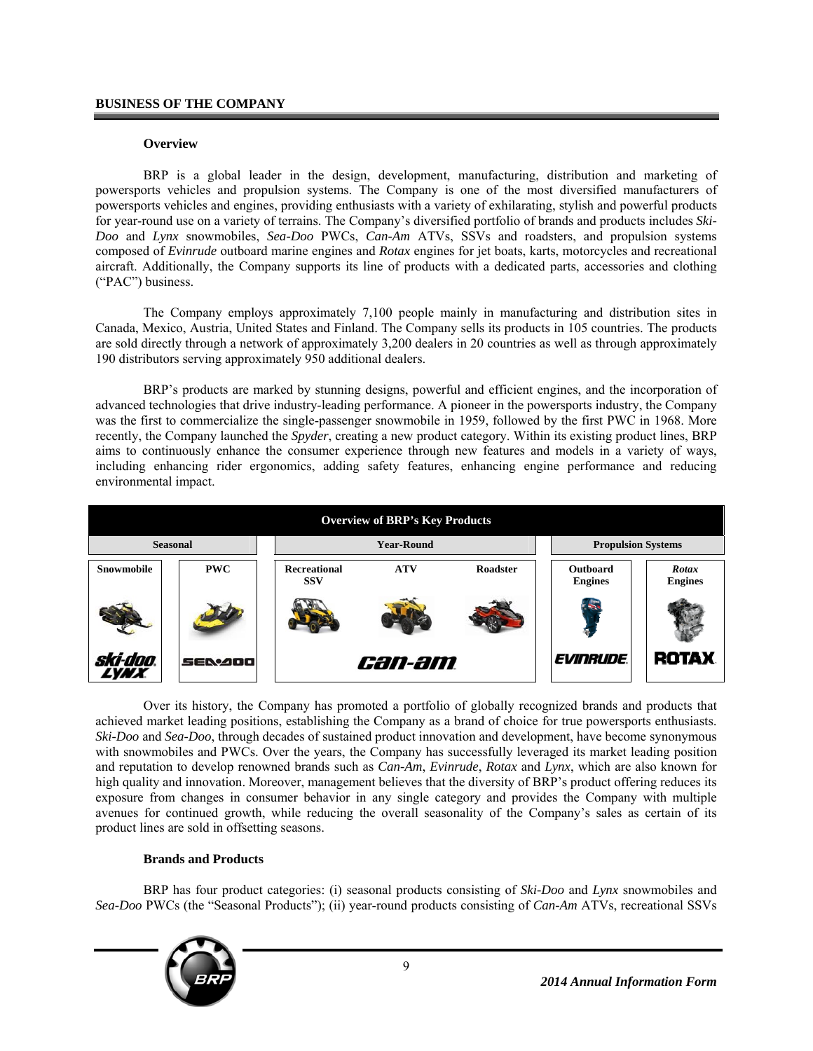## BUSINESS OF THE COMPANY

### Overview

BRP is a global leader in the design, development, manufacturing, distribution and marketing of powersports vehicles and propulsion systems. The Company is one of the most diversified manufacturers of powersports vehicles and engines, providing enthusiasts with a variety of exhilarating, stylish and powerful products for year-round use on a variety of terrains. The Company's diversified portfolio of brands and products includes *Ski-Doo* and *Lynx* snowmobiles, *Sea-Doo* PWCs, *Can-Am* ATVs, SSVs and roadsters, and propulsion systems composed of *Evinrude* outboard marine engines and *Rotax* engines for jet boats, karts, motorcycles and recreational aircraft. Additionally, the Company supports its line of products with a dedicated parts, accessories and clothing ("PAC") business.

The Company employs approximately 7,100 people mainly in manufacturing and distribution sites in Canada, Mexico, Austria, United States and Finland. The Company sells its products in 105 countries. The products are sold directly through a network of approximately 3,200 dealers in 20 countries as well as through approximately 190 distributors serving approximately 950 additional dealers.

BRP's products are marked by stunning designs, powerful and efficient engines, and the incorporation of advanced technologies that drive industry-leading performance. A pioneer in the powersports industry, the Company was the first to commercialize the single-passenger snowmobile in 1959, followed by the first PWC in 1968. More recently, the Company launched the *Spyder*, creating a new product category. Within its existing product lines, BRP aims to continuously enhance the consumer experience through new features and models in a variety of ways, including enhancing rider ergonomics, adding safety features, enhancing engine performance and reducing environmental impact.

| Overview of BRP's Key Products | | | | | | |
|---|---|---|---|---|---|---|
| Seasonal | | Year-Round | | | Propulsion Systems | |
| Snowmobile | PWC | Recreational SSV | ATV | Roadster | Outboard Engines | *Rotax* Engines |
| Ski-Doo Lynx | Sea-Doo | Can-Am | | | Evinrude | Rotax |

Over its history, the Company has promoted a portfolio of globally recognized brands and products that achieved market leading positions, establishing the Company as a brand of choice for true powersports enthusiasts. *Ski-Doo* and *Sea-Doo*, through decades of sustained product innovation and development, have become synonymous with snowmobiles and PWCs. Over the years, the Company has successfully leveraged its market leading position and reputation to develop renowned brands such as *Can-Am*, *Evinrude*, *Rotax* and *Lynx*, which are also known for high quality and innovation. Moreover, management believes that the diversity of BRP's product offering reduces its exposure from changes in consumer behavior in any single category and provides the Company with multiple avenues for continued growth, while reducing the overall seasonality of the Company's sales as certain of its product lines are sold in offsetting seasons.

### Brands and Products

BRP has four product categories: (i) seasonal products consisting of *Ski-Doo* and *Lynx* snowmobiles and *Sea-Doo* PWCs (the "Seasonal Products"); (ii) year-round products consisting of *Can-Am* ATVs, recreational SSVs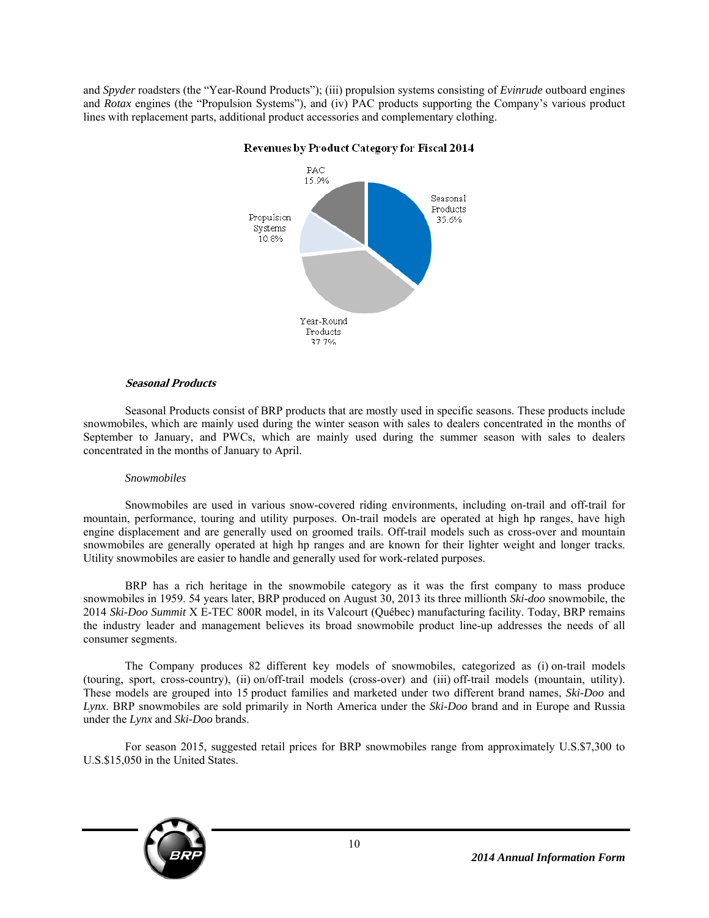and *Spyder* roadsters (the "Year-Round Products"); (iii) propulsion systems consisting of *Evinrude* outboard engines and *Rotax* engines (the "Propulsion Systems"), and (iv) PAC products supporting the Company's various product lines with replacement parts, additional product accessories and complementary clothing.

**Revenues by Product Category for Fiscal 2014**

| Product Category | Share |
|---|---|
| Seasonal Products | 35.6% |
| Year-Round Products | 37.7% |
| Propulsion Systems | 10.8% |
| PAC | 15.9% |

***Seasonal Products***

Seasonal Products consist of BRP products that are mostly used in specific seasons. These products include snowmobiles, which are mainly used during the winter season with sales to dealers concentrated in the months of September to January, and PWCs, which are mainly used during the summer season with sales to dealers concentrated in the months of January to April.

*Snowmobiles*

Snowmobiles are used in various snow-covered riding environments, including on-trail and off-trail for mountain, performance, touring and utility purposes. On-trail models are operated at high hp ranges, have high engine displacement and are generally used on groomed trails. Off-trail models such as cross-over and mountain snowmobiles are generally operated at high hp ranges and are known for their lighter weight and longer tracks. Utility snowmobiles are easier to handle and generally used for work-related purposes.

BRP has a rich heritage in the snowmobile category as it was the first company to mass produce snowmobiles in 1959. 54 years later, BRP produced on August 30, 2013 its three millionth *Ski-doo* snowmobile, the 2014 *Ski-Doo Summit* X E-TEC 800R model, in its Valcourt (Québec) manufacturing facility. Today, BRP remains the industry leader and management believes its broad snowmobile product line-up addresses the needs of all consumer segments.

The Company produces 82 different key models of snowmobiles, categorized as (i) on-trail models (touring, sport, cross-country), (ii) on/off-trail models (cross-over) and (iii) off-trail models (mountain, utility). These models are grouped into 15 product families and marketed under two different brand names, *Ski-Doo* and *Lynx*. BRP snowmobiles are sold primarily in North America under the *Ski-Doo* brand and in Europe and Russia under the *Lynx* and *Ski-Doo* brands.

For season 2015, suggested retail prices for BRP snowmobiles range from approximately U.S.$7,300 to U.S.$15,050 in the United States.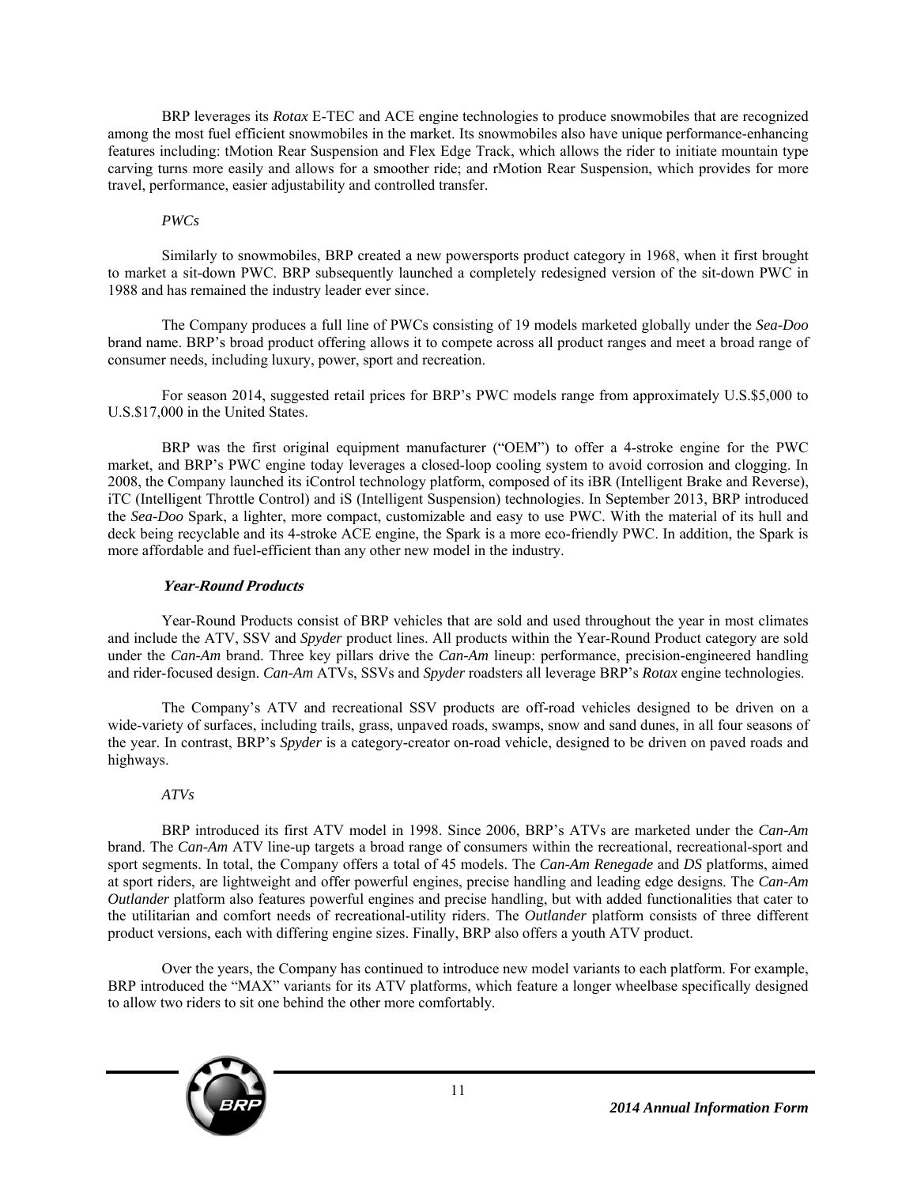BRP leverages its *Rotax* E-TEC and ACE engine technologies to produce snowmobiles that are recognized among the most fuel efficient snowmobiles in the market. Its snowmobiles also have unique performance-enhancing features including: tMotion Rear Suspension and Flex Edge Track, which allows the rider to initiate mountain type carving turns more easily and allows for a smoother ride; and rMotion Rear Suspension, which provides for more travel, performance, easier adjustability and controlled transfer.

*PWCs*

Similarly to snowmobiles, BRP created a new powersports product category in 1968, when it first brought to market a sit-down PWC. BRP subsequently launched a completely redesigned version of the sit-down PWC in 1988 and has remained the industry leader ever since.

The Company produces a full line of PWCs consisting of 19 models marketed globally under the *Sea-Doo* brand name. BRP's broad product offering allows it to compete across all product ranges and meet a broad range of consumer needs, including luxury, power, sport and recreation.

For season 2014, suggested retail prices for BRP's PWC models range from approximately U.S.$5,000 to U.S.$17,000 in the United States.

BRP was the first original equipment manufacturer ("OEM") to offer a 4-stroke engine for the PWC market, and BRP's PWC engine today leverages a closed-loop cooling system to avoid corrosion and clogging. In 2008, the Company launched its iControl technology platform, composed of its iBR (Intelligent Brake and Reverse), iTC (Intelligent Throttle Control) and iS (Intelligent Suspension) technologies. In September 2013, BRP introduced the *Sea-Doo* Spark, a lighter, more compact, customizable and easy to use PWC. With the material of its hull and deck being recyclable and its 4-stroke ACE engine, the Spark is a more eco-friendly PWC. In addition, the Spark is more affordable and fuel-efficient than any other new model in the industry.

### *Year-Round Products*

Year-Round Products consist of BRP vehicles that are sold and used throughout the year in most climates and include the ATV, SSV and *Spyder* product lines. All products within the Year-Round Product category are sold under the *Can-Am* brand. Three key pillars drive the *Can-Am* lineup: performance, precision-engineered handling and rider-focused design. *Can-Am* ATVs, SSVs and *Spyder* roadsters all leverage BRP's *Rotax* engine technologies.

The Company's ATV and recreational SSV products are off-road vehicles designed to be driven on a wide-variety of surfaces, including trails, grass, unpaved roads, swamps, snow and sand dunes, in all four seasons of the year. In contrast, BRP's *Spyder* is a category-creator on-road vehicle, designed to be driven on paved roads and highways.

*ATVs*

BRP introduced its first ATV model in 1998. Since 2006, BRP's ATVs are marketed under the *Can-Am* brand. The *Can-Am* ATV line-up targets a broad range of consumers within the recreational, recreational-sport and sport segments. In total, the Company offers a total of 45 models. The *Can-Am Renegade* and *DS* platforms, aimed at sport riders, are lightweight and offer powerful engines, precise handling and leading edge designs. The *Can-Am Outlander* platform also features powerful engines and precise handling, but with added functionalities that cater to the utilitarian and comfort needs of recreational-utility riders. The *Outlander* platform consists of three different product versions, each with differing engine sizes. Finally, BRP also offers a youth ATV product.

Over the years, the Company has continued to introduce new model variants to each platform. For example, BRP introduced the "MAX" variants for its ATV platforms, which feature a longer wheelbase specifically designed to allow two riders to sit one behind the other more comfortably.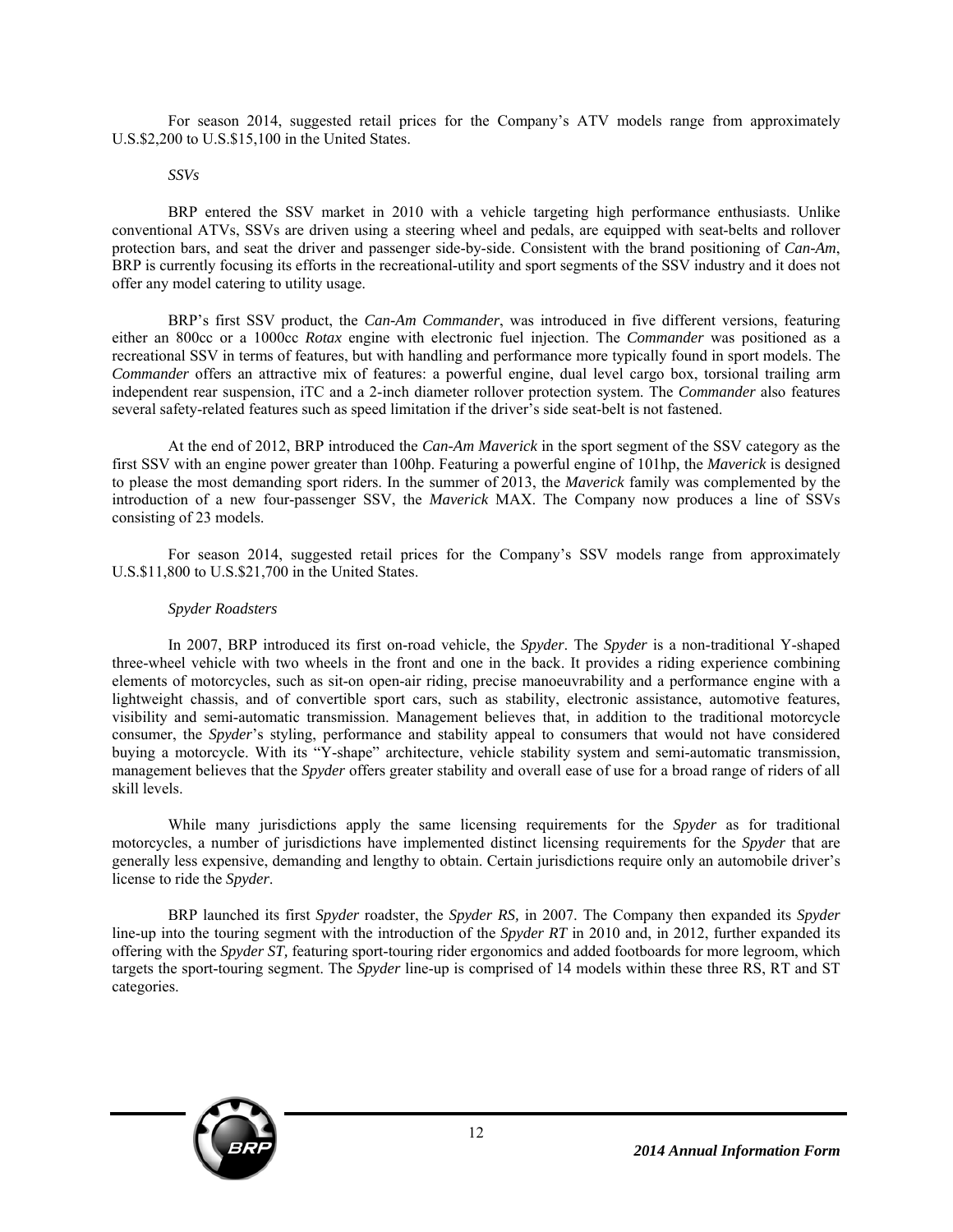For season 2014, suggested retail prices for the Company's ATV models range from approximately U.S.$2,200 to U.S.$15,100 in the United States.

*SSVs*

BRP entered the SSV market in 2010 with a vehicle targeting high performance enthusiasts. Unlike conventional ATVs, SSVs are driven using a steering wheel and pedals, are equipped with seat-belts and rollover protection bars, and seat the driver and passenger side-by-side. Consistent with the brand positioning of *Can-Am*, BRP is currently focusing its efforts in the recreational-utility and sport segments of the SSV industry and it does not offer any model catering to utility usage.

BRP's first SSV product, the *Can-Am Commander*, was introduced in five different versions, featuring either an 800cc or a 1000cc *Rotax* engine with electronic fuel injection. The *Commander* was positioned as a recreational SSV in terms of features, but with handling and performance more typically found in sport models. The *Commander* offers an attractive mix of features: a powerful engine, dual level cargo box, torsional trailing arm independent rear suspension, iTC and a 2-inch diameter rollover protection system. The *Commander* also features several safety-related features such as speed limitation if the driver's side seat-belt is not fastened.

At the end of 2012, BRP introduced the *Can-Am Maverick* in the sport segment of the SSV category as the first SSV with an engine power greater than 100hp. Featuring a powerful engine of 101hp, the *Maverick* is designed to please the most demanding sport riders. In the summer of 2013, the *Maverick* family was complemented by the introduction of a new four-passenger SSV, the *Maverick* MAX. The Company now produces a line of SSVs consisting of 23 models.

For season 2014, suggested retail prices for the Company's SSV models range from approximately U.S.$11,800 to U.S.$21,700 in the United States.

*Spyder Roadsters*

In 2007, BRP introduced its first on-road vehicle, the *Spyder*. The *Spyder* is a non-traditional Y-shaped three-wheel vehicle with two wheels in the front and one in the back. It provides a riding experience combining elements of motorcycles, such as sit-on open-air riding, precise manoeuvrability and a performance engine with a lightweight chassis, and of convertible sport cars, such as stability, electronic assistance, automotive features, visibility and semi-automatic transmission. Management believes that, in addition to the traditional motorcycle consumer, the *Spyder*'s styling, performance and stability appeal to consumers that would not have considered buying a motorcycle. With its "Y-shape" architecture, vehicle stability system and semi-automatic transmission, management believes that the *Spyder* offers greater stability and overall ease of use for a broad range of riders of all skill levels.

While many jurisdictions apply the same licensing requirements for the *Spyder* as for traditional motorcycles, a number of jurisdictions have implemented distinct licensing requirements for the *Spyder* that are generally less expensive, demanding and lengthy to obtain. Certain jurisdictions require only an automobile driver's license to ride the *Spyder*.

BRP launched its first *Spyder* roadster, the *Spyder RS,* in 2007. The Company then expanded its *Spyder* line-up into the touring segment with the introduction of the *Spyder RT* in 2010 and, in 2012, further expanded its offering with the *Spyder ST,* featuring sport-touring rider ergonomics and added footboards for more legroom, which targets the sport-touring segment. The *Spyder* line-up is comprised of 14 models within these three RS, RT and ST categories.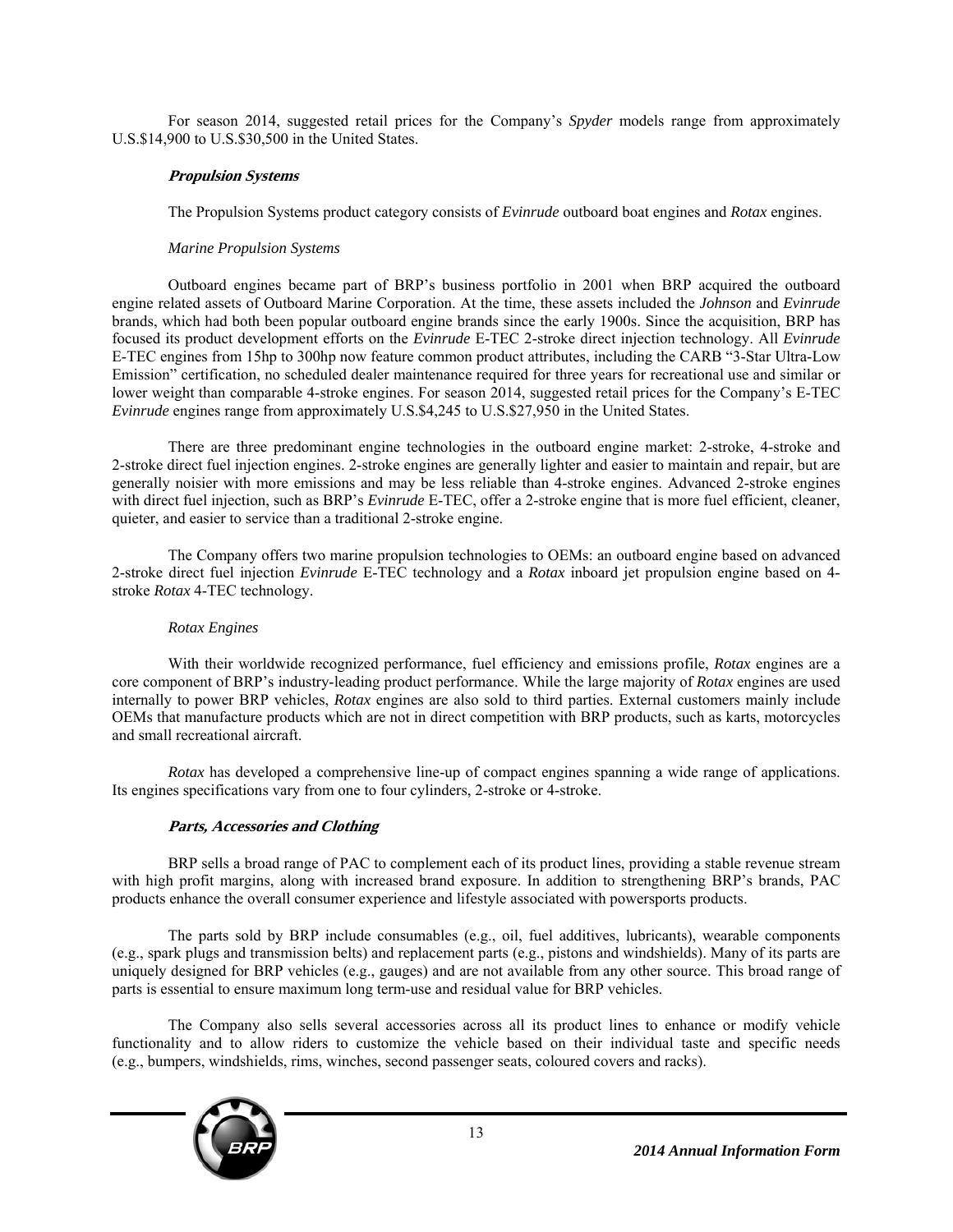For season 2014, suggested retail prices for the Company's *Spyder* models range from approximately U.S.$14,900 to U.S.$30,500 in the United States.

### ***Propulsion Systems***

The Propulsion Systems product category consists of *Evinrude* outboard boat engines and *Rotax* engines.

#### *Marine Propulsion Systems*

Outboard engines became part of BRP's business portfolio in 2001 when BRP acquired the outboard engine related assets of Outboard Marine Corporation. At the time, these assets included the *Johnson* and *Evinrude* brands, which had both been popular outboard engine brands since the early 1900s. Since the acquisition, BRP has focused its product development efforts on the *Evinrude* E-TEC 2-stroke direct injection technology. All *Evinrude* E-TEC engines from 15hp to 300hp now feature common product attributes, including the CARB "3-Star Ultra-Low Emission" certification, no scheduled dealer maintenance required for three years for recreational use and similar or lower weight than comparable 4-stroke engines. For season 2014, suggested retail prices for the Company's E-TEC *Evinrude* engines range from approximately U.S.$4,245 to U.S.$27,950 in the United States.

There are three predominant engine technologies in the outboard engine market: 2-stroke, 4-stroke and 2-stroke direct fuel injection engines. 2-stroke engines are generally lighter and easier to maintain and repair, but are generally noisier with more emissions and may be less reliable than 4-stroke engines. Advanced 2-stroke engines with direct fuel injection, such as BRP's *Evinrude* E-TEC, offer a 2-stroke engine that is more fuel efficient, cleaner, quieter, and easier to service than a traditional 2-stroke engine.

The Company offers two marine propulsion technologies to OEMs: an outboard engine based on advanced 2-stroke direct fuel injection *Evinrude* E-TEC technology and a *Rotax* inboard jet propulsion engine based on 4-stroke *Rotax* 4-TEC technology.

#### *Rotax Engines*

With their worldwide recognized performance, fuel efficiency and emissions profile, *Rotax* engines are a core component of BRP's industry-leading product performance. While the large majority of *Rotax* engines are used internally to power BRP vehicles, *Rotax* engines are also sold to third parties. External customers mainly include OEMs that manufacture products which are not in direct competition with BRP products, such as karts, motorcycles and small recreational aircraft.

*Rotax* has developed a comprehensive line-up of compact engines spanning a wide range of applications. Its engines specifications vary from one to four cylinders, 2-stroke or 4-stroke.

### ***Parts, Accessories and Clothing***

BRP sells a broad range of PAC to complement each of its product lines, providing a stable revenue stream with high profit margins, along with increased brand exposure. In addition to strengthening BRP's brands, PAC products enhance the overall consumer experience and lifestyle associated with powersports products.

The parts sold by BRP include consumables (e.g., oil, fuel additives, lubricants), wearable components (e.g., spark plugs and transmission belts) and replacement parts (e.g., pistons and windshields). Many of its parts are uniquely designed for BRP vehicles (e.g., gauges) and are not available from any other source. This broad range of parts is essential to ensure maximum long term-use and residual value for BRP vehicles.

The Company also sells several accessories across all its product lines to enhance or modify vehicle functionality and to allow riders to customize the vehicle based on their individual taste and specific needs (e.g., bumpers, windshields, rims, winches, second passenger seats, coloured covers and racks).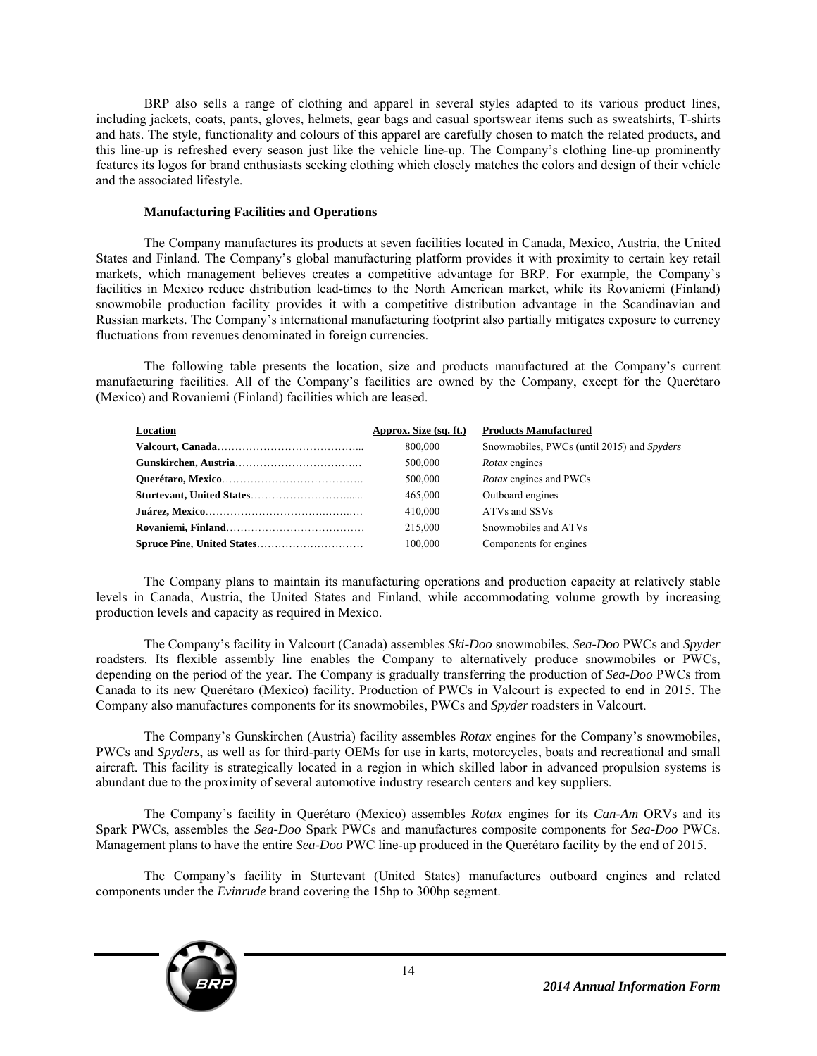BRP also sells a range of clothing and apparel in several styles adapted to its various product lines, including jackets, coats, pants, gloves, helmets, gear bags and casual sportswear items such as sweatshirts, T-shirts and hats. The style, functionality and colours of this apparel are carefully chosen to match the related products, and this line-up is refreshed every season just like the vehicle line-up. The Company's clothing line-up prominently features its logos for brand enthusiasts seeking clothing which closely matches the colors and design of their vehicle and the associated lifestyle.

**Manufacturing Facilities and Operations**

The Company manufactures its products at seven facilities located in Canada, Mexico, Austria, the United States and Finland. The Company's global manufacturing platform provides it with proximity to certain key retail markets, which management believes creates a competitive advantage for BRP. For example, the Company's facilities in Mexico reduce distribution lead-times to the North American market, while its Rovaniemi (Finland) snowmobile production facility provides it with a competitive distribution advantage in the Scandinavian and Russian markets. The Company's international manufacturing footprint also partially mitigates exposure to currency fluctuations from revenues denominated in foreign currencies.

The following table presents the location, size and products manufactured at the Company's current manufacturing facilities. All of the Company's facilities are owned by the Company, except for the Querétaro (Mexico) and Rovaniemi (Finland) facilities which are leased.

| Location | Approx. Size (sq. ft.) | Products Manufactured |
|---|---|---|
| **Valcourt, Canada** | 800,000 | Snowmobiles, PWCs (until 2015) and *Spyders* |
| **Gunskirchen, Austria** | 500,000 | *Rotax* engines |
| **Querétaro, Mexico** | 500,000 | *Rotax* engines and PWCs |
| **Sturtevant, United States** | 465,000 | Outboard engines |
| **Juárez, Mexico** | 410,000 | ATVs and SSVs |
| **Rovaniemi, Finland** | 215,000 | Snowmobiles and ATVs |
| **Spruce Pine, United States** | 100,000 | Components for engines |

The Company plans to maintain its manufacturing operations and production capacity at relatively stable levels in Canada, Austria, the United States and Finland, while accommodating volume growth by increasing production levels and capacity as required in Mexico.

The Company's facility in Valcourt (Canada) assembles *Ski-Doo* snowmobiles, *Sea-Doo* PWCs and *Spyder* roadsters. Its flexible assembly line enables the Company to alternatively produce snowmobiles or PWCs, depending on the period of the year. The Company is gradually transferring the production of *Sea-Doo* PWCs from Canada to its new Querétaro (Mexico) facility. Production of PWCs in Valcourt is expected to end in 2015. The Company also manufactures components for its snowmobiles, PWCs and *Spyder* roadsters in Valcourt.

The Company's Gunskirchen (Austria) facility assembles *Rotax* engines for the Company's snowmobiles, PWCs and *Spyders*, as well as for third-party OEMs for use in karts, motorcycles, boats and recreational and small aircraft. This facility is strategically located in a region in which skilled labor in advanced propulsion systems is abundant due to the proximity of several automotive industry research centers and key suppliers.

The Company's facility in Querétaro (Mexico) assembles *Rotax* engines for its *Can-Am* ORVs and its Spark PWCs, assembles the *Sea-Doo* Spark PWCs and manufactures composite components for *Sea-Doo* PWCs. Management plans to have the entire *Sea-Doo* PWC line-up produced in the Querétaro facility by the end of 2015.

The Company's facility in Sturtevant (United States) manufactures outboard engines and related components under the *Evinrude* brand covering the 15hp to 300hp segment.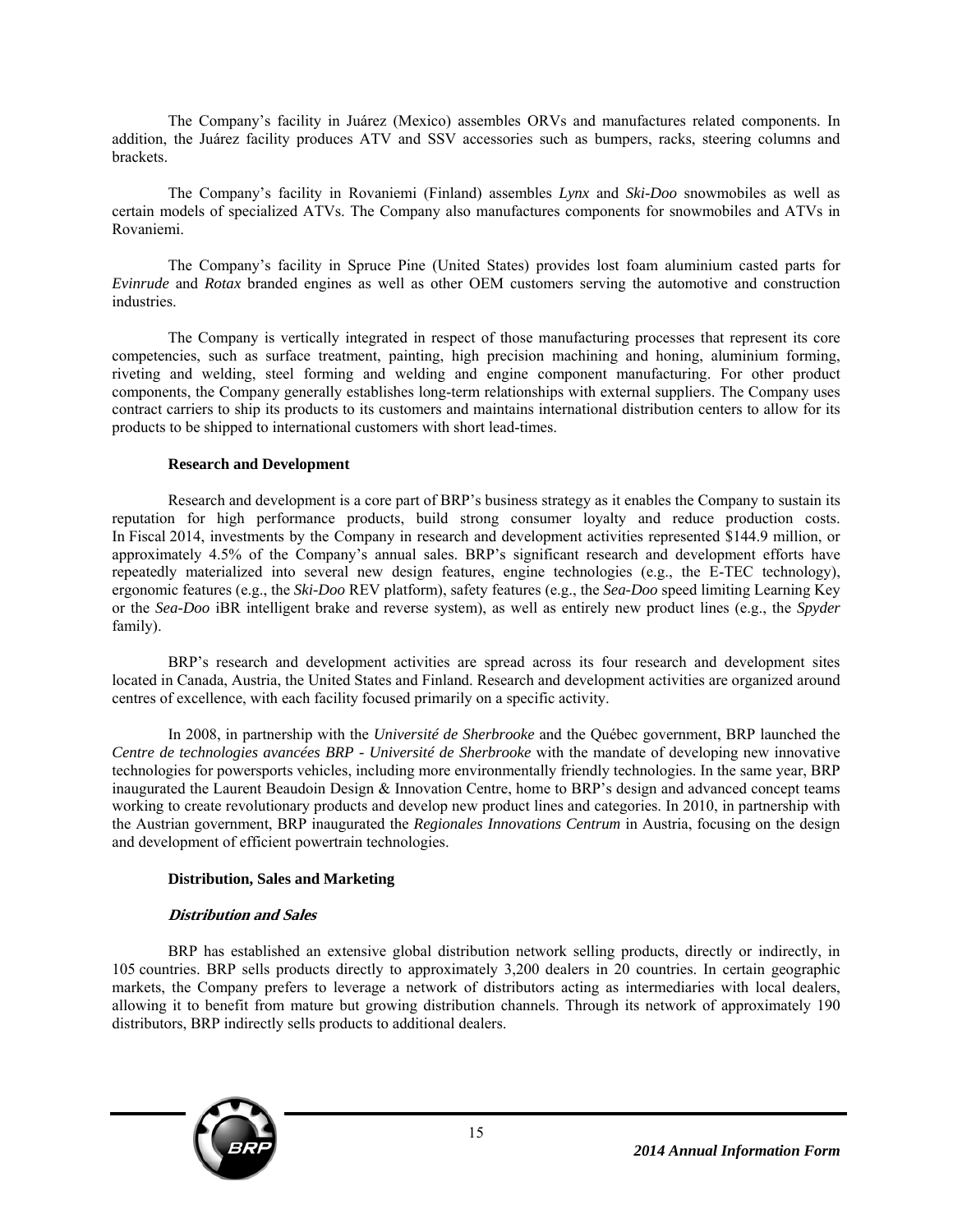The Company's facility in Juárez (Mexico) assembles ORVs and manufactures related components. In addition, the Juárez facility produces ATV and SSV accessories such as bumpers, racks, steering columns and brackets.

The Company's facility in Rovaniemi (Finland) assembles *Lynx* and *Ski-Doo* snowmobiles as well as certain models of specialized ATVs. The Company also manufactures components for snowmobiles and ATVs in Rovaniemi.

The Company's facility in Spruce Pine (United States) provides lost foam aluminium casted parts for *Evinrude* and *Rotax* branded engines as well as other OEM customers serving the automotive and construction industries.

The Company is vertically integrated in respect of those manufacturing processes that represent its core competencies, such as surface treatment, painting, high precision machining and honing, aluminium forming, riveting and welding, steel forming and welding and engine component manufacturing. For other product components, the Company generally establishes long-term relationships with external suppliers. The Company uses contract carriers to ship its products to its customers and maintains international distribution centers to allow for its products to be shipped to international customers with short lead-times.

**Research and Development**

Research and development is a core part of BRP's business strategy as it enables the Company to sustain its reputation for high performance products, build strong consumer loyalty and reduce production costs. In Fiscal 2014, investments by the Company in research and development activities represented $144.9 million, or approximately 4.5% of the Company's annual sales. BRP's significant research and development efforts have repeatedly materialized into several new design features, engine technologies (e.g., the E-TEC technology), ergonomic features (e.g., the *Ski-Doo* REV platform), safety features (e.g., the *Sea-Doo* speed limiting Learning Key or the *Sea-Doo* iBR intelligent brake and reverse system), as well as entirely new product lines (e.g., the *Spyder* family).

BRP's research and development activities are spread across its four research and development sites located in Canada, Austria, the United States and Finland. Research and development activities are organized around centres of excellence, with each facility focused primarily on a specific activity.

In 2008, in partnership with the *Université de Sherbrooke* and the Québec government, BRP launched the *Centre de technologies avancées BRP - Université de Sherbrooke* with the mandate of developing new innovative technologies for powersports vehicles, including more environmentally friendly technologies. In the same year, BRP inaugurated the Laurent Beaudoin Design & Innovation Centre, home to BRP's design and advanced concept teams working to create revolutionary products and develop new product lines and categories. In 2010, in partnership with the Austrian government, BRP inaugurated the *Regionales Innovations Centrum* in Austria, focusing on the design and development of efficient powertrain technologies.

**Distribution, Sales and Marketing**

***Distribution and Sales***

BRP has established an extensive global distribution network selling products, directly or indirectly, in 105 countries. BRP sells products directly to approximately 3,200 dealers in 20 countries. In certain geographic markets, the Company prefers to leverage a network of distributors acting as intermediaries with local dealers, allowing it to benefit from mature but growing distribution channels. Through its network of approximately 190 distributors, BRP indirectly sells products to additional dealers.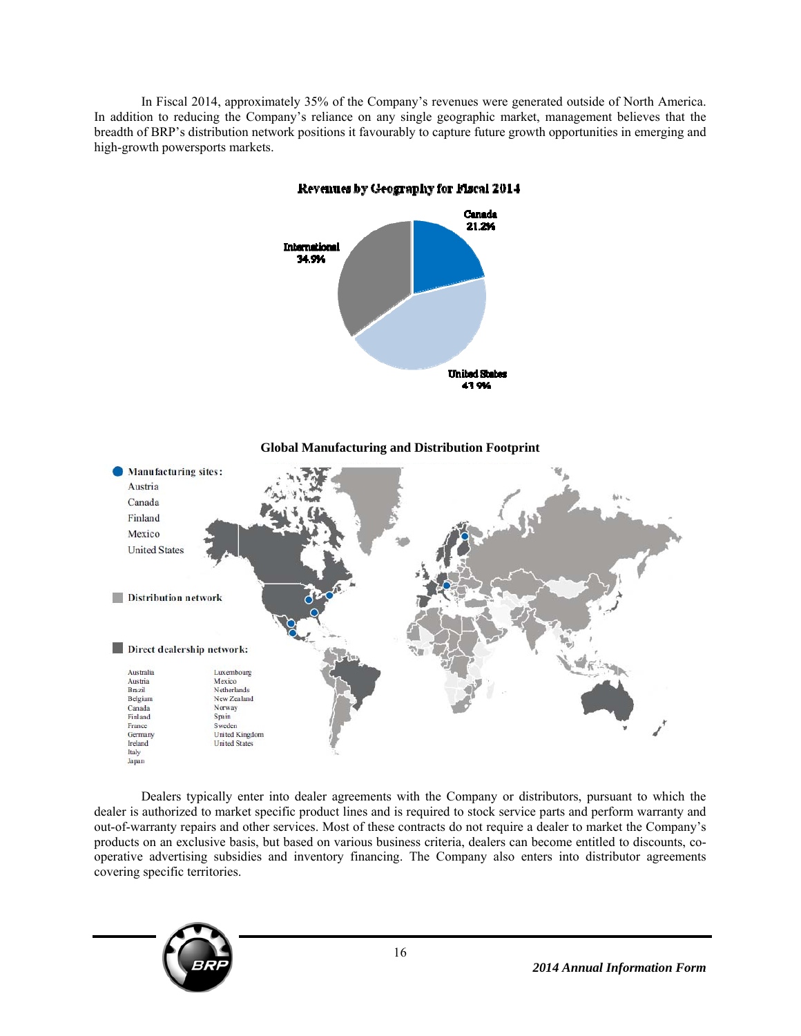In Fiscal 2014, approximately 35% of the Company's revenues were generated outside of North America. In addition to reducing the Company's reliance on any single geographic market, management believes that the breadth of BRP's distribution network positions it favourably to capture future growth opportunities in emerging and high-growth powersports markets.

**Revenues by Geography for Fiscal 2014**

Canada 21.2%

International 34.9%

United States 43.9%

**Global Manufacturing and Distribution Footprint**

Manufacturing sites:
- Austria
- Canada
- Finland
- Mexico
- United States

Distribution network

Direct dealership network:
- Australia
- Austria
- Brazil
- Belgium
- Canada
- Finland
- France
- Germany
- Ireland
- Italy
- Japan
- Luxembourg
- Mexico
- Netherlands
- New Zealand
- Norway
- Spain
- Sweden
- United Kingdom
- United States

Dealers typically enter into dealer agreements with the Company or distributors, pursuant to which the dealer is authorized to market specific product lines and is required to stock service parts and perform warranty and out-of-warranty repairs and other services. Most of these contracts do not require a dealer to market the Company's products on an exclusive basis, but based on various business criteria, dealers can become entitled to discounts, co-operative advertising subsidies and inventory financing. The Company also enters into distributor agreements covering specific territories.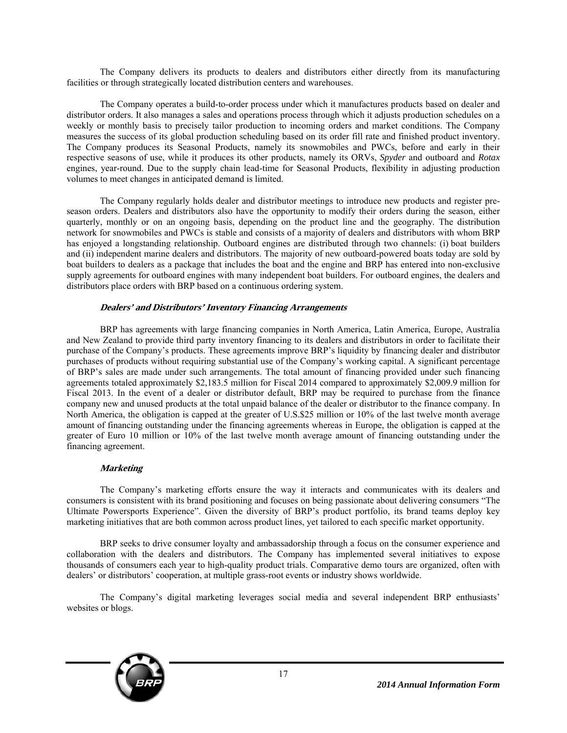The Company delivers its products to dealers and distributors either directly from its manufacturing facilities or through strategically located distribution centers and warehouses.

The Company operates a build-to-order process under which it manufactures products based on dealer and distributor orders. It also manages a sales and operations process through which it adjusts production schedules on a weekly or monthly basis to precisely tailor production to incoming orders and market conditions. The Company measures the success of its global production scheduling based on its order fill rate and finished product inventory. The Company produces its Seasonal Products, namely its snowmobiles and PWCs, before and early in their respective seasons of use, while it produces its other products, namely its ORVs, *Spyder* and outboard and *Rotax* engines, year-round. Due to the supply chain lead-time for Seasonal Products, flexibility in adjusting production volumes to meet changes in anticipated demand is limited.

The Company regularly holds dealer and distributor meetings to introduce new products and register pre-season orders. Dealers and distributors also have the opportunity to modify their orders during the season, either quarterly, monthly or on an ongoing basis, depending on the product line and the geography. The distribution network for snowmobiles and PWCs is stable and consists of a majority of dealers and distributors with whom BRP has enjoyed a longstanding relationship. Outboard engines are distributed through two channels: (i) boat builders and (ii) independent marine dealers and distributors. The majority of new outboard-powered boats today are sold by boat builders to dealers as a package that includes the boat and the engine and BRP has entered into non-exclusive supply agreements for outboard engines with many independent boat builders. For outboard engines, the dealers and distributors place orders with BRP based on a continuous ordering system.

### *Dealers' and Distributors' Inventory Financing Arrangements*

BRP has agreements with large financing companies in North America, Latin America, Europe, Australia and New Zealand to provide third party inventory financing to its dealers and distributors in order to facilitate their purchase of the Company's products. These agreements improve BRP's liquidity by financing dealer and distributor purchases of products without requiring substantial use of the Company's working capital. A significant percentage of BRP's sales are made under such arrangements. The total amount of financing provided under such financing agreements totaled approximately $2,183.5 million for Fiscal 2014 compared to approximately $2,009.9 million for Fiscal 2013. In the event of a dealer or distributor default, BRP may be required to purchase from the finance company new and unused products at the total unpaid balance of the dealer or distributor to the finance company. In North America, the obligation is capped at the greater of U.S.$25 million or 10% of the last twelve month average amount of financing outstanding under the financing agreements whereas in Europe, the obligation is capped at the greater of Euro 10 million or 10% of the last twelve month average amount of financing outstanding under the financing agreement.

### *Marketing*

The Company's marketing efforts ensure the way it interacts and communicates with its dealers and consumers is consistent with its brand positioning and focuses on being passionate about delivering consumers "The Ultimate Powersports Experience". Given the diversity of BRP's product portfolio, its brand teams deploy key marketing initiatives that are both common across product lines, yet tailored to each specific market opportunity.

BRP seeks to drive consumer loyalty and ambassadorship through a focus on the consumer experience and collaboration with the dealers and distributors. The Company has implemented several initiatives to expose thousands of consumers each year to high-quality product trials. Comparative demo tours are organized, often with dealers' or distributors' cooperation, at multiple grass-root events or industry shows worldwide.

The Company's digital marketing leverages social media and several independent BRP enthusiasts' websites or blogs.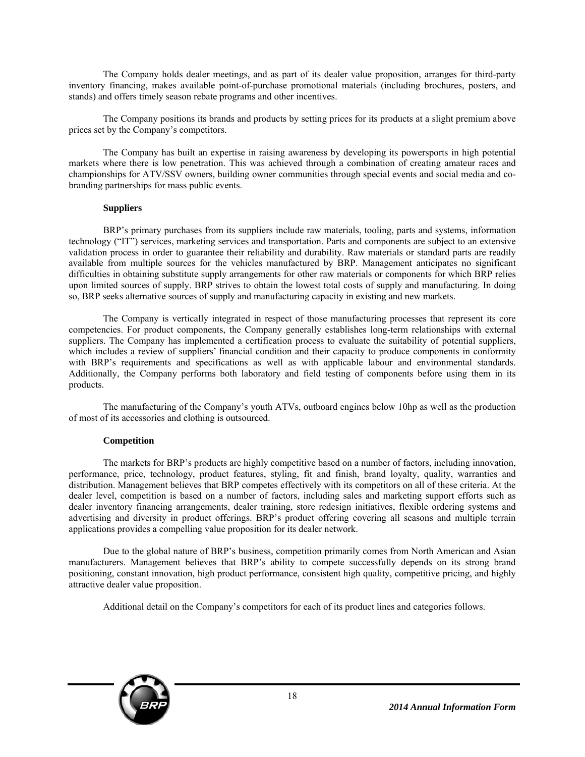The Company holds dealer meetings, and as part of its dealer value proposition, arranges for third-party inventory financing, makes available point-of-purchase promotional materials (including brochures, posters, and stands) and offers timely season rebate programs and other incentives.

The Company positions its brands and products by setting prices for its products at a slight premium above prices set by the Company's competitors.

The Company has built an expertise in raising awareness by developing its powersports in high potential markets where there is low penetration. This was achieved through a combination of creating amateur races and championships for ATV/SSV owners, building owner communities through special events and social media and co-branding partnerships for mass public events.

### Suppliers

BRP's primary purchases from its suppliers include raw materials, tooling, parts and systems, information technology ("IT") services, marketing services and transportation. Parts and components are subject to an extensive validation process in order to guarantee their reliability and durability. Raw materials or standard parts are readily available from multiple sources for the vehicles manufactured by BRP. Management anticipates no significant difficulties in obtaining substitute supply arrangements for other raw materials or components for which BRP relies upon limited sources of supply. BRP strives to obtain the lowest total costs of supply and manufacturing. In doing so, BRP seeks alternative sources of supply and manufacturing capacity in existing and new markets.

The Company is vertically integrated in respect of those manufacturing processes that represent its core competencies. For product components, the Company generally establishes long-term relationships with external suppliers. The Company has implemented a certification process to evaluate the suitability of potential suppliers, which includes a review of suppliers' financial condition and their capacity to produce components in conformity with BRP's requirements and specifications as well as with applicable labour and environmental standards. Additionally, the Company performs both laboratory and field testing of components before using them in its products.

The manufacturing of the Company's youth ATVs, outboard engines below 10hp as well as the production of most of its accessories and clothing is outsourced.

### Competition

The markets for BRP's products are highly competitive based on a number of factors, including innovation, performance, price, technology, product features, styling, fit and finish, brand loyalty, quality, warranties and distribution. Management believes that BRP competes effectively with its competitors on all of these criteria. At the dealer level, competition is based on a number of factors, including sales and marketing support efforts such as dealer inventory financing arrangements, dealer training, store redesign initiatives, flexible ordering systems and advertising and diversity in product offerings. BRP's product offering covering all seasons and multiple terrain applications provides a compelling value proposition for its dealer network.

Due to the global nature of BRP's business, competition primarily comes from North American and Asian manufacturers. Management believes that BRP's ability to compete successfully depends on its strong brand positioning, constant innovation, high product performance, consistent high quality, competitive pricing, and highly attractive dealer value proposition.

Additional detail on the Company's competitors for each of its product lines and categories follows.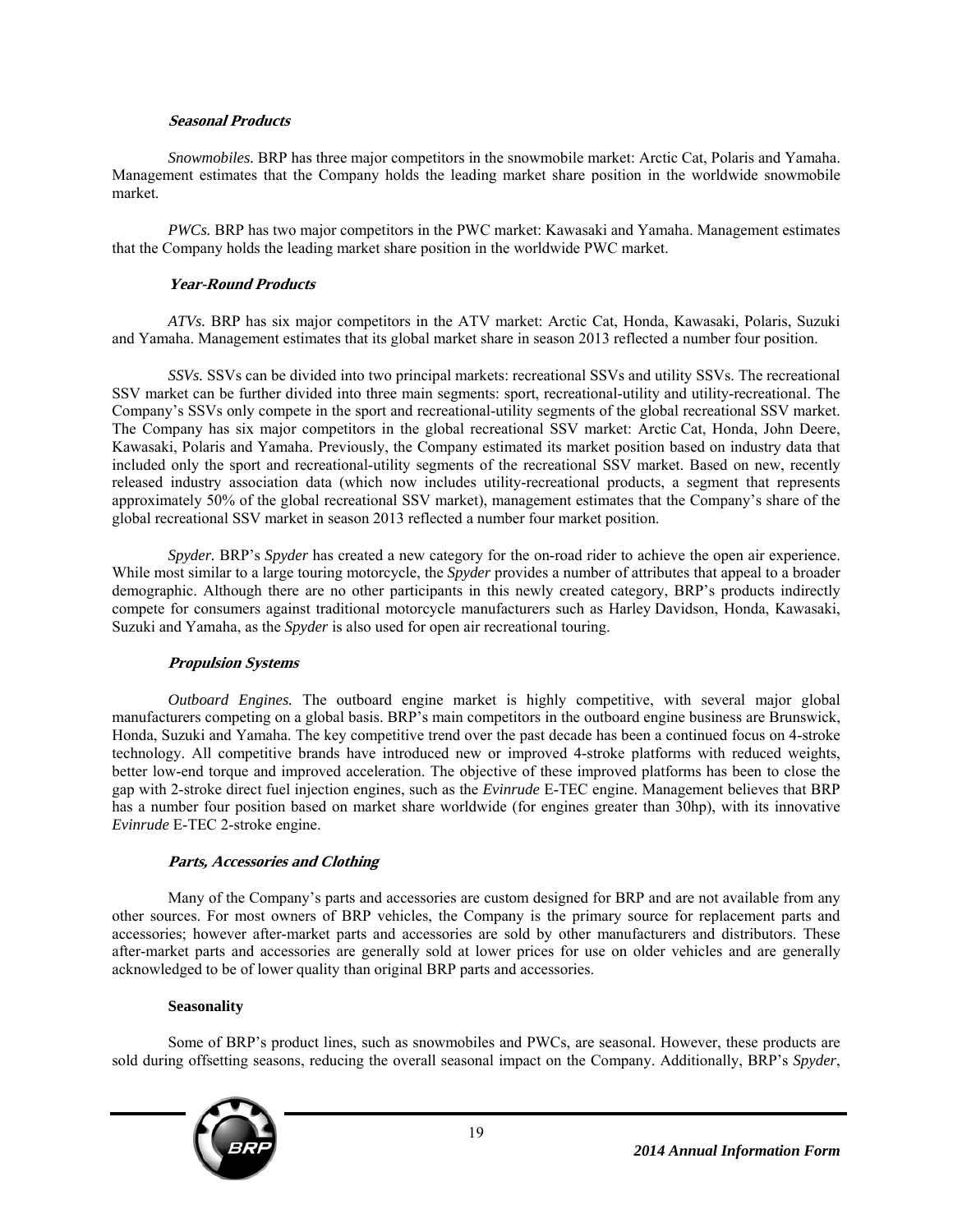#### *Seasonal Products*

*Snowmobiles.* BRP has three major competitors in the snowmobile market: Arctic Cat, Polaris and Yamaha. Management estimates that the Company holds the leading market share position in the worldwide snowmobile market.

*PWCs.* BRP has two major competitors in the PWC market: Kawasaki and Yamaha. Management estimates that the Company holds the leading market share position in the worldwide PWC market.

#### *Year-Round Products*

*ATVs.* BRP has six major competitors in the ATV market: Arctic Cat, Honda, Kawasaki, Polaris, Suzuki and Yamaha. Management estimates that its global market share in season 2013 reflected a number four position.

*SSVs.* SSVs can be divided into two principal markets: recreational SSVs and utility SSVs. The recreational SSV market can be further divided into three main segments: sport, recreational-utility and utility-recreational. The Company's SSVs only compete in the sport and recreational-utility segments of the global recreational SSV market. The Company has six major competitors in the global recreational SSV market: Arctic Cat, Honda, John Deere, Kawasaki, Polaris and Yamaha. Previously, the Company estimated its market position based on industry data that included only the sport and recreational-utility segments of the recreational SSV market. Based on new, recently released industry association data (which now includes utility-recreational products, a segment that represents approximately 50% of the global recreational SSV market), management estimates that the Company's share of the global recreational SSV market in season 2013 reflected a number four market position.

*Spyder.* BRP's *Spyder* has created a new category for the on-road rider to achieve the open air experience. While most similar to a large touring motorcycle, the *Spyder* provides a number of attributes that appeal to a broader demographic. Although there are no other participants in this newly created category, BRP's products indirectly compete for consumers against traditional motorcycle manufacturers such as Harley Davidson, Honda, Kawasaki, Suzuki and Yamaha, as the *Spyder* is also used for open air recreational touring.

#### *Propulsion Systems*

*Outboard Engines.* The outboard engine market is highly competitive, with several major global manufacturers competing on a global basis. BRP's main competitors in the outboard engine business are Brunswick, Honda, Suzuki and Yamaha. The key competitive trend over the past decade has been a continued focus on 4-stroke technology. All competitive brands have introduced new or improved 4-stroke platforms with reduced weights, better low-end torque and improved acceleration. The objective of these improved platforms has been to close the gap with 2-stroke direct fuel injection engines, such as the *Evinrude* E-TEC engine. Management believes that BRP has a number four position based on market share worldwide (for engines greater than 30hp), with its innovative *Evinrude* E-TEC 2-stroke engine.

#### *Parts, Accessories and Clothing*

Many of the Company's parts and accessories are custom designed for BRP and are not available from any other sources. For most owners of BRP vehicles, the Company is the primary source for replacement parts and accessories; however after-market parts and accessories are sold by other manufacturers and distributors. These after-market parts and accessories are generally sold at lower prices for use on older vehicles and are generally acknowledged to be of lower quality than original BRP parts and accessories.

#### **Seasonality**

Some of BRP's product lines, such as snowmobiles and PWCs, are seasonal. However, these products are sold during offsetting seasons, reducing the overall seasonal impact on the Company. Additionally, BRP's *Spyder*,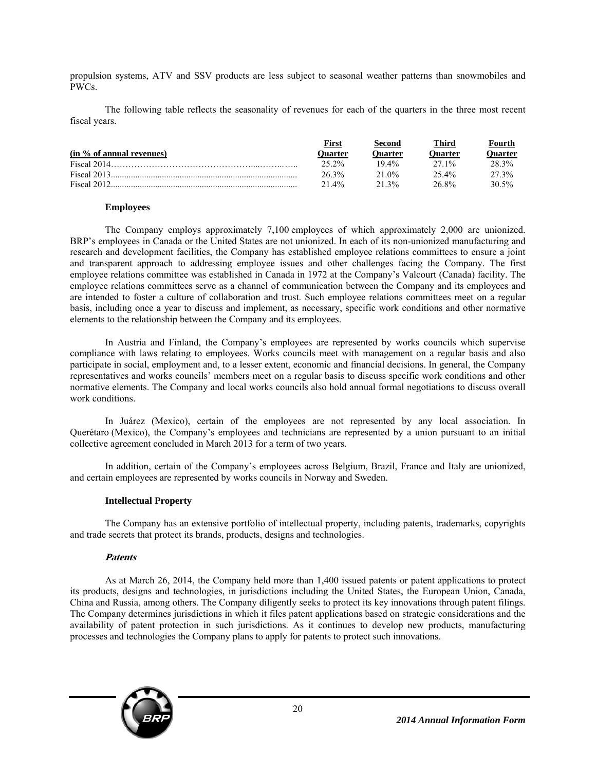propulsion systems, ATV and SSV products are less subject to seasonal weather patterns than snowmobiles and PWCs.

The following table reflects the seasonality of revenues for each of the quarters in the three most recent fiscal years.

| (in % of annual revenues) | First Quarter | Second Quarter | Third Quarter | Fourth Quarter |
|---|---|---|---|---|
| Fiscal 2014 | 25.2% | 19.4% | 27.1% | 28.3% |
| Fiscal 2013 | 26.3% | 21.0% | 25.4% | 27.3% |
| Fiscal 2012 | 21.4% | 21.3% | 26.8% | 30.5% |

### Employees

The Company employs approximately 7,100 employees of which approximately 2,000 are unionized. BRP's employees in Canada or the United States are not unionized. In each of its non-unionized manufacturing and research and development facilities, the Company has established employee relations committees to ensure a joint and transparent approach to addressing employee issues and other challenges facing the Company. The first employee relations committee was established in Canada in 1972 at the Company's Valcourt (Canada) facility. The employee relations committees serve as a channel of communication between the Company and its employees and are intended to foster a culture of collaboration and trust. Such employee relations committees meet on a regular basis, including once a year to discuss and implement, as necessary, specific work conditions and other normative elements to the relationship between the Company and its employees.

In Austria and Finland, the Company's employees are represented by works councils which supervise compliance with laws relating to employees. Works councils meet with management on a regular basis and also participate in social, employment and, to a lesser extent, economic and financial decisions. In general, the Company representatives and works councils' members meet on a regular basis to discuss specific work conditions and other normative elements. The Company and local works councils also hold annual formal negotiations to discuss overall work conditions.

In Juárez (Mexico), certain of the employees are not represented by any local association. In Querétaro (Mexico), the Company's employees and technicians are represented by a union pursuant to an initial collective agreement concluded in March 2013 for a term of two years.

In addition, certain of the Company's employees across Belgium, Brazil, France and Italy are unionized, and certain employees are represented by works councils in Norway and Sweden.

### Intellectual Property

The Company has an extensive portfolio of intellectual property, including patents, trademarks, copyrights and trade secrets that protect its brands, products, designs and technologies.

#### *Patents*

As at March 26, 2014, the Company held more than 1,400 issued patents or patent applications to protect its products, designs and technologies, in jurisdictions including the United States, the European Union, Canada, China and Russia, among others. The Company diligently seeks to protect its key innovations through patent filings. The Company determines jurisdictions in which it files patent applications based on strategic considerations and the availability of patent protection in such jurisdictions. As it continues to develop new products, manufacturing processes and technologies the Company plans to apply for patents to protect such innovations.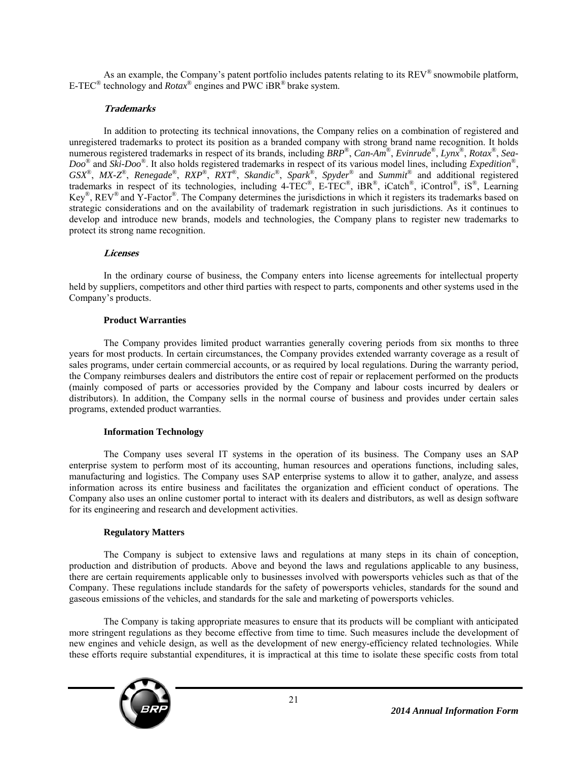As an example, the Company's patent portfolio includes patents relating to its REV® snowmobile platform, E-TEC® technology and *Rotax*® engines and PWC iBR® brake system.

#### *Trademarks*

In addition to protecting its technical innovations, the Company relies on a combination of registered and unregistered trademarks to protect its position as a branded company with strong brand name recognition. It holds numerous registered trademarks in respect of its brands, including *BRP*®, *Can-Am*®, *Evinrude*®, *Lynx*®, *Rotax*®, *Sea-Doo*® and *Ski-Doo*®. It also holds registered trademarks in respect of its various model lines, including *Expedition*®, *GSX*®, *MX-Z*®, *Renegade*®, *RXP*®, *RXT*®, *Skandic*®, *Spark*®, *Spyder*® and *Summit*® and additional registered trademarks in respect of its technologies, including 4-TEC®, E-TEC®, iBR®, iCatch®, iControl®, iS®, Learning Key®, REV® and Y-Factor®. The Company determines the jurisdictions in which it registers its trademarks based on strategic considerations and on the availability of trademark registration in such jurisdictions. As it continues to develop and introduce new brands, models and technologies, the Company plans to register new trademarks to protect its strong name recognition.

#### *Licenses*

In the ordinary course of business, the Company enters into license agreements for intellectual property held by suppliers, competitors and other third parties with respect to parts, components and other systems used in the Company's products.

### Product Warranties

The Company provides limited product warranties generally covering periods from six months to three years for most products. In certain circumstances, the Company provides extended warranty coverage as a result of sales programs, under certain commercial accounts, or as required by local regulations. During the warranty period, the Company reimburses dealers and distributors the entire cost of repair or replacement performed on the products (mainly composed of parts or accessories provided by the Company and labour costs incurred by dealers or distributors). In addition, the Company sells in the normal course of business and provides under certain sales programs, extended product warranties.

### Information Technology

The Company uses several IT systems in the operation of its business. The Company uses an SAP enterprise system to perform most of its accounting, human resources and operations functions, including sales, manufacturing and logistics. The Company uses SAP enterprise systems to allow it to gather, analyze, and assess information across its entire business and facilitates the organization and efficient conduct of operations. The Company also uses an online customer portal to interact with its dealers and distributors, as well as design software for its engineering and research and development activities.

### Regulatory Matters

The Company is subject to extensive laws and regulations at many steps in its chain of conception, production and distribution of products. Above and beyond the laws and regulations applicable to any business, there are certain requirements applicable only to businesses involved with powersports vehicles such as that of the Company. These regulations include standards for the safety of powersports vehicles, standards for the sound and gaseous emissions of the vehicles, and standards for the sale and marketing of powersports vehicles.

The Company is taking appropriate measures to ensure that its products will be compliant with anticipated more stringent regulations as they become effective from time to time. Such measures include the development of new engines and vehicle design, as well as the development of new energy-efficiency related technologies. While these efforts require substantial expenditures, it is impractical at this time to isolate these specific costs from total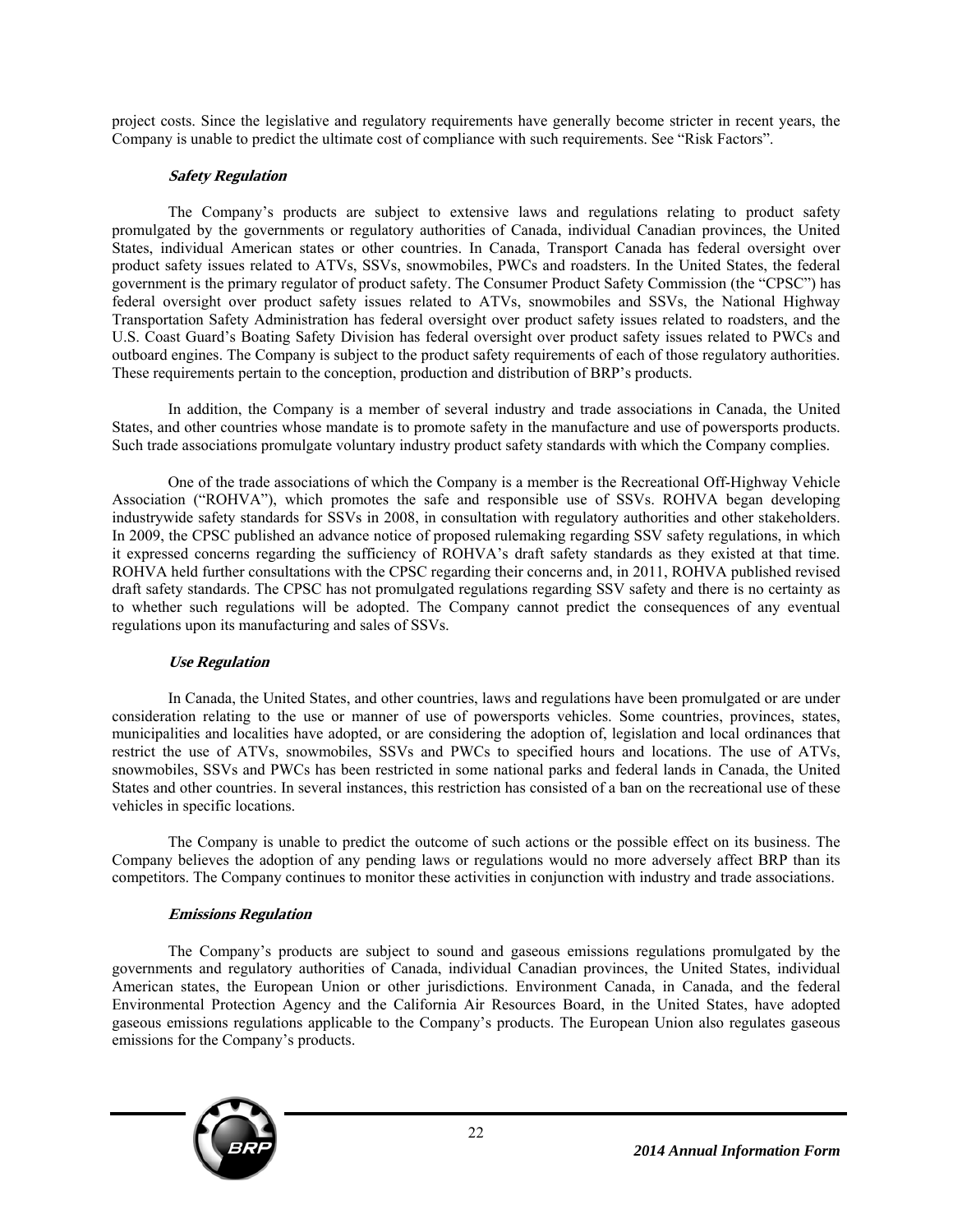project costs. Since the legislative and regulatory requirements have generally become stricter in recent years, the Company is unable to predict the ultimate cost of compliance with such requirements. See "Risk Factors".

### *Safety Regulation*

The Company's products are subject to extensive laws and regulations relating to product safety promulgated by the governments or regulatory authorities of Canada, individual Canadian provinces, the United States, individual American states or other countries. In Canada, Transport Canada has federal oversight over product safety issues related to ATVs, SSVs, snowmobiles, PWCs and roadsters. In the United States, the federal government is the primary regulator of product safety. The Consumer Product Safety Commission (the "CPSC") has federal oversight over product safety issues related to ATVs, snowmobiles and SSVs, the National Highway Transportation Safety Administration has federal oversight over product safety issues related to roadsters, and the U.S. Coast Guard's Boating Safety Division has federal oversight over product safety issues related to PWCs and outboard engines. The Company is subject to the product safety requirements of each of those regulatory authorities. These requirements pertain to the conception, production and distribution of BRP's products.

In addition, the Company is a member of several industry and trade associations in Canada, the United States, and other countries whose mandate is to promote safety in the manufacture and use of powersports products. Such trade associations promulgate voluntary industry product safety standards with which the Company complies.

One of the trade associations of which the Company is a member is the Recreational Off-Highway Vehicle Association ("ROHVA"), which promotes the safe and responsible use of SSVs. ROHVA began developing industrywide safety standards for SSVs in 2008, in consultation with regulatory authorities and other stakeholders. In 2009, the CPSC published an advance notice of proposed rulemaking regarding SSV safety regulations, in which it expressed concerns regarding the sufficiency of ROHVA's draft safety standards as they existed at that time. ROHVA held further consultations with the CPSC regarding their concerns and, in 2011, ROHVA published revised draft safety standards. The CPSC has not promulgated regulations regarding SSV safety and there is no certainty as to whether such regulations will be adopted. The Company cannot predict the consequences of any eventual regulations upon its manufacturing and sales of SSVs.

### *Use Regulation*

In Canada, the United States, and other countries, laws and regulations have been promulgated or are under consideration relating to the use or manner of use of powersports vehicles. Some countries, provinces, states, municipalities and localities have adopted, or are considering the adoption of, legislation and local ordinances that restrict the use of ATVs, snowmobiles, SSVs and PWCs to specified hours and locations. The use of ATVs, snowmobiles, SSVs and PWCs has been restricted in some national parks and federal lands in Canada, the United States and other countries. In several instances, this restriction has consisted of a ban on the recreational use of these vehicles in specific locations.

The Company is unable to predict the outcome of such actions or the possible effect on its business. The Company believes the adoption of any pending laws or regulations would no more adversely affect BRP than its competitors. The Company continues to monitor these activities in conjunction with industry and trade associations.

### *Emissions Regulation*

The Company's products are subject to sound and gaseous emissions regulations promulgated by the governments and regulatory authorities of Canada, individual Canadian provinces, the United States, individual American states, the European Union or other jurisdictions. Environment Canada, in Canada, and the federal Environmental Protection Agency and the California Air Resources Board, in the United States, have adopted gaseous emissions regulations applicable to the Company's products. The European Union also regulates gaseous emissions for the Company's products.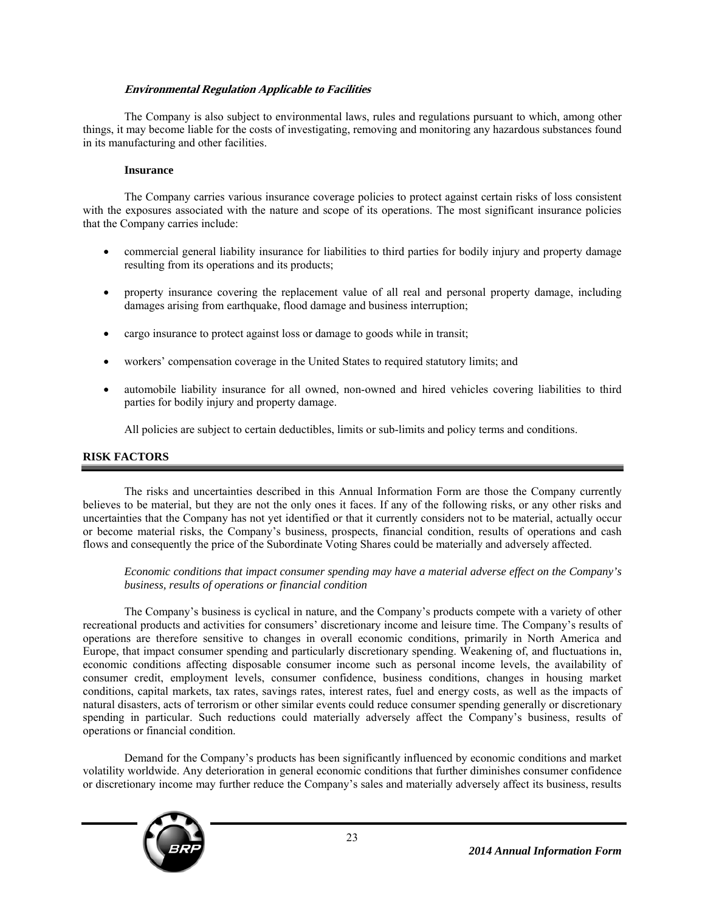***Environmental Regulation Applicable to Facilities***

The Company is also subject to environmental laws, rules and regulations pursuant to which, among other things, it may become liable for the costs of investigating, removing and monitoring any hazardous substances found in its manufacturing and other facilities.

**Insurance**

The Company carries various insurance coverage policies to protect against certain risks of loss consistent with the exposures associated with the nature and scope of its operations. The most significant insurance policies that the Company carries include:

- commercial general liability insurance for liabilities to third parties for bodily injury and property damage resulting from its operations and its products;
- property insurance covering the replacement value of all real and personal property damage, including damages arising from earthquake, flood damage and business interruption;
- cargo insurance to protect against loss or damage to goods while in transit;
- workers' compensation coverage in the United States to required statutory limits; and
- automobile liability insurance for all owned, non-owned and hired vehicles covering liabilities to third parties for bodily injury and property damage.

All policies are subject to certain deductibles, limits or sub-limits and policy terms and conditions.

## RISK FACTORS

The risks and uncertainties described in this Annual Information Form are those the Company currently believes to be material, but they are not the only ones it faces. If any of the following risks, or any other risks and uncertainties that the Company has not yet identified or that it currently considers not to be material, actually occur or become material risks, the Company's business, prospects, financial condition, results of operations and cash flows and consequently the price of the Subordinate Voting Shares could be materially and adversely affected.

*Economic conditions that impact consumer spending may have a material adverse effect on the Company's business, results of operations or financial condition*

The Company's business is cyclical in nature, and the Company's products compete with a variety of other recreational products and activities for consumers' discretionary income and leisure time. The Company's results of operations are therefore sensitive to changes in overall economic conditions, primarily in North America and Europe, that impact consumer spending and particularly discretionary spending. Weakening of, and fluctuations in, economic conditions affecting disposable consumer income such as personal income levels, the availability of consumer credit, employment levels, consumer confidence, business conditions, changes in housing market conditions, capital markets, tax rates, savings rates, interest rates, fuel and energy costs, as well as the impacts of natural disasters, acts of terrorism or other similar events could reduce consumer spending generally or discretionary spending in particular. Such reductions could materially adversely affect the Company's business, results of operations or financial condition.

Demand for the Company's products has been significantly influenced by economic conditions and market volatility worldwide. Any deterioration in general economic conditions that further diminishes consumer confidence or discretionary income may further reduce the Company's sales and materially adversely affect its business, results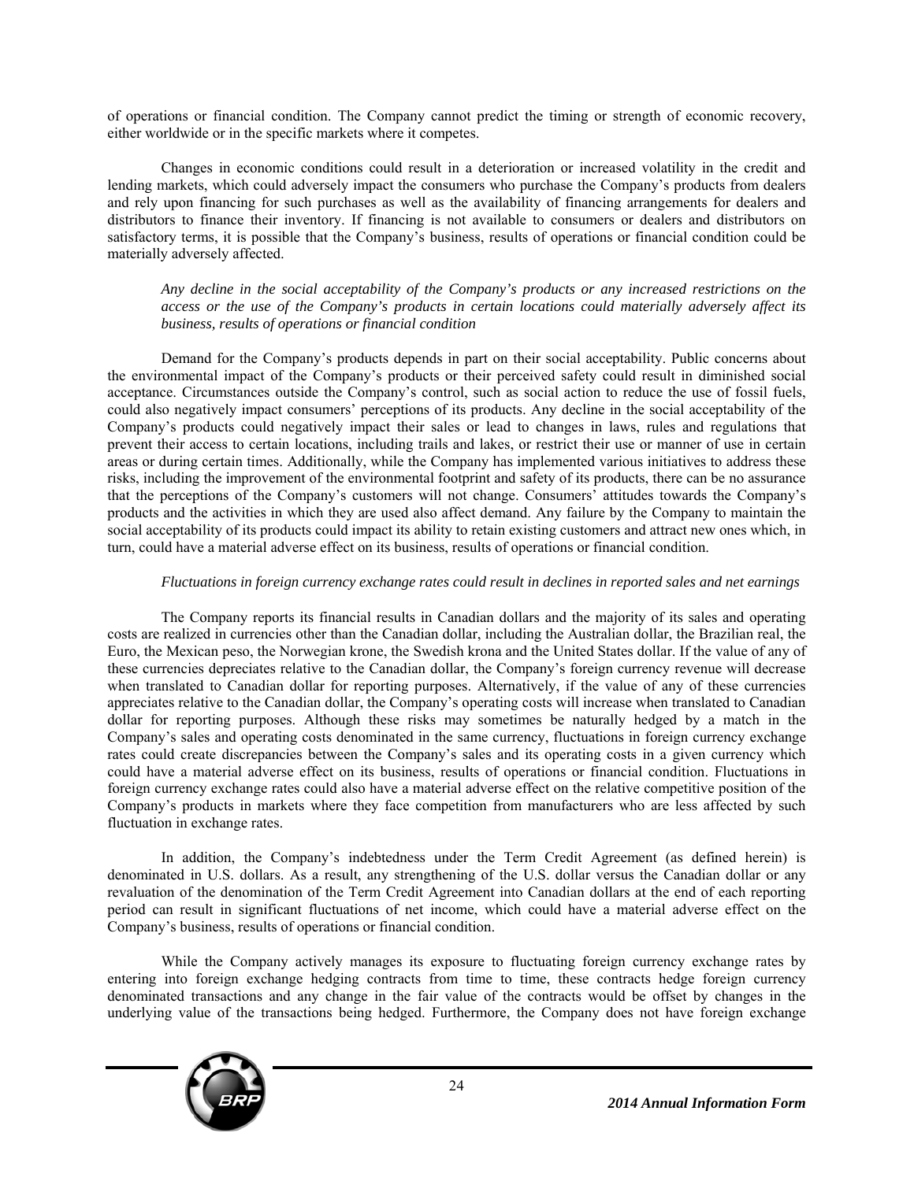of operations or financial condition. The Company cannot predict the timing or strength of economic recovery, either worldwide or in the specific markets where it competes.

Changes in economic conditions could result in a deterioration or increased volatility in the credit and lending markets, which could adversely impact the consumers who purchase the Company's products from dealers and rely upon financing for such purchases as well as the availability of financing arrangements for dealers and distributors to finance their inventory. If financing is not available to consumers or dealers and distributors on satisfactory terms, it is possible that the Company's business, results of operations or financial condition could be materially adversely affected.

*Any decline in the social acceptability of the Company's products or any increased restrictions on the access or the use of the Company's products in certain locations could materially adversely affect its business, results of operations or financial condition*

Demand for the Company's products depends in part on their social acceptability. Public concerns about the environmental impact of the Company's products or their perceived safety could result in diminished social acceptance. Circumstances outside the Company's control, such as social action to reduce the use of fossil fuels, could also negatively impact consumers' perceptions of its products. Any decline in the social acceptability of the Company's products could negatively impact their sales or lead to changes in laws, rules and regulations that prevent their access to certain locations, including trails and lakes, or restrict their use or manner of use in certain areas or during certain times. Additionally, while the Company has implemented various initiatives to address these risks, including the improvement of the environmental footprint and safety of its products, there can be no assurance that the perceptions of the Company's customers will not change. Consumers' attitudes towards the Company's products and the activities in which they are used also affect demand. Any failure by the Company to maintain the social acceptability of its products could impact its ability to retain existing customers and attract new ones which, in turn, could have a material adverse effect on its business, results of operations or financial condition.

*Fluctuations in foreign currency exchange rates could result in declines in reported sales and net earnings*

The Company reports its financial results in Canadian dollars and the majority of its sales and operating costs are realized in currencies other than the Canadian dollar, including the Australian dollar, the Brazilian real, the Euro, the Mexican peso, the Norwegian krone, the Swedish krona and the United States dollar. If the value of any of these currencies depreciates relative to the Canadian dollar, the Company's foreign currency revenue will decrease when translated to Canadian dollar for reporting purposes. Alternatively, if the value of any of these currencies appreciates relative to the Canadian dollar, the Company's operating costs will increase when translated to Canadian dollar for reporting purposes. Although these risks may sometimes be naturally hedged by a match in the Company's sales and operating costs denominated in the same currency, fluctuations in foreign currency exchange rates could create discrepancies between the Company's sales and its operating costs in a given currency which could have a material adverse effect on its business, results of operations or financial condition. Fluctuations in foreign currency exchange rates could also have a material adverse effect on the relative competitive position of the Company's products in markets where they face competition from manufacturers who are less affected by such fluctuation in exchange rates.

In addition, the Company's indebtedness under the Term Credit Agreement (as defined herein) is denominated in U.S. dollars. As a result, any strengthening of the U.S. dollar versus the Canadian dollar or any revaluation of the denomination of the Term Credit Agreement into Canadian dollars at the end of each reporting period can result in significant fluctuations of net income, which could have a material adverse effect on the Company's business, results of operations or financial condition.

While the Company actively manages its exposure to fluctuating foreign currency exchange rates by entering into foreign exchange hedging contracts from time to time, these contracts hedge foreign currency denominated transactions and any change in the fair value of the contracts would be offset by changes in the underlying value of the transactions being hedged. Furthermore, the Company does not have foreign exchange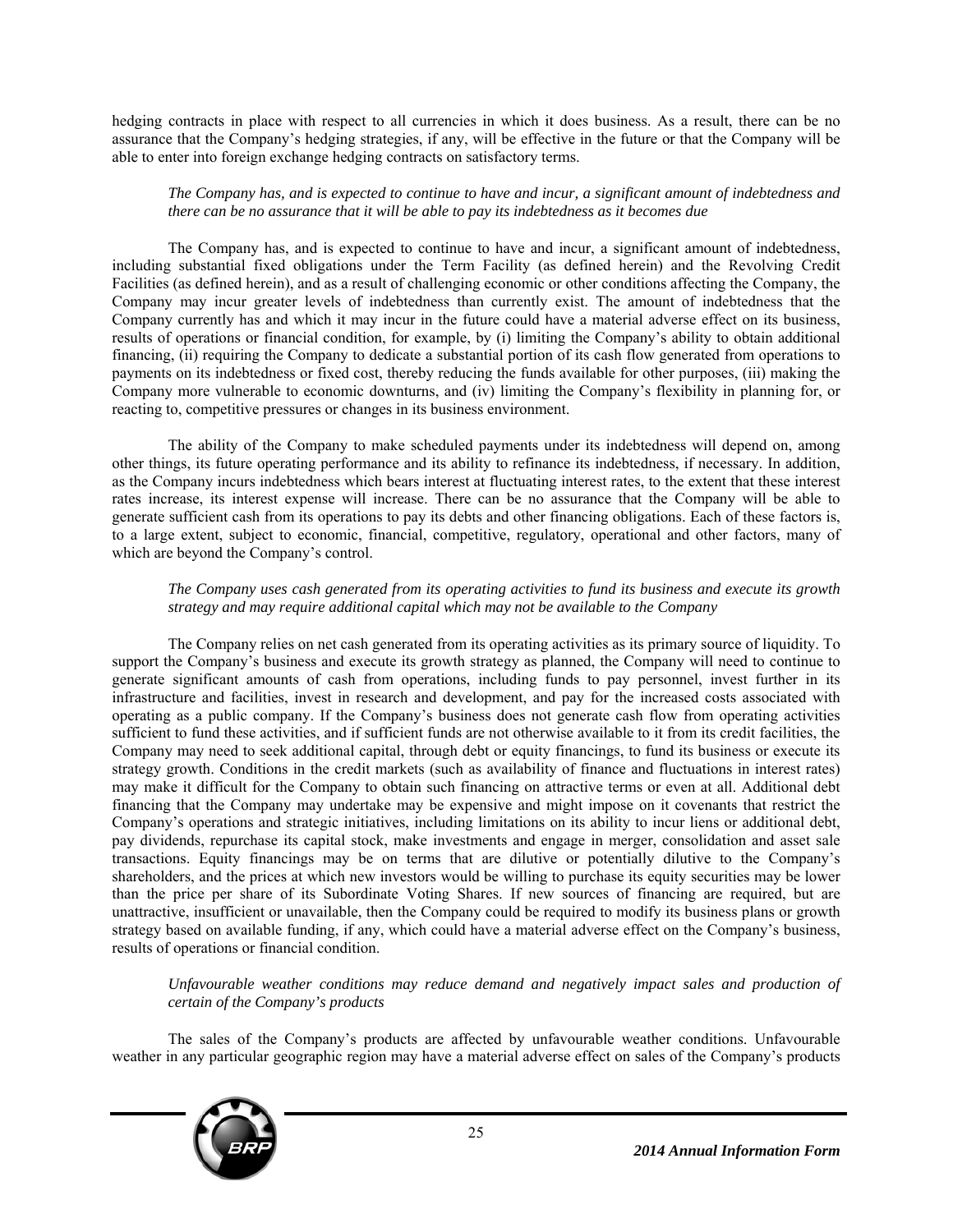hedging contracts in place with respect to all currencies in which it does business. As a result, there can be no assurance that the Company's hedging strategies, if any, will be effective in the future or that the Company will be able to enter into foreign exchange hedging contracts on satisfactory terms.

*The Company has, and is expected to continue to have and incur, a significant amount of indebtedness and there can be no assurance that it will be able to pay its indebtedness as it becomes due*

The Company has, and is expected to continue to have and incur, a significant amount of indebtedness, including substantial fixed obligations under the Term Facility (as defined herein) and the Revolving Credit Facilities (as defined herein), and as a result of challenging economic or other conditions affecting the Company, the Company may incur greater levels of indebtedness than currently exist. The amount of indebtedness that the Company currently has and which it may incur in the future could have a material adverse effect on its business, results of operations or financial condition, for example, by (i) limiting the Company's ability to obtain additional financing, (ii) requiring the Company to dedicate a substantial portion of its cash flow generated from operations to payments on its indebtedness or fixed cost, thereby reducing the funds available for other purposes, (iii) making the Company more vulnerable to economic downturns, and (iv) limiting the Company's flexibility in planning for, or reacting to, competitive pressures or changes in its business environment.

The ability of the Company to make scheduled payments under its indebtedness will depend on, among other things, its future operating performance and its ability to refinance its indebtedness, if necessary. In addition, as the Company incurs indebtedness which bears interest at fluctuating interest rates, to the extent that these interest rates increase, its interest expense will increase. There can be no assurance that the Company will be able to generate sufficient cash from its operations to pay its debts and other financing obligations. Each of these factors is, to a large extent, subject to economic, financial, competitive, regulatory, operational and other factors, many of which are beyond the Company's control.

*The Company uses cash generated from its operating activities to fund its business and execute its growth strategy and may require additional capital which may not be available to the Company*

The Company relies on net cash generated from its operating activities as its primary source of liquidity. To support the Company's business and execute its growth strategy as planned, the Company will need to continue to generate significant amounts of cash from operations, including funds to pay personnel, invest further in its infrastructure and facilities, invest in research and development, and pay for the increased costs associated with operating as a public company. If the Company's business does not generate cash flow from operating activities sufficient to fund these activities, and if sufficient funds are not otherwise available to it from its credit facilities, the Company may need to seek additional capital, through debt or equity financings, to fund its business or execute its strategy growth. Conditions in the credit markets (such as availability of finance and fluctuations in interest rates) may make it difficult for the Company to obtain such financing on attractive terms or even at all. Additional debt financing that the Company may undertake may be expensive and might impose on it covenants that restrict the Company's operations and strategic initiatives, including limitations on its ability to incur liens or additional debt, pay dividends, repurchase its capital stock, make investments and engage in merger, consolidation and asset sale transactions. Equity financings may be on terms that are dilutive or potentially dilutive to the Company's shareholders, and the prices at which new investors would be willing to purchase its equity securities may be lower than the price per share of its Subordinate Voting Shares. If new sources of financing are required, but are unattractive, insufficient or unavailable, then the Company could be required to modify its business plans or growth strategy based on available funding, if any, which could have a material adverse effect on the Company's business, results of operations or financial condition.

*Unfavourable weather conditions may reduce demand and negatively impact sales and production of certain of the Company's products*

The sales of the Company's products are affected by unfavourable weather conditions. Unfavourable weather in any particular geographic region may have a material adverse effect on sales of the Company's products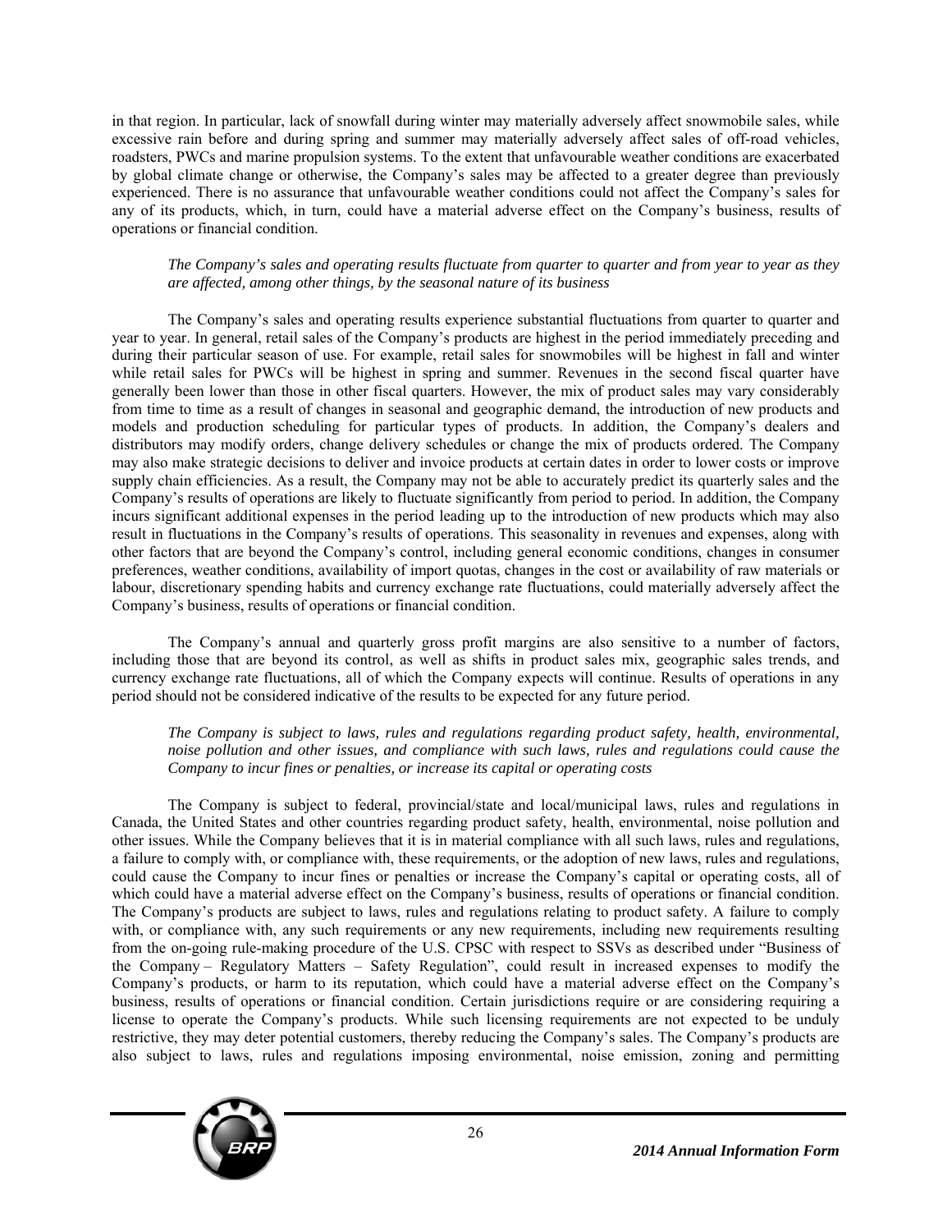in that region. In particular, lack of snowfall during winter may materially adversely affect snowmobile sales, while excessive rain before and during spring and summer may materially adversely affect sales of off-road vehicles, roadsters, PWCs and marine propulsion systems. To the extent that unfavourable weather conditions are exacerbated by global climate change or otherwise, the Company's sales may be affected to a greater degree than previously experienced. There is no assurance that unfavourable weather conditions could not affect the Company's sales for any of its products, which, in turn, could have a material adverse effect on the Company's business, results of operations or financial condition.

*The Company's sales and operating results fluctuate from quarter to quarter and from year to year as they are affected, among other things, by the seasonal nature of its business*

The Company's sales and operating results experience substantial fluctuations from quarter to quarter and year to year. In general, retail sales of the Company's products are highest in the period immediately preceding and during their particular season of use. For example, retail sales for snowmobiles will be highest in fall and winter while retail sales for PWCs will be highest in spring and summer. Revenues in the second fiscal quarter have generally been lower than those in other fiscal quarters. However, the mix of product sales may vary considerably from time to time as a result of changes in seasonal and geographic demand, the introduction of new products and models and production scheduling for particular types of products. In addition, the Company's dealers and distributors may modify orders, change delivery schedules or change the mix of products ordered. The Company may also make strategic decisions to deliver and invoice products at certain dates in order to lower costs or improve supply chain efficiencies. As a result, the Company may not be able to accurately predict its quarterly sales and the Company's results of operations are likely to fluctuate significantly from period to period. In addition, the Company incurs significant additional expenses in the period leading up to the introduction of new products which may also result in fluctuations in the Company's results of operations. This seasonality in revenues and expenses, along with other factors that are beyond the Company's control, including general economic conditions, changes in consumer preferences, weather conditions, availability of import quotas, changes in the cost or availability of raw materials or labour, discretionary spending habits and currency exchange rate fluctuations, could materially adversely affect the Company's business, results of operations or financial condition.

The Company's annual and quarterly gross profit margins are also sensitive to a number of factors, including those that are beyond its control, as well as shifts in product sales mix, geographic sales trends, and currency exchange rate fluctuations, all of which the Company expects will continue. Results of operations in any period should not be considered indicative of the results to be expected for any future period.

*The Company is subject to laws, rules and regulations regarding product safety, health, environmental, noise pollution and other issues, and compliance with such laws, rules and regulations could cause the Company to incur fines or penalties, or increase its capital or operating costs*

The Company is subject to federal, provincial/state and local/municipal laws, rules and regulations in Canada, the United States and other countries regarding product safety, health, environmental, noise pollution and other issues. While the Company believes that it is in material compliance with all such laws, rules and regulations, a failure to comply with, or compliance with, these requirements, or the adoption of new laws, rules and regulations, could cause the Company to incur fines or penalties or increase the Company's capital or operating costs, all of which could have a material adverse effect on the Company's business, results of operations or financial condition. The Company's products are subject to laws, rules and regulations relating to product safety. A failure to comply with, or compliance with, any such requirements or any new requirements, including new requirements resulting from the on-going rule-making procedure of the U.S. CPSC with respect to SSVs as described under "Business of the Company – Regulatory Matters – Safety Regulation", could result in increased expenses to modify the Company's products, or harm to its reputation, which could have a material adverse effect on the Company's business, results of operations or financial condition. Certain jurisdictions require or are considering requiring a license to operate the Company's products. While such licensing requirements are not expected to be unduly restrictive, they may deter potential customers, thereby reducing the Company's sales. The Company's products are also subject to laws, rules and regulations imposing environmental, noise emission, zoning and permitting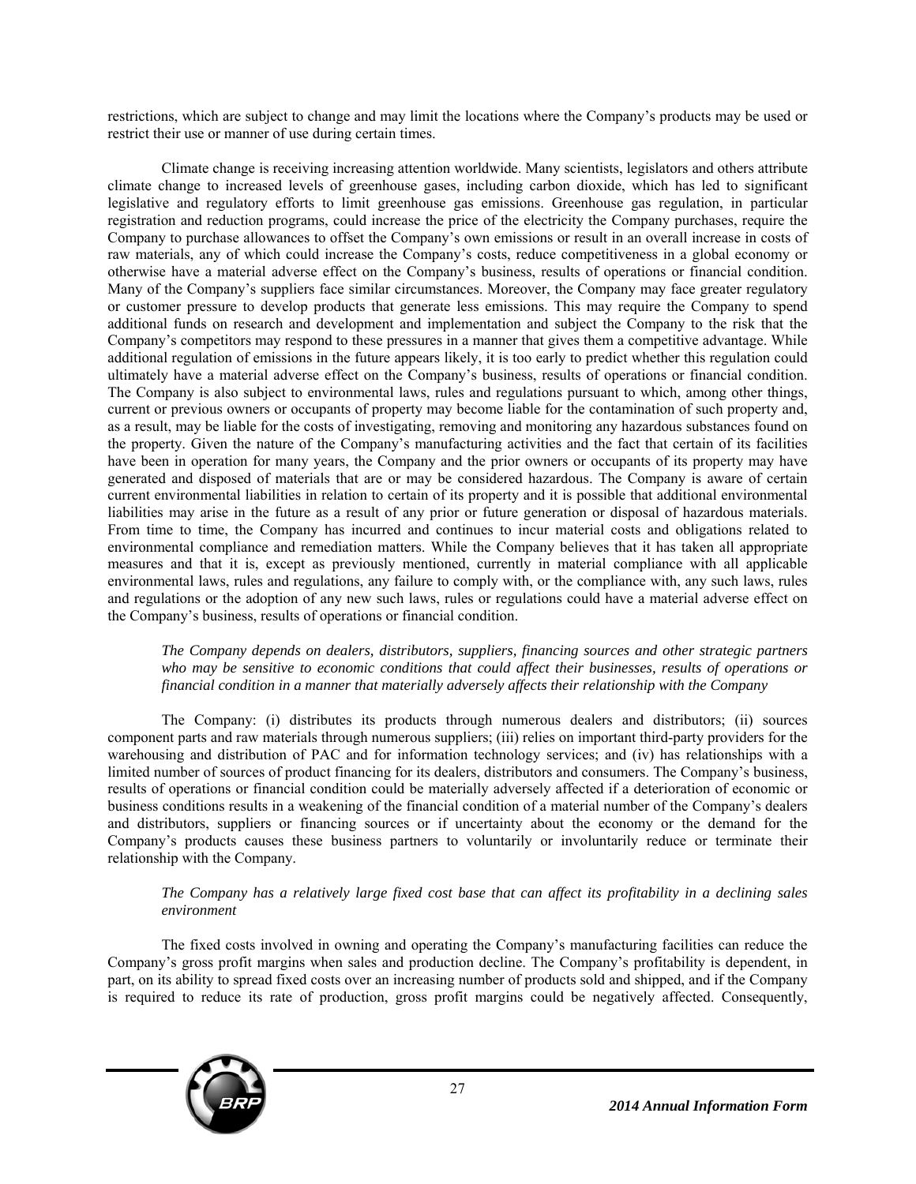restrictions, which are subject to change and may limit the locations where the Company's products may be used or restrict their use or manner of use during certain times.

Climate change is receiving increasing attention worldwide. Many scientists, legislators and others attribute climate change to increased levels of greenhouse gases, including carbon dioxide, which has led to significant legislative and regulatory efforts to limit greenhouse gas emissions. Greenhouse gas regulation, in particular registration and reduction programs, could increase the price of the electricity the Company purchases, require the Company to purchase allowances to offset the Company's own emissions or result in an overall increase in costs of raw materials, any of which could increase the Company's costs, reduce competitiveness in a global economy or otherwise have a material adverse effect on the Company's business, results of operations or financial condition. Many of the Company's suppliers face similar circumstances. Moreover, the Company may face greater regulatory or customer pressure to develop products that generate less emissions. This may require the Company to spend additional funds on research and development and implementation and subject the Company to the risk that the Company's competitors may respond to these pressures in a manner that gives them a competitive advantage. While additional regulation of emissions in the future appears likely, it is too early to predict whether this regulation could ultimately have a material adverse effect on the Company's business, results of operations or financial condition. The Company is also subject to environmental laws, rules and regulations pursuant to which, among other things, current or previous owners or occupants of property may become liable for the contamination of such property and, as a result, may be liable for the costs of investigating, removing and monitoring any hazardous substances found on the property. Given the nature of the Company's manufacturing activities and the fact that certain of its facilities have been in operation for many years, the Company and the prior owners or occupants of its property may have generated and disposed of materials that are or may be considered hazardous. The Company is aware of certain current environmental liabilities in relation to certain of its property and it is possible that additional environmental liabilities may arise in the future as a result of any prior or future generation or disposal of hazardous materials. From time to time, the Company has incurred and continues to incur material costs and obligations related to environmental compliance and remediation matters. While the Company believes that it has taken all appropriate measures and that it is, except as previously mentioned, currently in material compliance with all applicable environmental laws, rules and regulations, any failure to comply with, or the compliance with, any such laws, rules and regulations or the adoption of any new such laws, rules or regulations could have a material adverse effect on the Company's business, results of operations or financial condition.

*The Company depends on dealers, distributors, suppliers, financing sources and other strategic partners who may be sensitive to economic conditions that could affect their businesses, results of operations or financial condition in a manner that materially adversely affects their relationship with the Company*

The Company: (i) distributes its products through numerous dealers and distributors; (ii) sources component parts and raw materials through numerous suppliers; (iii) relies on important third-party providers for the warehousing and distribution of PAC and for information technology services; and (iv) has relationships with a limited number of sources of product financing for its dealers, distributors and consumers. The Company's business, results of operations or financial condition could be materially adversely affected if a deterioration of economic or business conditions results in a weakening of the financial condition of a material number of the Company's dealers and distributors, suppliers or financing sources or if uncertainty about the economy or the demand for the Company's products causes these business partners to voluntarily or involuntarily reduce or terminate their relationship with the Company.

*The Company has a relatively large fixed cost base that can affect its profitability in a declining sales environment*

The fixed costs involved in owning and operating the Company's manufacturing facilities can reduce the Company's gross profit margins when sales and production decline. The Company's profitability is dependent, in part, on its ability to spread fixed costs over an increasing number of products sold and shipped, and if the Company is required to reduce its rate of production, gross profit margins could be negatively affected. Consequently,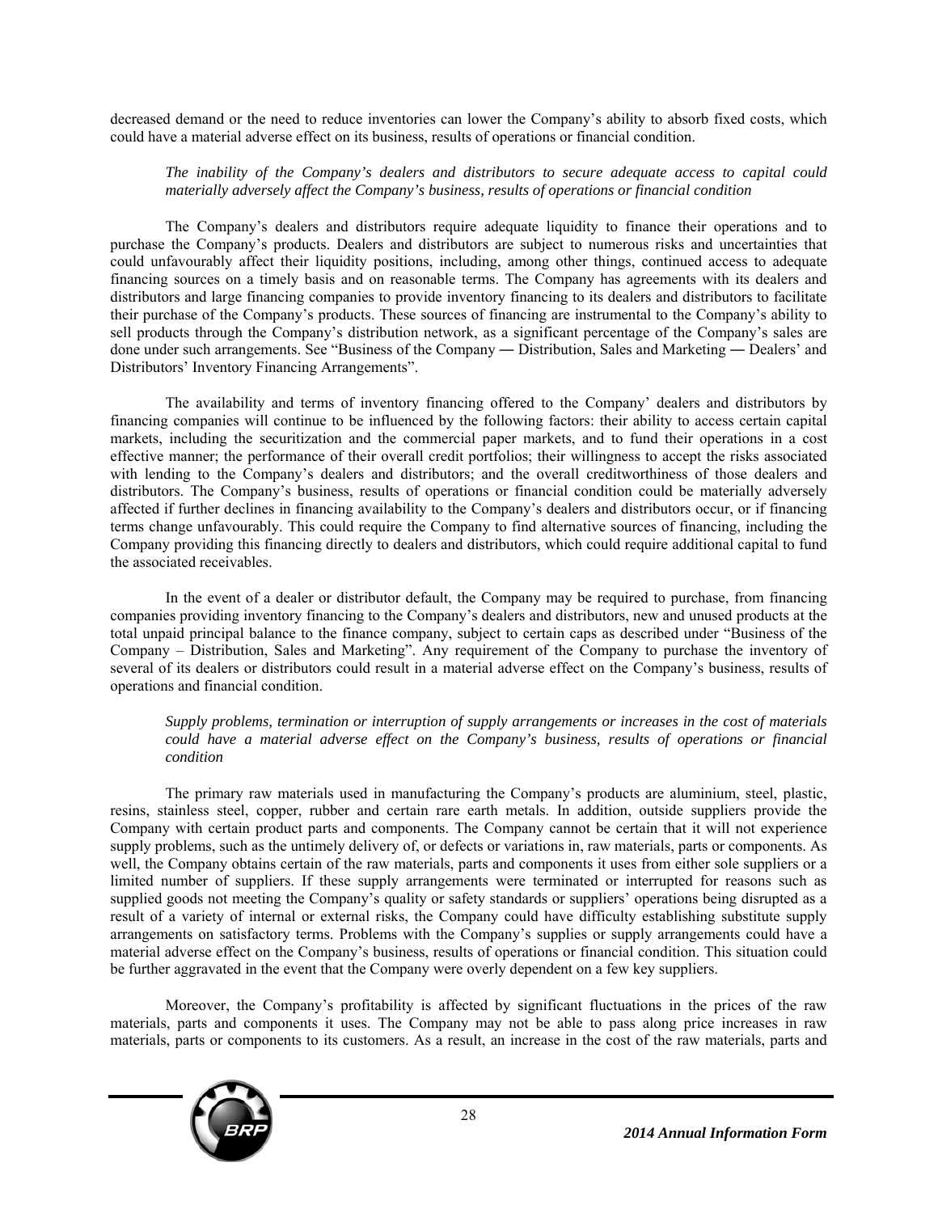decreased demand or the need to reduce inventories can lower the Company's ability to absorb fixed costs, which could have a material adverse effect on its business, results of operations or financial condition.

*The inability of the Company's dealers and distributors to secure adequate access to capital could materially adversely affect the Company's business, results of operations or financial condition*

The Company's dealers and distributors require adequate liquidity to finance their operations and to purchase the Company's products. Dealers and distributors are subject to numerous risks and uncertainties that could unfavourably affect their liquidity positions, including, among other things, continued access to adequate financing sources on a timely basis and on reasonable terms. The Company has agreements with its dealers and distributors and large financing companies to provide inventory financing to its dealers and distributors to facilitate their purchase of the Company's products. These sources of financing are instrumental to the Company's ability to sell products through the Company's distribution network, as a significant percentage of the Company's sales are done under such arrangements. See "Business of the Company ― Distribution, Sales and Marketing ― Dealers' and Distributors' Inventory Financing Arrangements".

The availability and terms of inventory financing offered to the Company' dealers and distributors by financing companies will continue to be influenced by the following factors: their ability to access certain capital markets, including the securitization and the commercial paper markets, and to fund their operations in a cost effective manner; the performance of their overall credit portfolios; their willingness to accept the risks associated with lending to the Company's dealers and distributors; and the overall creditworthiness of those dealers and distributors. The Company's business, results of operations or financial condition could be materially adversely affected if further declines in financing availability to the Company's dealers and distributors occur, or if financing terms change unfavourably. This could require the Company to find alternative sources of financing, including the Company providing this financing directly to dealers and distributors, which could require additional capital to fund the associated receivables.

In the event of a dealer or distributor default, the Company may be required to purchase, from financing companies providing inventory financing to the Company's dealers and distributors, new and unused products at the total unpaid principal balance to the finance company, subject to certain caps as described under "Business of the Company – Distribution, Sales and Marketing". Any requirement of the Company to purchase the inventory of several of its dealers or distributors could result in a material adverse effect on the Company's business, results of operations and financial condition.

*Supply problems, termination or interruption of supply arrangements or increases in the cost of materials could have a material adverse effect on the Company's business, results of operations or financial condition*

The primary raw materials used in manufacturing the Company's products are aluminium, steel, plastic, resins, stainless steel, copper, rubber and certain rare earth metals. In addition, outside suppliers provide the Company with certain product parts and components. The Company cannot be certain that it will not experience supply problems, such as the untimely delivery of, or defects or variations in, raw materials, parts or components. As well, the Company obtains certain of the raw materials, parts and components it uses from either sole suppliers or a limited number of suppliers. If these supply arrangements were terminated or interrupted for reasons such as supplied goods not meeting the Company's quality or safety standards or suppliers' operations being disrupted as a result of a variety of internal or external risks, the Company could have difficulty establishing substitute supply arrangements on satisfactory terms. Problems with the Company's supplies or supply arrangements could have a material adverse effect on the Company's business, results of operations or financial condition. This situation could be further aggravated in the event that the Company were overly dependent on a few key suppliers.

Moreover, the Company's profitability is affected by significant fluctuations in the prices of the raw materials, parts and components it uses. The Company may not be able to pass along price increases in raw materials, parts or components to its customers. As a result, an increase in the cost of the raw materials, parts and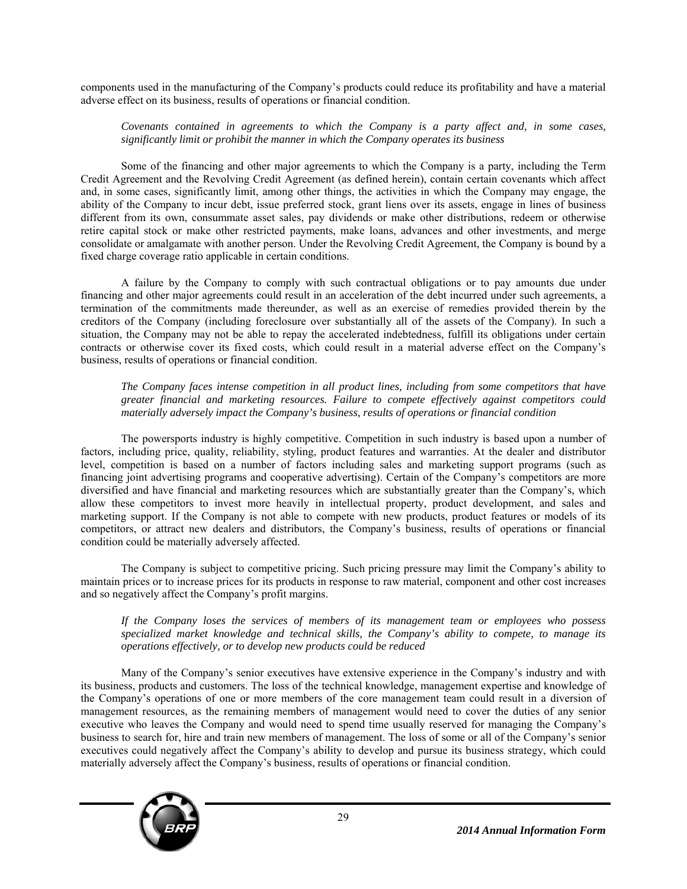components used in the manufacturing of the Company's products could reduce its profitability and have a material adverse effect on its business, results of operations or financial condition.

*Covenants contained in agreements to which the Company is a party affect and, in some cases, significantly limit or prohibit the manner in which the Company operates its business*

Some of the financing and other major agreements to which the Company is a party, including the Term Credit Agreement and the Revolving Credit Agreement (as defined herein), contain certain covenants which affect and, in some cases, significantly limit, among other things, the activities in which the Company may engage, the ability of the Company to incur debt, issue preferred stock, grant liens over its assets, engage in lines of business different from its own, consummate asset sales, pay dividends or make other distributions, redeem or otherwise retire capital stock or make other restricted payments, make loans, advances and other investments, and merge consolidate or amalgamate with another person. Under the Revolving Credit Agreement, the Company is bound by a fixed charge coverage ratio applicable in certain conditions.

A failure by the Company to comply with such contractual obligations or to pay amounts due under financing and other major agreements could result in an acceleration of the debt incurred under such agreements, a termination of the commitments made thereunder, as well as an exercise of remedies provided therein by the creditors of the Company (including foreclosure over substantially all of the assets of the Company). In such a situation, the Company may not be able to repay the accelerated indebtedness, fulfill its obligations under certain contracts or otherwise cover its fixed costs, which could result in a material adverse effect on the Company's business, results of operations or financial condition.

*The Company faces intense competition in all product lines, including from some competitors that have greater financial and marketing resources. Failure to compete effectively against competitors could materially adversely impact the Company's business, results of operations or financial condition*

The powersports industry is highly competitive. Competition in such industry is based upon a number of factors, including price, quality, reliability, styling, product features and warranties. At the dealer and distributor level, competition is based on a number of factors including sales and marketing support programs (such as financing joint advertising programs and cooperative advertising). Certain of the Company's competitors are more diversified and have financial and marketing resources which are substantially greater than the Company's, which allow these competitors to invest more heavily in intellectual property, product development, and sales and marketing support. If the Company is not able to compete with new products, product features or models of its competitors, or attract new dealers and distributors, the Company's business, results of operations or financial condition could be materially adversely affected.

The Company is subject to competitive pricing. Such pricing pressure may limit the Company's ability to maintain prices or to increase prices for its products in response to raw material, component and other cost increases and so negatively affect the Company's profit margins.

*If the Company loses the services of members of its management team or employees who possess specialized market knowledge and technical skills, the Company's ability to compete, to manage its operations effectively, or to develop new products could be reduced*

Many of the Company's senior executives have extensive experience in the Company's industry and with its business, products and customers. The loss of the technical knowledge, management expertise and knowledge of the Company's operations of one or more members of the core management team could result in a diversion of management resources, as the remaining members of management would need to cover the duties of any senior executive who leaves the Company and would need to spend time usually reserved for managing the Company's business to search for, hire and train new members of management. The loss of some or all of the Company's senior executives could negatively affect the Company's ability to develop and pursue its business strategy, which could materially adversely affect the Company's business, results of operations or financial condition.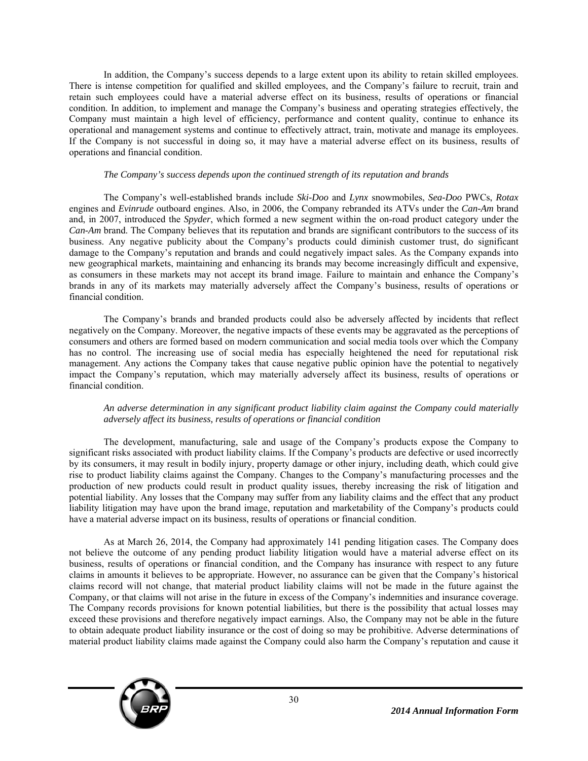In addition, the Company's success depends to a large extent upon its ability to retain skilled employees. There is intense competition for qualified and skilled employees, and the Company's failure to recruit, train and retain such employees could have a material adverse effect on its business, results of operations or financial condition. In addition, to implement and manage the Company's business and operating strategies effectively, the Company must maintain a high level of efficiency, performance and content quality, continue to enhance its operational and management systems and continue to effectively attract, train, motivate and manage its employees. If the Company is not successful in doing so, it may have a material adverse effect on its business, results of operations and financial condition.

*The Company's success depends upon the continued strength of its reputation and brands*

The Company's well-established brands include *Ski-Doo* and *Lynx* snowmobiles, *Sea-Doo* PWCs, *Rotax* engines and *Evinrude* outboard engines. Also, in 2006, the Company rebranded its ATVs under the *Can-Am* brand and, in 2007, introduced the *Spyder*, which formed a new segment within the on-road product category under the *Can-Am* brand. The Company believes that its reputation and brands are significant contributors to the success of its business. Any negative publicity about the Company's products could diminish customer trust, do significant damage to the Company's reputation and brands and could negatively impact sales. As the Company expands into new geographical markets, maintaining and enhancing its brands may become increasingly difficult and expensive, as consumers in these markets may not accept its brand image. Failure to maintain and enhance the Company's brands in any of its markets may materially adversely affect the Company's business, results of operations or financial condition.

The Company's brands and branded products could also be adversely affected by incidents that reflect negatively on the Company. Moreover, the negative impacts of these events may be aggravated as the perceptions of consumers and others are formed based on modern communication and social media tools over which the Company has no control. The increasing use of social media has especially heightened the need for reputational risk management. Any actions the Company takes that cause negative public opinion have the potential to negatively impact the Company's reputation, which may materially adversely affect its business, results of operations or financial condition.

*An adverse determination in any significant product liability claim against the Company could materially adversely affect its business, results of operations or financial condition*

The development, manufacturing, sale and usage of the Company's products expose the Company to significant risks associated with product liability claims. If the Company's products are defective or used incorrectly by its consumers, it may result in bodily injury, property damage or other injury, including death, which could give rise to product liability claims against the Company. Changes to the Company's manufacturing processes and the production of new products could result in product quality issues, thereby increasing the risk of litigation and potential liability. Any losses that the Company may suffer from any liability claims and the effect that any product liability litigation may have upon the brand image, reputation and marketability of the Company's products could have a material adverse impact on its business, results of operations or financial condition.

As at March 26, 2014, the Company had approximately 141 pending litigation cases. The Company does not believe the outcome of any pending product liability litigation would have a material adverse effect on its business, results of operations or financial condition, and the Company has insurance with respect to any future claims in amounts it believes to be appropriate. However, no assurance can be given that the Company's historical claims record will not change, that material product liability claims will not be made in the future against the Company, or that claims will not arise in the future in excess of the Company's indemnities and insurance coverage. The Company records provisions for known potential liabilities, but there is the possibility that actual losses may exceed these provisions and therefore negatively impact earnings. Also, the Company may not be able in the future to obtain adequate product liability insurance or the cost of doing so may be prohibitive. Adverse determinations of material product liability claims made against the Company could also harm the Company's reputation and cause it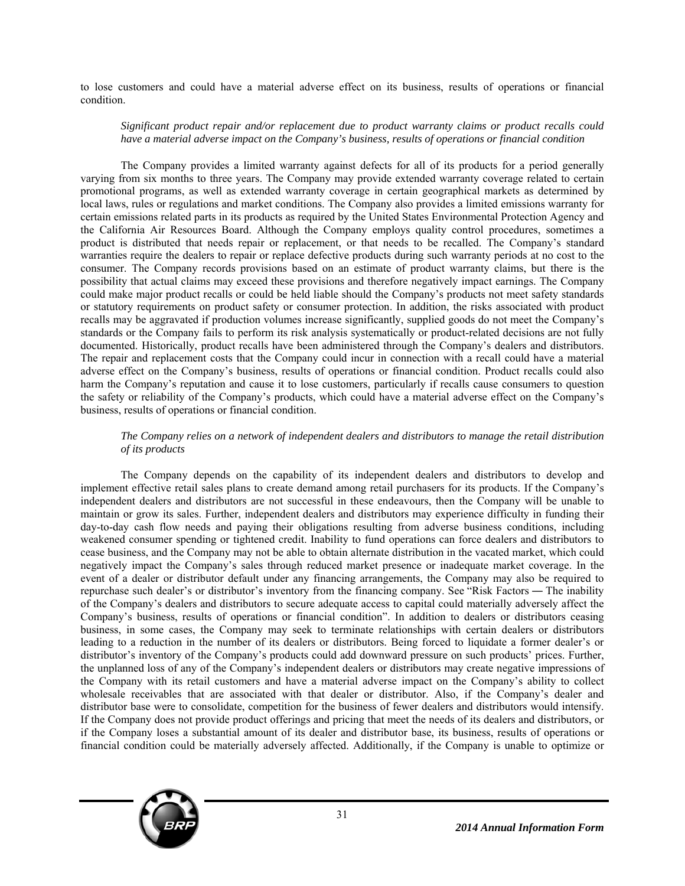to lose customers and could have a material adverse effect on its business, results of operations or financial condition.

*Significant product repair and/or replacement due to product warranty claims or product recalls could have a material adverse impact on the Company's business, results of operations or financial condition*

The Company provides a limited warranty against defects for all of its products for a period generally varying from six months to three years. The Company may provide extended warranty coverage related to certain promotional programs, as well as extended warranty coverage in certain geographical markets as determined by local laws, rules or regulations and market conditions. The Company also provides a limited emissions warranty for certain emissions related parts in its products as required by the United States Environmental Protection Agency and the California Air Resources Board. Although the Company employs quality control procedures, sometimes a product is distributed that needs repair or replacement, or that needs to be recalled. The Company's standard warranties require the dealers to repair or replace defective products during such warranty periods at no cost to the consumer. The Company records provisions based on an estimate of product warranty claims, but there is the possibility that actual claims may exceed these provisions and therefore negatively impact earnings. The Company could make major product recalls or could be held liable should the Company's products not meet safety standards or statutory requirements on product safety or consumer protection. In addition, the risks associated with product recalls may be aggravated if production volumes increase significantly, supplied goods do not meet the Company's standards or the Company fails to perform its risk analysis systematically or product-related decisions are not fully documented. Historically, product recalls have been administered through the Company's dealers and distributors. The repair and replacement costs that the Company could incur in connection with a recall could have a material adverse effect on the Company's business, results of operations or financial condition. Product recalls could also harm the Company's reputation and cause it to lose customers, particularly if recalls cause consumers to question the safety or reliability of the Company's products, which could have a material adverse effect on the Company's business, results of operations or financial condition.

*The Company relies on a network of independent dealers and distributors to manage the retail distribution of its products*

The Company depends on the capability of its independent dealers and distributors to develop and implement effective retail sales plans to create demand among retail purchasers for its products. If the Company's independent dealers and distributors are not successful in these endeavours, then the Company will be unable to maintain or grow its sales. Further, independent dealers and distributors may experience difficulty in funding their day-to-day cash flow needs and paying their obligations resulting from adverse business conditions, including weakened consumer spending or tightened credit. Inability to fund operations can force dealers and distributors to cease business, and the Company may not be able to obtain alternate distribution in the vacated market, which could negatively impact the Company's sales through reduced market presence or inadequate market coverage. In the event of a dealer or distributor default under any financing arrangements, the Company may also be required to repurchase such dealer's or distributor's inventory from the financing company. See "Risk Factors ― The inability of the Company's dealers and distributors to secure adequate access to capital could materially adversely affect the Company's business, results of operations or financial condition". In addition to dealers or distributors ceasing business, in some cases, the Company may seek to terminate relationships with certain dealers or distributors leading to a reduction in the number of its dealers or distributors. Being forced to liquidate a former dealer's or distributor's inventory of the Company's products could add downward pressure on such products' prices. Further, the unplanned loss of any of the Company's independent dealers or distributors may create negative impressions of the Company with its retail customers and have a material adverse impact on the Company's ability to collect wholesale receivables that are associated with that dealer or distributor. Also, if the Company's dealer and distributor base were to consolidate, competition for the business of fewer dealers and distributors would intensify. If the Company does not provide product offerings and pricing that meet the needs of its dealers and distributors, or if the Company loses a substantial amount of its dealer and distributor base, its business, results of operations or financial condition could be materially adversely affected. Additionally, if the Company is unable to optimize or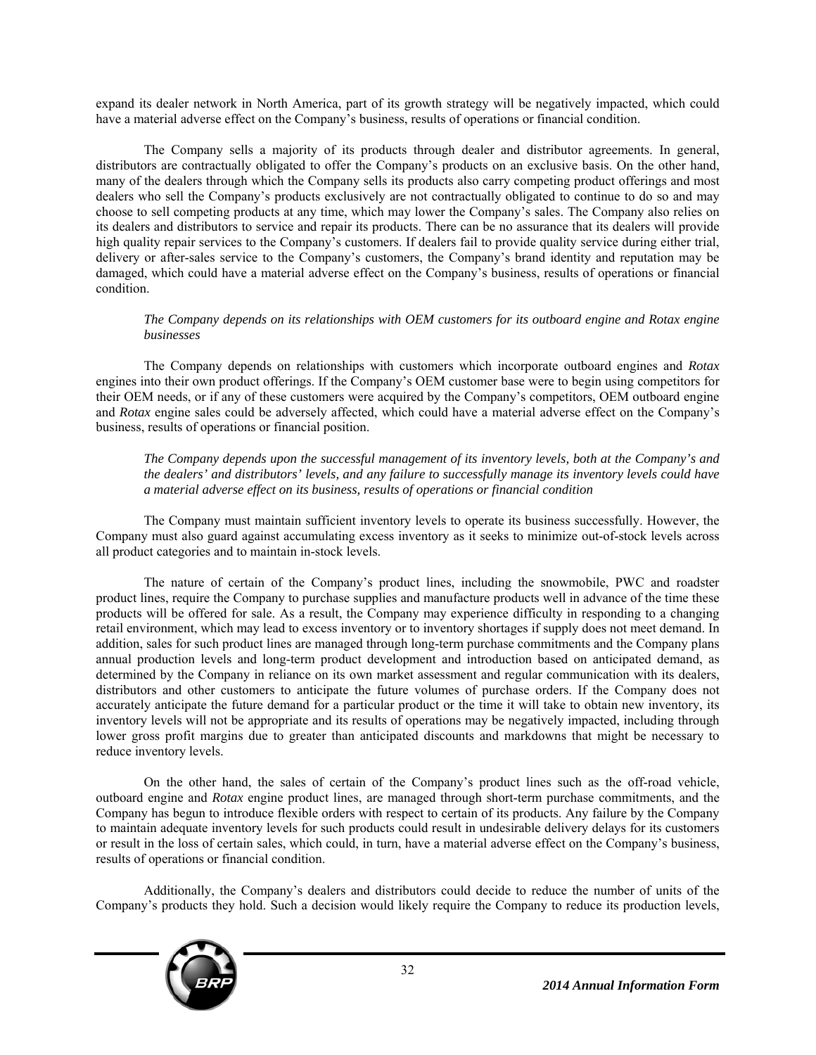expand its dealer network in North America, part of its growth strategy will be negatively impacted, which could have a material adverse effect on the Company's business, results of operations or financial condition.

The Company sells a majority of its products through dealer and distributor agreements. In general, distributors are contractually obligated to offer the Company's products on an exclusive basis. On the other hand, many of the dealers through which the Company sells its products also carry competing product offerings and most dealers who sell the Company's products exclusively are not contractually obligated to continue to do so and may choose to sell competing products at any time, which may lower the Company's sales. The Company also relies on its dealers and distributors to service and repair its products. There can be no assurance that its dealers will provide high quality repair services to the Company's customers. If dealers fail to provide quality service during either trial, delivery or after-sales service to the Company's customers, the Company's brand identity and reputation may be damaged, which could have a material adverse effect on the Company's business, results of operations or financial condition.

*The Company depends on its relationships with OEM customers for its outboard engine and Rotax engine businesses*

The Company depends on relationships with customers which incorporate outboard engines and *Rotax* engines into their own product offerings. If the Company's OEM customer base were to begin using competitors for their OEM needs, or if any of these customers were acquired by the Company's competitors, OEM outboard engine and *Rotax* engine sales could be adversely affected, which could have a material adverse effect on the Company's business, results of operations or financial position.

*The Company depends upon the successful management of its inventory levels, both at the Company's and the dealers' and distributors' levels, and any failure to successfully manage its inventory levels could have a material adverse effect on its business, results of operations or financial condition*

The Company must maintain sufficient inventory levels to operate its business successfully. However, the Company must also guard against accumulating excess inventory as it seeks to minimize out-of-stock levels across all product categories and to maintain in-stock levels.

The nature of certain of the Company's product lines, including the snowmobile, PWC and roadster product lines, require the Company to purchase supplies and manufacture products well in advance of the time these products will be offered for sale. As a result, the Company may experience difficulty in responding to a changing retail environment, which may lead to excess inventory or to inventory shortages if supply does not meet demand. In addition, sales for such product lines are managed through long-term purchase commitments and the Company plans annual production levels and long-term product development and introduction based on anticipated demand, as determined by the Company in reliance on its own market assessment and regular communication with its dealers, distributors and other customers to anticipate the future volumes of purchase orders. If the Company does not accurately anticipate the future demand for a particular product or the time it will take to obtain new inventory, its inventory levels will not be appropriate and its results of operations may be negatively impacted, including through lower gross profit margins due to greater than anticipated discounts and markdowns that might be necessary to reduce inventory levels.

On the other hand, the sales of certain of the Company's product lines such as the off-road vehicle, outboard engine and *Rotax* engine product lines, are managed through short-term purchase commitments, and the Company has begun to introduce flexible orders with respect to certain of its products. Any failure by the Company to maintain adequate inventory levels for such products could result in undesirable delivery delays for its customers or result in the loss of certain sales, which could, in turn, have a material adverse effect on the Company's business, results of operations or financial condition.

Additionally, the Company's dealers and distributors could decide to reduce the number of units of the Company's products they hold. Such a decision would likely require the Company to reduce its production levels,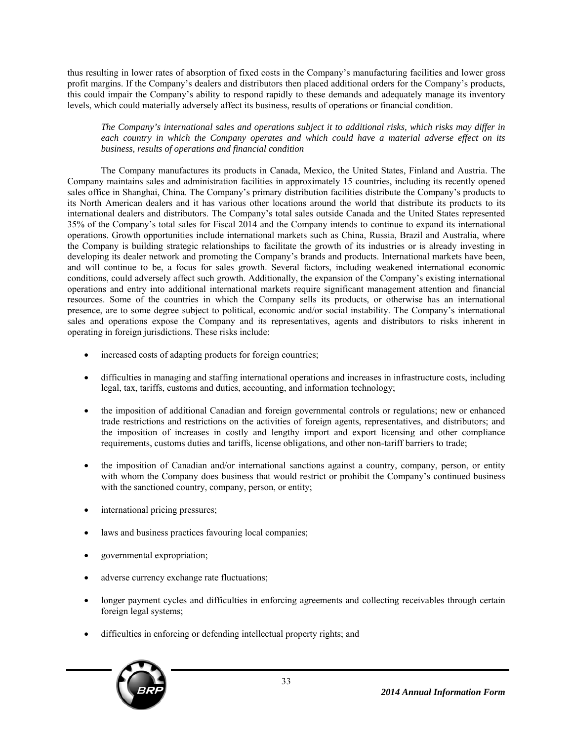thus resulting in lower rates of absorption of fixed costs in the Company's manufacturing facilities and lower gross profit margins. If the Company's dealers and distributors then placed additional orders for the Company's products, this could impair the Company's ability to respond rapidly to these demands and adequately manage its inventory levels, which could materially adversely affect its business, results of operations or financial condition.

*The Company's international sales and operations subject it to additional risks, which risks may differ in each country in which the Company operates and which could have a material adverse effect on its business, results of operations and financial condition*

The Company manufactures its products in Canada, Mexico, the United States, Finland and Austria. The Company maintains sales and administration facilities in approximately 15 countries, including its recently opened sales office in Shanghai, China. The Company's primary distribution facilities distribute the Company's products to its North American dealers and it has various other locations around the world that distribute its products to its international dealers and distributors. The Company's total sales outside Canada and the United States represented 35% of the Company's total sales for Fiscal 2014 and the Company intends to continue to expand its international operations. Growth opportunities include international markets such as China, Russia, Brazil and Australia, where the Company is building strategic relationships to facilitate the growth of its industries or is already investing in developing its dealer network and promoting the Company's brands and products. International markets have been, and will continue to be, a focus for sales growth. Several factors, including weakened international economic conditions, could adversely affect such growth. Additionally, the expansion of the Company's existing international operations and entry into additional international markets require significant management attention and financial resources. Some of the countries in which the Company sells its products, or otherwise has an international presence, are to some degree subject to political, economic and/or social instability. The Company's international sales and operations expose the Company and its representatives, agents and distributors to risks inherent in operating in foreign jurisdictions. These risks include:

- increased costs of adapting products for foreign countries;
- difficulties in managing and staffing international operations and increases in infrastructure costs, including legal, tax, tariffs, customs and duties, accounting, and information technology;
- the imposition of additional Canadian and foreign governmental controls or regulations; new or enhanced trade restrictions and restrictions on the activities of foreign agents, representatives, and distributors; and the imposition of increases in costly and lengthy import and export licensing and other compliance requirements, customs duties and tariffs, license obligations, and other non-tariff barriers to trade;
- the imposition of Canadian and/or international sanctions against a country, company, person, or entity with whom the Company does business that would restrict or prohibit the Company's continued business with the sanctioned country, company, person, or entity;
- international pricing pressures;
- laws and business practices favouring local companies;
- governmental expropriation;
- adverse currency exchange rate fluctuations;
- longer payment cycles and difficulties in enforcing agreements and collecting receivables through certain foreign legal systems;
- difficulties in enforcing or defending intellectual property rights; and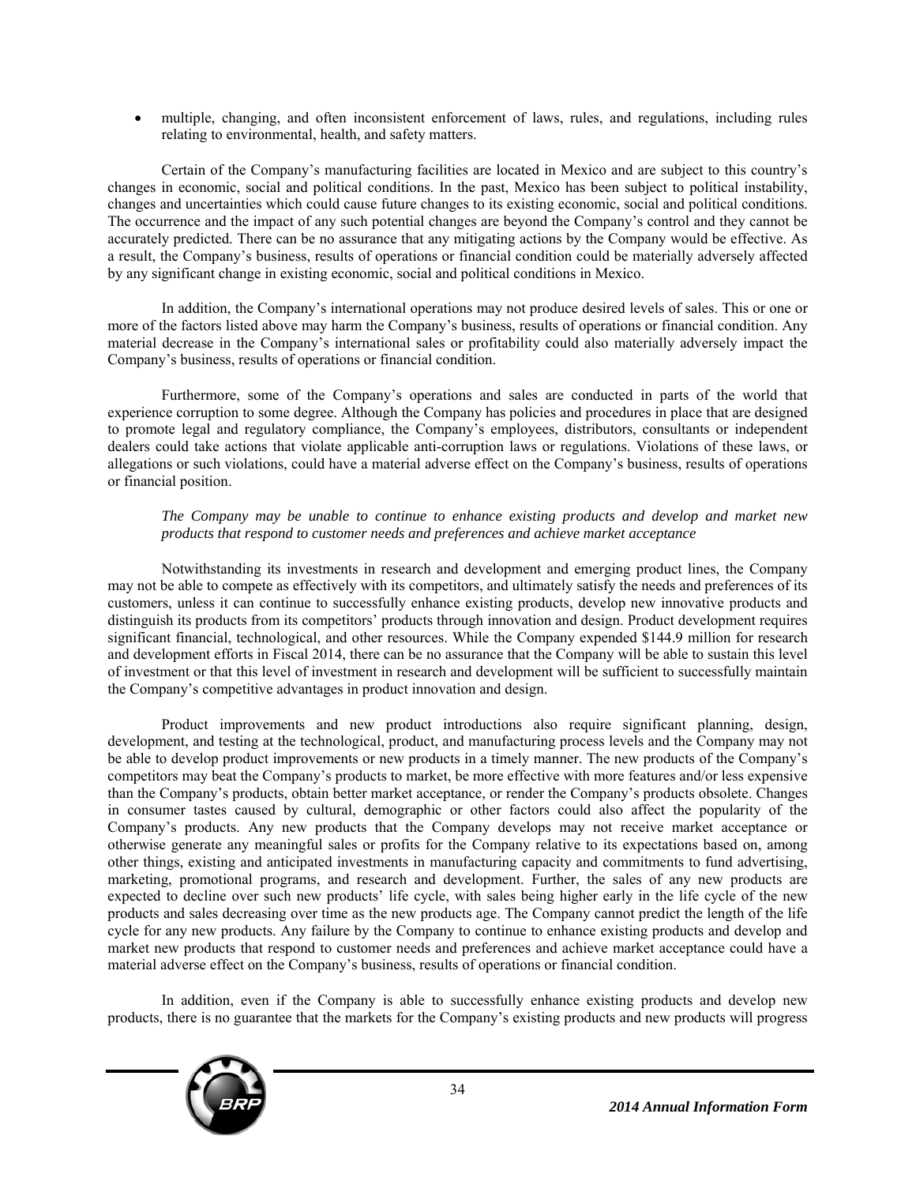- multiple, changing, and often inconsistent enforcement of laws, rules, and regulations, including rules relating to environmental, health, and safety matters.

Certain of the Company's manufacturing facilities are located in Mexico and are subject to this country's changes in economic, social and political conditions. In the past, Mexico has been subject to political instability, changes and uncertainties which could cause future changes to its existing economic, social and political conditions. The occurrence and the impact of any such potential changes are beyond the Company's control and they cannot be accurately predicted. There can be no assurance that any mitigating actions by the Company would be effective. As a result, the Company's business, results of operations or financial condition could be materially adversely affected by any significant change in existing economic, social and political conditions in Mexico.

In addition, the Company's international operations may not produce desired levels of sales. This or one or more of the factors listed above may harm the Company's business, results of operations or financial condition. Any material decrease in the Company's international sales or profitability could also materially adversely impact the Company's business, results of operations or financial condition.

Furthermore, some of the Company's operations and sales are conducted in parts of the world that experience corruption to some degree. Although the Company has policies and procedures in place that are designed to promote legal and regulatory compliance, the Company's employees, distributors, consultants or independent dealers could take actions that violate applicable anti-corruption laws or regulations. Violations of these laws, or allegations or such violations, could have a material adverse effect on the Company's business, results of operations or financial position.

*The Company may be unable to continue to enhance existing products and develop and market new products that respond to customer needs and preferences and achieve market acceptance*

Notwithstanding its investments in research and development and emerging product lines, the Company may not be able to compete as effectively with its competitors, and ultimately satisfy the needs and preferences of its customers, unless it can continue to successfully enhance existing products, develop new innovative products and distinguish its products from its competitors' products through innovation and design. Product development requires significant financial, technological, and other resources. While the Company expended $144.9 million for research and development efforts in Fiscal 2014, there can be no assurance that the Company will be able to sustain this level of investment or that this level of investment in research and development will be sufficient to successfully maintain the Company's competitive advantages in product innovation and design.

Product improvements and new product introductions also require significant planning, design, development, and testing at the technological, product, and manufacturing process levels and the Company may not be able to develop product improvements or new products in a timely manner. The new products of the Company's competitors may beat the Company's products to market, be more effective with more features and/or less expensive than the Company's products, obtain better market acceptance, or render the Company's products obsolete. Changes in consumer tastes caused by cultural, demographic or other factors could also affect the popularity of the Company's products. Any new products that the Company develops may not receive market acceptance or otherwise generate any meaningful sales or profits for the Company relative to its expectations based on, among other things, existing and anticipated investments in manufacturing capacity and commitments to fund advertising, marketing, promotional programs, and research and development. Further, the sales of any new products are expected to decline over such new products' life cycle, with sales being higher early in the life cycle of the new products and sales decreasing over time as the new products age. The Company cannot predict the length of the life cycle for any new products. Any failure by the Company to continue to enhance existing products and develop and market new products that respond to customer needs and preferences and achieve market acceptance could have a material adverse effect on the Company's business, results of operations or financial condition.

In addition, even if the Company is able to successfully enhance existing products and develop new products, there is no guarantee that the markets for the Company's existing products and new products will progress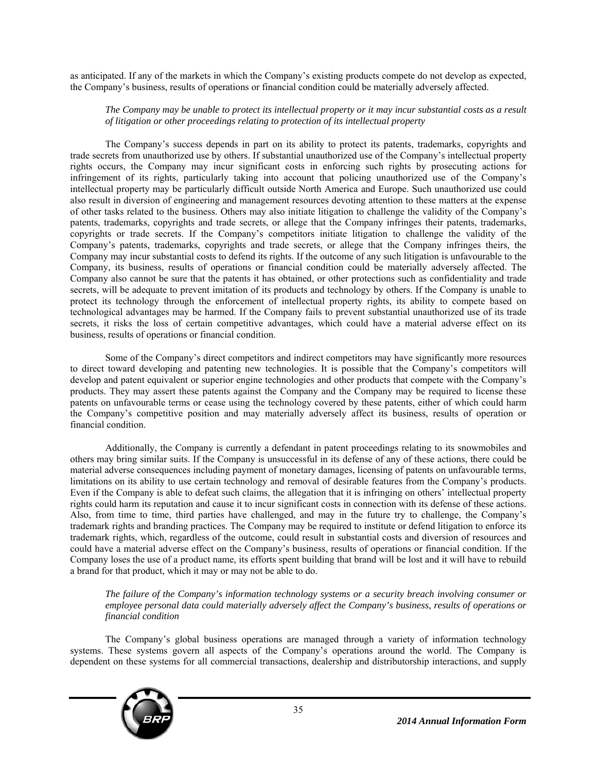as anticipated. If any of the markets in which the Company's existing products compete do not develop as expected, the Company's business, results of operations or financial condition could be materially adversely affected.

*The Company may be unable to protect its intellectual property or it may incur substantial costs as a result of litigation or other proceedings relating to protection of its intellectual property*

The Company's success depends in part on its ability to protect its patents, trademarks, copyrights and trade secrets from unauthorized use by others. If substantial unauthorized use of the Company's intellectual property rights occurs, the Company may incur significant costs in enforcing such rights by prosecuting actions for infringement of its rights, particularly taking into account that policing unauthorized use of the Company's intellectual property may be particularly difficult outside North America and Europe. Such unauthorized use could also result in diversion of engineering and management resources devoting attention to these matters at the expense of other tasks related to the business. Others may also initiate litigation to challenge the validity of the Company's patents, trademarks, copyrights and trade secrets, or allege that the Company infringes their patents, trademarks, copyrights or trade secrets. If the Company's competitors initiate litigation to challenge the validity of the Company's patents, trademarks, copyrights and trade secrets, or allege that the Company infringes theirs, the Company may incur substantial costs to defend its rights. If the outcome of any such litigation is unfavourable to the Company, its business, results of operations or financial condition could be materially adversely affected. The Company also cannot be sure that the patents it has obtained, or other protections such as confidentiality and trade secrets, will be adequate to prevent imitation of its products and technology by others. If the Company is unable to protect its technology through the enforcement of intellectual property rights, its ability to compete based on technological advantages may be harmed. If the Company fails to prevent substantial unauthorized use of its trade secrets, it risks the loss of certain competitive advantages, which could have a material adverse effect on its business, results of operations or financial condition.

Some of the Company's direct competitors and indirect competitors may have significantly more resources to direct toward developing and patenting new technologies. It is possible that the Company's competitors will develop and patent equivalent or superior engine technologies and other products that compete with the Company's products. They may assert these patents against the Company and the Company may be required to license these patents on unfavourable terms or cease using the technology covered by these patents, either of which could harm the Company's competitive position and may materially adversely affect its business, results of operation or financial condition.

Additionally, the Company is currently a defendant in patent proceedings relating to its snowmobiles and others may bring similar suits. If the Company is unsuccessful in its defense of any of these actions, there could be material adverse consequences including payment of monetary damages, licensing of patents on unfavourable terms, limitations on its ability to use certain technology and removal of desirable features from the Company's products. Even if the Company is able to defeat such claims, the allegation that it is infringing on others' intellectual property rights could harm its reputation and cause it to incur significant costs in connection with its defense of these actions. Also, from time to time, third parties have challenged, and may in the future try to challenge, the Company's trademark rights and branding practices. The Company may be required to institute or defend litigation to enforce its trademark rights, which, regardless of the outcome, could result in substantial costs and diversion of resources and could have a material adverse effect on the Company's business, results of operations or financial condition. If the Company loses the use of a product name, its efforts spent building that brand will be lost and it will have to rebuild a brand for that product, which it may or may not be able to do.

*The failure of the Company's information technology systems or a security breach involving consumer or employee personal data could materially adversely affect the Company's business, results of operations or financial condition*

The Company's global business operations are managed through a variety of information technology systems. These systems govern all aspects of the Company's operations around the world. The Company is dependent on these systems for all commercial transactions, dealership and distributorship interactions, and supply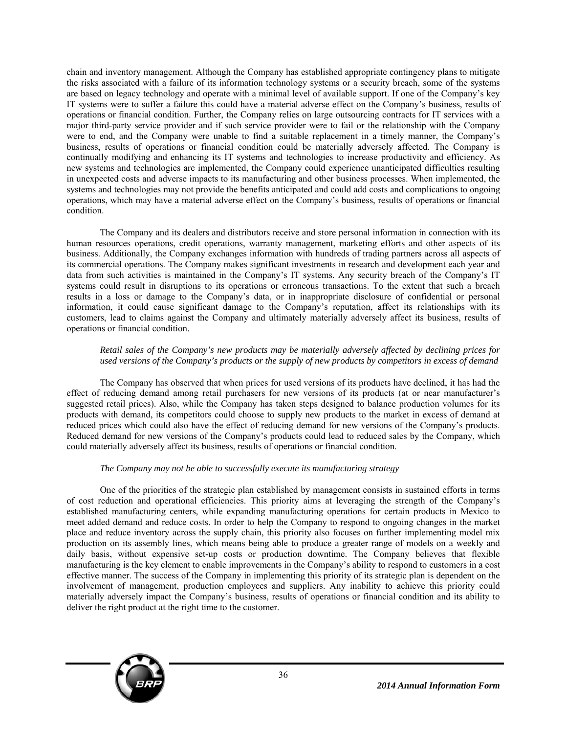chain and inventory management. Although the Company has established appropriate contingency plans to mitigate the risks associated with a failure of its information technology systems or a security breach, some of the systems are based on legacy technology and operate with a minimal level of available support. If one of the Company's key IT systems were to suffer a failure this could have a material adverse effect on the Company's business, results of operations or financial condition. Further, the Company relies on large outsourcing contracts for IT services with a major third-party service provider and if such service provider were to fail or the relationship with the Company were to end, and the Company were unable to find a suitable replacement in a timely manner, the Company's business, results of operations or financial condition could be materially adversely affected. The Company is continually modifying and enhancing its IT systems and technologies to increase productivity and efficiency. As new systems and technologies are implemented, the Company could experience unanticipated difficulties resulting in unexpected costs and adverse impacts to its manufacturing and other business processes. When implemented, the systems and technologies may not provide the benefits anticipated and could add costs and complications to ongoing operations, which may have a material adverse effect on the Company's business, results of operations or financial condition.

The Company and its dealers and distributors receive and store personal information in connection with its human resources operations, credit operations, warranty management, marketing efforts and other aspects of its business. Additionally, the Company exchanges information with hundreds of trading partners across all aspects of its commercial operations. The Company makes significant investments in research and development each year and data from such activities is maintained in the Company's IT systems. Any security breach of the Company's IT systems could result in disruptions to its operations or erroneous transactions. To the extent that such a breach results in a loss or damage to the Company's data, or in inappropriate disclosure of confidential or personal information, it could cause significant damage to the Company's reputation, affect its relationships with its customers, lead to claims against the Company and ultimately materially adversely affect its business, results of operations or financial condition.

*Retail sales of the Company's new products may be materially adversely affected by declining prices for used versions of the Company's products or the supply of new products by competitors in excess of demand*

The Company has observed that when prices for used versions of its products have declined, it has had the effect of reducing demand among retail purchasers for new versions of its products (at or near manufacturer's suggested retail prices). Also, while the Company has taken steps designed to balance production volumes for its products with demand, its competitors could choose to supply new products to the market in excess of demand at reduced prices which could also have the effect of reducing demand for new versions of the Company's products. Reduced demand for new versions of the Company's products could lead to reduced sales by the Company, which could materially adversely affect its business, results of operations or financial condition.

*The Company may not be able to successfully execute its manufacturing strategy*

One of the priorities of the strategic plan established by management consists in sustained efforts in terms of cost reduction and operational efficiencies. This priority aims at leveraging the strength of the Company's established manufacturing centers, while expanding manufacturing operations for certain products in Mexico to meet added demand and reduce costs. In order to help the Company to respond to ongoing changes in the market place and reduce inventory across the supply chain, this priority also focuses on further implementing model mix production on its assembly lines, which means being able to produce a greater range of models on a weekly and daily basis, without expensive set-up costs or production downtime. The Company believes that flexible manufacturing is the key element to enable improvements in the Company's ability to respond to customers in a cost effective manner. The success of the Company in implementing this priority of its strategic plan is dependent on the involvement of management, production employees and suppliers. Any inability to achieve this priority could materially adversely impact the Company's business, results of operations or financial condition and its ability to deliver the right product at the right time to the customer.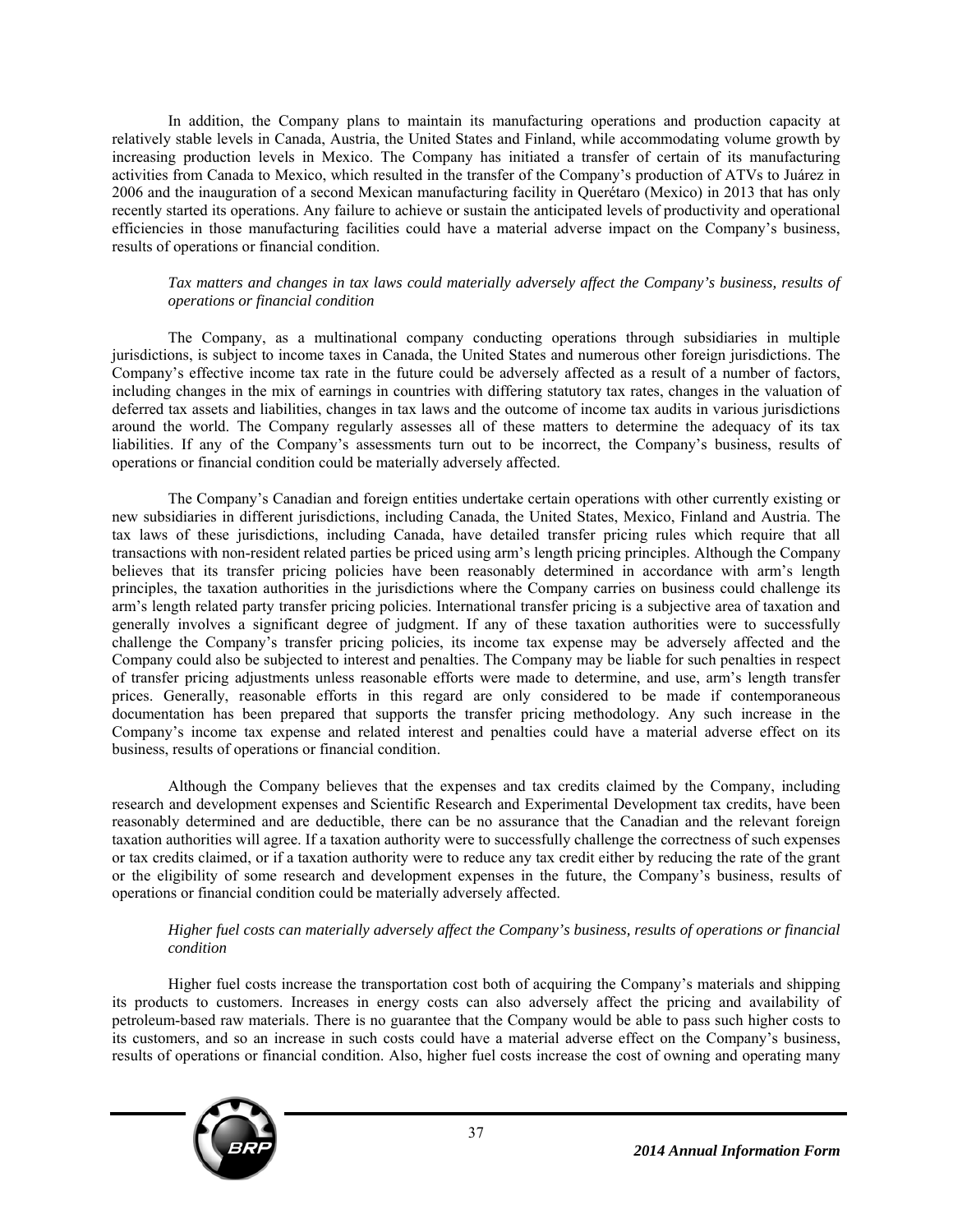In addition, the Company plans to maintain its manufacturing operations and production capacity at relatively stable levels in Canada, Austria, the United States and Finland, while accommodating volume growth by increasing production levels in Mexico. The Company has initiated a transfer of certain of its manufacturing activities from Canada to Mexico, which resulted in the transfer of the Company's production of ATVs to Juárez in 2006 and the inauguration of a second Mexican manufacturing facility in Querétaro (Mexico) in 2013 that has only recently started its operations. Any failure to achieve or sustain the anticipated levels of productivity and operational efficiencies in those manufacturing facilities could have a material adverse impact on the Company's business, results of operations or financial condition.

*Tax matters and changes in tax laws could materially adversely affect the Company's business, results of operations or financial condition*

The Company, as a multinational company conducting operations through subsidiaries in multiple jurisdictions, is subject to income taxes in Canada, the United States and numerous other foreign jurisdictions. The Company's effective income tax rate in the future could be adversely affected as a result of a number of factors, including changes in the mix of earnings in countries with differing statutory tax rates, changes in the valuation of deferred tax assets and liabilities, changes in tax laws and the outcome of income tax audits in various jurisdictions around the world. The Company regularly assesses all of these matters to determine the adequacy of its tax liabilities. If any of the Company's assessments turn out to be incorrect, the Company's business, results of operations or financial condition could be materially adversely affected.

The Company's Canadian and foreign entities undertake certain operations with other currently existing or new subsidiaries in different jurisdictions, including Canada, the United States, Mexico, Finland and Austria. The tax laws of these jurisdictions, including Canada, have detailed transfer pricing rules which require that all transactions with non-resident related parties be priced using arm's length pricing principles. Although the Company believes that its transfer pricing policies have been reasonably determined in accordance with arm's length principles, the taxation authorities in the jurisdictions where the Company carries on business could challenge its arm's length related party transfer pricing policies. International transfer pricing is a subjective area of taxation and generally involves a significant degree of judgment. If any of these taxation authorities were to successfully challenge the Company's transfer pricing policies, its income tax expense may be adversely affected and the Company could also be subjected to interest and penalties. The Company may be liable for such penalties in respect of transfer pricing adjustments unless reasonable efforts were made to determine, and use, arm's length transfer prices. Generally, reasonable efforts in this regard are only considered to be made if contemporaneous documentation has been prepared that supports the transfer pricing methodology. Any such increase in the Company's income tax expense and related interest and penalties could have a material adverse effect on its business, results of operations or financial condition.

Although the Company believes that the expenses and tax credits claimed by the Company, including research and development expenses and Scientific Research and Experimental Development tax credits, have been reasonably determined and are deductible, there can be no assurance that the Canadian and the relevant foreign taxation authorities will agree. If a taxation authority were to successfully challenge the correctness of such expenses or tax credits claimed, or if a taxation authority were to reduce any tax credit either by reducing the rate of the grant or the eligibility of some research and development expenses in the future, the Company's business, results of operations or financial condition could be materially adversely affected.

*Higher fuel costs can materially adversely affect the Company's business, results of operations or financial condition*

Higher fuel costs increase the transportation cost both of acquiring the Company's materials and shipping its products to customers. Increases in energy costs can also adversely affect the pricing and availability of petroleum-based raw materials. There is no guarantee that the Company would be able to pass such higher costs to its customers, and so an increase in such costs could have a material adverse effect on the Company's business, results of operations or financial condition. Also, higher fuel costs increase the cost of owning and operating many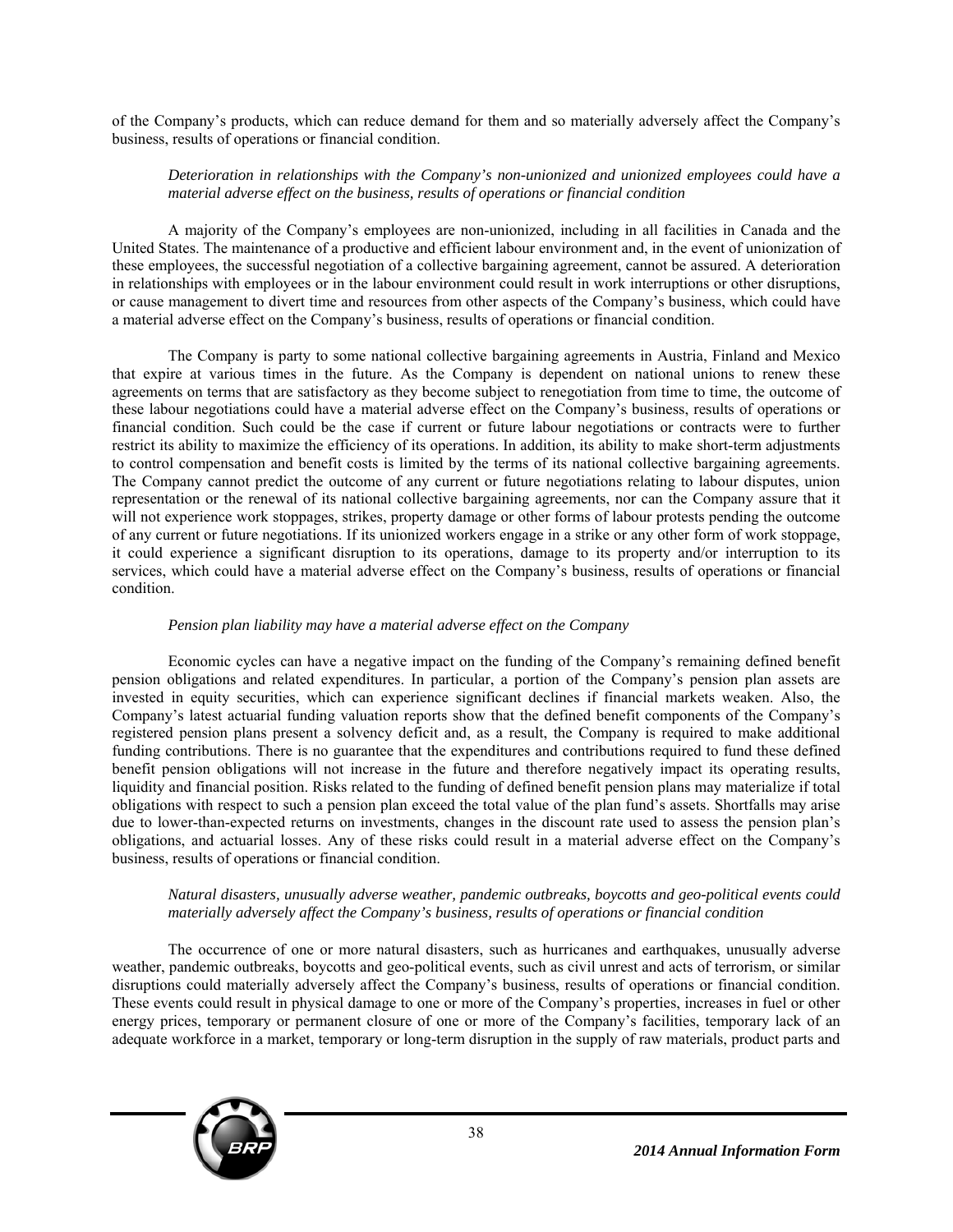of the Company's products, which can reduce demand for them and so materially adversely affect the Company's business, results of operations or financial condition.

*Deterioration in relationships with the Company's non-unionized and unionized employees could have a material adverse effect on the business, results of operations or financial condition*

A majority of the Company's employees are non-unionized, including in all facilities in Canada and the United States. The maintenance of a productive and efficient labour environment and, in the event of unionization of these employees, the successful negotiation of a collective bargaining agreement, cannot be assured. A deterioration in relationships with employees or in the labour environment could result in work interruptions or other disruptions, or cause management to divert time and resources from other aspects of the Company's business, which could have a material adverse effect on the Company's business, results of operations or financial condition.

The Company is party to some national collective bargaining agreements in Austria, Finland and Mexico that expire at various times in the future. As the Company is dependent on national unions to renew these agreements on terms that are satisfactory as they become subject to renegotiation from time to time, the outcome of these labour negotiations could have a material adverse effect on the Company's business, results of operations or financial condition. Such could be the case if current or future labour negotiations or contracts were to further restrict its ability to maximize the efficiency of its operations. In addition, its ability to make short-term adjustments to control compensation and benefit costs is limited by the terms of its national collective bargaining agreements. The Company cannot predict the outcome of any current or future negotiations relating to labour disputes, union representation or the renewal of its national collective bargaining agreements, nor can the Company assure that it will not experience work stoppages, strikes, property damage or other forms of labour protests pending the outcome of any current or future negotiations. If its unionized workers engage in a strike or any other form of work stoppage, it could experience a significant disruption to its operations, damage to its property and/or interruption to its services, which could have a material adverse effect on the Company's business, results of operations or financial condition.

*Pension plan liability may have a material adverse effect on the Company*

Economic cycles can have a negative impact on the funding of the Company's remaining defined benefit pension obligations and related expenditures. In particular, a portion of the Company's pension plan assets are invested in equity securities, which can experience significant declines if financial markets weaken. Also, the Company's latest actuarial funding valuation reports show that the defined benefit components of the Company's registered pension plans present a solvency deficit and, as a result, the Company is required to make additional funding contributions. There is no guarantee that the expenditures and contributions required to fund these defined benefit pension obligations will not increase in the future and therefore negatively impact its operating results, liquidity and financial position. Risks related to the funding of defined benefit pension plans may materialize if total obligations with respect to such a pension plan exceed the total value of the plan fund's assets. Shortfalls may arise due to lower-than-expected returns on investments, changes in the discount rate used to assess the pension plan's obligations, and actuarial losses. Any of these risks could result in a material adverse effect on the Company's business, results of operations or financial condition.

*Natural disasters, unusually adverse weather, pandemic outbreaks, boycotts and geo-political events could materially adversely affect the Company's business, results of operations or financial condition*

The occurrence of one or more natural disasters, such as hurricanes and earthquakes, unusually adverse weather, pandemic outbreaks, boycotts and geo-political events, such as civil unrest and acts of terrorism, or similar disruptions could materially adversely affect the Company's business, results of operations or financial condition. These events could result in physical damage to one or more of the Company's properties, increases in fuel or other energy prices, temporary or permanent closure of one or more of the Company's facilities, temporary lack of an adequate workforce in a market, temporary or long-term disruption in the supply of raw materials, product parts and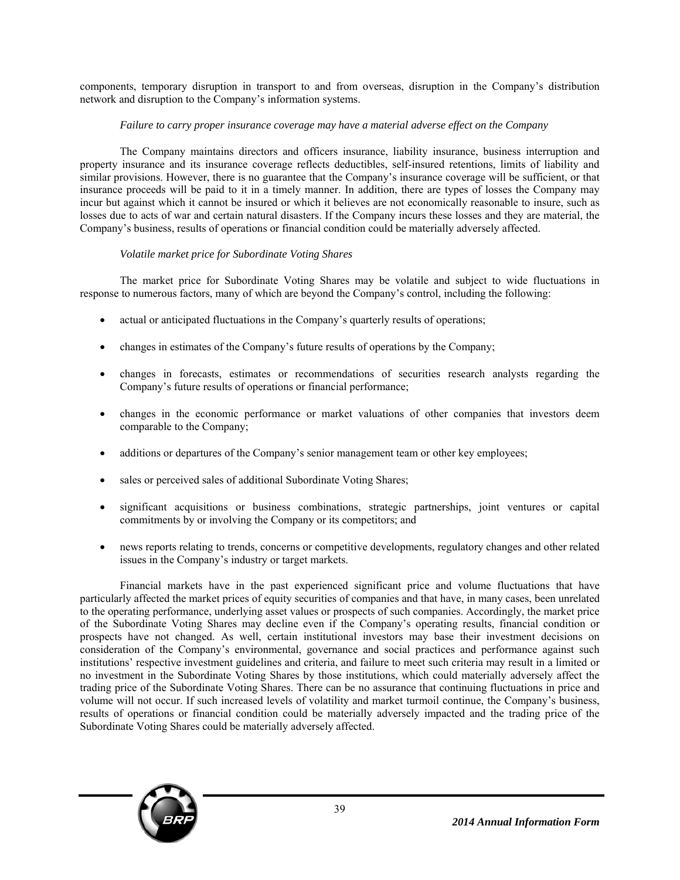components, temporary disruption in transport to and from overseas, disruption in the Company's distribution network and disruption to the Company's information systems.

*Failure to carry proper insurance coverage may have a material adverse effect on the Company*

The Company maintains directors and officers insurance, liability insurance, business interruption and property insurance and its insurance coverage reflects deductibles, self-insured retentions, limits of liability and similar provisions. However, there is no guarantee that the Company's insurance coverage will be sufficient, or that insurance proceeds will be paid to it in a timely manner. In addition, there are types of losses the Company may incur but against which it cannot be insured or which it believes are not economically reasonable to insure, such as losses due to acts of war and certain natural disasters. If the Company incurs these losses and they are material, the Company's business, results of operations or financial condition could be materially adversely affected.

*Volatile market price for Subordinate Voting Shares*

The market price for Subordinate Voting Shares may be volatile and subject to wide fluctuations in response to numerous factors, many of which are beyond the Company's control, including the following:

- actual or anticipated fluctuations in the Company's quarterly results of operations;
- changes in estimates of the Company's future results of operations by the Company;
- changes in forecasts, estimates or recommendations of securities research analysts regarding the Company's future results of operations or financial performance;
- changes in the economic performance or market valuations of other companies that investors deem comparable to the Company;
- additions or departures of the Company's senior management team or other key employees;
- sales or perceived sales of additional Subordinate Voting Shares;
- significant acquisitions or business combinations, strategic partnerships, joint ventures or capital commitments by or involving the Company or its competitors; and
- news reports relating to trends, concerns or competitive developments, regulatory changes and other related issues in the Company's industry or target markets.

Financial markets have in the past experienced significant price and volume fluctuations that have particularly affected the market prices of equity securities of companies and that have, in many cases, been unrelated to the operating performance, underlying asset values or prospects of such companies. Accordingly, the market price of the Subordinate Voting Shares may decline even if the Company's operating results, financial condition or prospects have not changed. As well, certain institutional investors may base their investment decisions on consideration of the Company's environmental, governance and social practices and performance against such institutions' respective investment guidelines and criteria, and failure to meet such criteria may result in a limited or no investment in the Subordinate Voting Shares by those institutions, which could materially adversely affect the trading price of the Subordinate Voting Shares. There can be no assurance that continuing fluctuations in price and volume will not occur. If such increased levels of volatility and market turmoil continue, the Company's business, results of operations or financial condition could be materially adversely impacted and the trading price of the Subordinate Voting Shares could be materially adversely affected.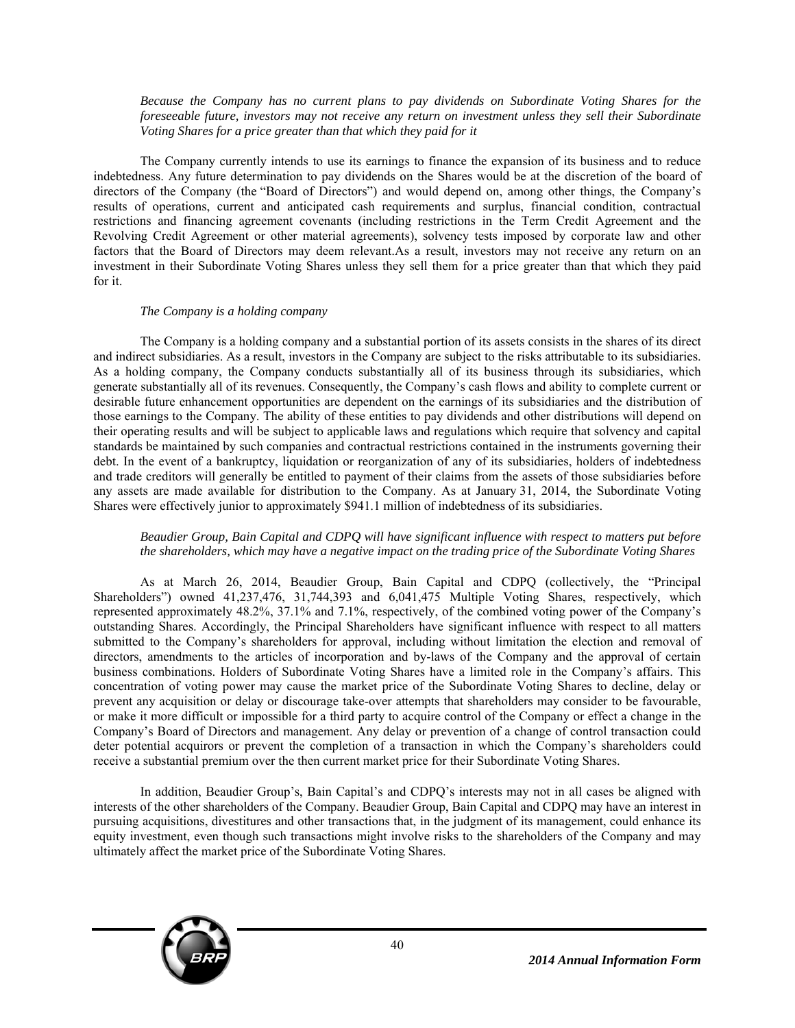*Because the Company has no current plans to pay dividends on Subordinate Voting Shares for the foreseeable future, investors may not receive any return on investment unless they sell their Subordinate Voting Shares for a price greater than that which they paid for it*

The Company currently intends to use its earnings to finance the expansion of its business and to reduce indebtedness. Any future determination to pay dividends on the Shares would be at the discretion of the board of directors of the Company (the "Board of Directors") and would depend on, among other things, the Company's results of operations, current and anticipated cash requirements and surplus, financial condition, contractual restrictions and financing agreement covenants (including restrictions in the Term Credit Agreement and the Revolving Credit Agreement or other material agreements), solvency tests imposed by corporate law and other factors that the Board of Directors may deem relevant.As a result, investors may not receive any return on an investment in their Subordinate Voting Shares unless they sell them for a price greater than that which they paid for it.

*The Company is a holding company*

The Company is a holding company and a substantial portion of its assets consists in the shares of its direct and indirect subsidiaries. As a result, investors in the Company are subject to the risks attributable to its subsidiaries. As a holding company, the Company conducts substantially all of its business through its subsidiaries, which generate substantially all of its revenues. Consequently, the Company's cash flows and ability to complete current or desirable future enhancement opportunities are dependent on the earnings of its subsidiaries and the distribution of those earnings to the Company. The ability of these entities to pay dividends and other distributions will depend on their operating results and will be subject to applicable laws and regulations which require that solvency and capital standards be maintained by such companies and contractual restrictions contained in the instruments governing their debt. In the event of a bankruptcy, liquidation or reorganization of any of its subsidiaries, holders of indebtedness and trade creditors will generally be entitled to payment of their claims from the assets of those subsidiaries before any assets are made available for distribution to the Company. As at January 31, 2014, the Subordinate Voting Shares were effectively junior to approximately $941.1 million of indebtedness of its subsidiaries.

*Beaudier Group, Bain Capital and CDPQ will have significant influence with respect to matters put before the shareholders, which may have a negative impact on the trading price of the Subordinate Voting Shares*

As at March 26, 2014, Beaudier Group, Bain Capital and CDPQ (collectively, the "Principal Shareholders") owned 41,237,476, 31,744,393 and 6,041,475 Multiple Voting Shares, respectively, which represented approximately 48.2%, 37.1% and 7.1%, respectively, of the combined voting power of the Company's outstanding Shares. Accordingly, the Principal Shareholders have significant influence with respect to all matters submitted to the Company's shareholders for approval, including without limitation the election and removal of directors, amendments to the articles of incorporation and by-laws of the Company and the approval of certain business combinations. Holders of Subordinate Voting Shares have a limited role in the Company's affairs. This concentration of voting power may cause the market price of the Subordinate Voting Shares to decline, delay or prevent any acquisition or delay or discourage take-over attempts that shareholders may consider to be favourable, or make it more difficult or impossible for a third party to acquire control of the Company or effect a change in the Company's Board of Directors and management. Any delay or prevention of a change of control transaction could deter potential acquirors or prevent the completion of a transaction in which the Company's shareholders could receive a substantial premium over the then current market price for their Subordinate Voting Shares.

In addition, Beaudier Group's, Bain Capital's and CDPQ's interests may not in all cases be aligned with interests of the other shareholders of the Company. Beaudier Group, Bain Capital and CDPQ may have an interest in pursuing acquisitions, divestitures and other transactions that, in the judgment of its management, could enhance its equity investment, even though such transactions might involve risks to the shareholders of the Company and may ultimately affect the market price of the Subordinate Voting Shares.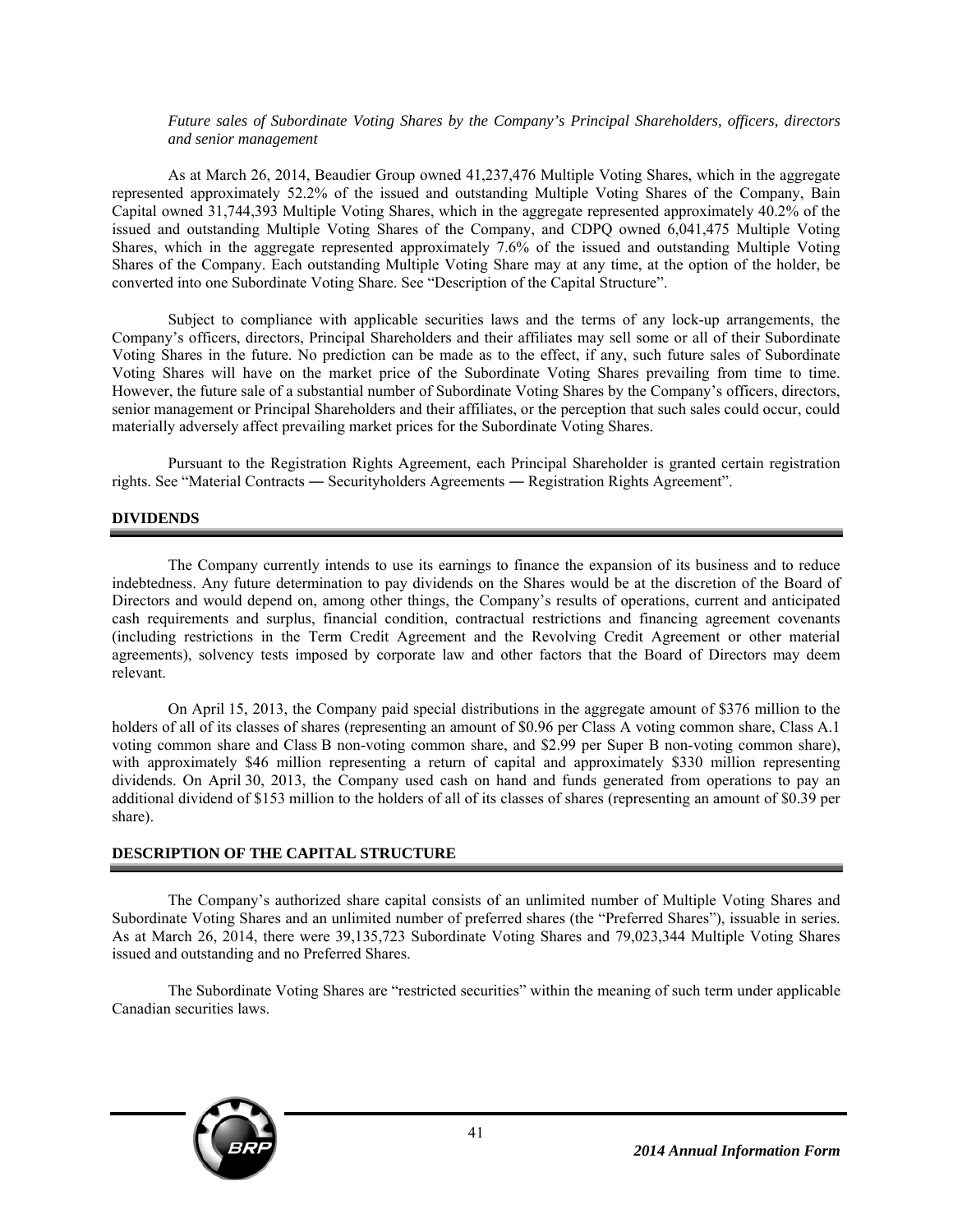*Future sales of Subordinate Voting Shares by the Company's Principal Shareholders, officers, directors and senior management*

As at March 26, 2014, Beaudier Group owned 41,237,476 Multiple Voting Shares, which in the aggregate represented approximately 52.2% of the issued and outstanding Multiple Voting Shares of the Company, Bain Capital owned 31,744,393 Multiple Voting Shares, which in the aggregate represented approximately 40.2% of the issued and outstanding Multiple Voting Shares of the Company, and CDPQ owned 6,041,475 Multiple Voting Shares, which in the aggregate represented approximately 7.6% of the issued and outstanding Multiple Voting Shares of the Company. Each outstanding Multiple Voting Share may at any time, at the option of the holder, be converted into one Subordinate Voting Share. See "Description of the Capital Structure".

Subject to compliance with applicable securities laws and the terms of any lock-up arrangements, the Company's officers, directors, Principal Shareholders and their affiliates may sell some or all of their Subordinate Voting Shares in the future. No prediction can be made as to the effect, if any, such future sales of Subordinate Voting Shares will have on the market price of the Subordinate Voting Shares prevailing from time to time. However, the future sale of a substantial number of Subordinate Voting Shares by the Company's officers, directors, senior management or Principal Shareholders and their affiliates, or the perception that such sales could occur, could materially adversely affect prevailing market prices for the Subordinate Voting Shares.

Pursuant to the Registration Rights Agreement, each Principal Shareholder is granted certain registration rights. See "Material Contracts ― Securityholders Agreements ― Registration Rights Agreement".

## DIVIDENDS

The Company currently intends to use its earnings to finance the expansion of its business and to reduce indebtedness. Any future determination to pay dividends on the Shares would be at the discretion of the Board of Directors and would depend on, among other things, the Company's results of operations, current and anticipated cash requirements and surplus, financial condition, contractual restrictions and financing agreement covenants (including restrictions in the Term Credit Agreement and the Revolving Credit Agreement or other material agreements), solvency tests imposed by corporate law and other factors that the Board of Directors may deem relevant.

On April 15, 2013, the Company paid special distributions in the aggregate amount of $376 million to the holders of all of its classes of shares (representing an amount of $0.96 per Class A voting common share, Class A.1 voting common share and Class B non-voting common share, and $2.99 per Super B non-voting common share), with approximately $46 million representing a return of capital and approximately $330 million representing dividends. On April 30, 2013, the Company used cash on hand and funds generated from operations to pay an additional dividend of $153 million to the holders of all of its classes of shares (representing an amount of $0.39 per share).

## DESCRIPTION OF THE CAPITAL STRUCTURE

The Company's authorized share capital consists of an unlimited number of Multiple Voting Shares and Subordinate Voting Shares and an unlimited number of preferred shares (the "Preferred Shares"), issuable in series. As at March 26, 2014, there were 39,135,723 Subordinate Voting Shares and 79,023,344 Multiple Voting Shares issued and outstanding and no Preferred Shares.

The Subordinate Voting Shares are "restricted securities" within the meaning of such term under applicable Canadian securities laws.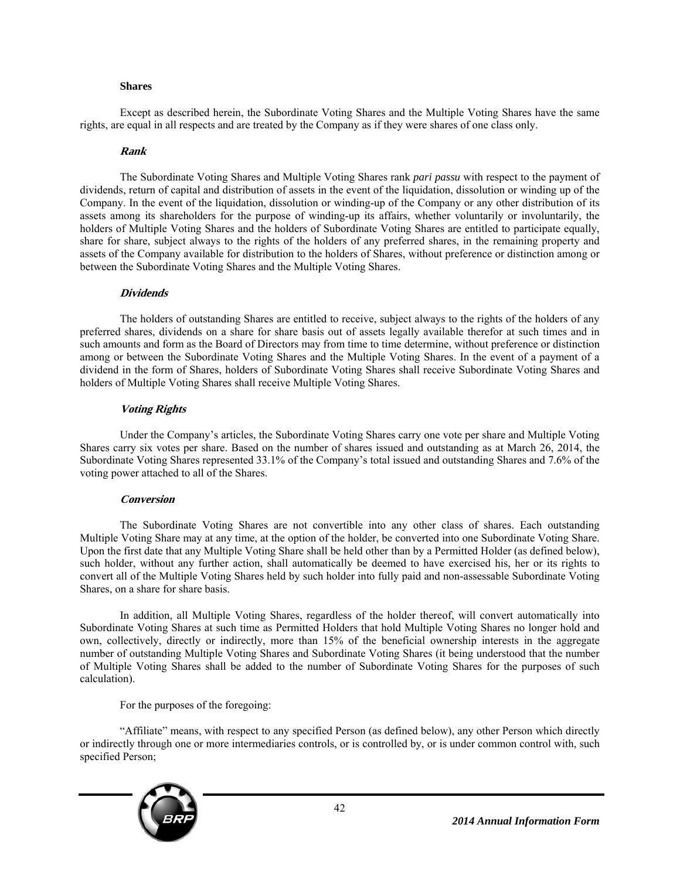**Shares**

Except as described herein, the Subordinate Voting Shares and the Multiple Voting Shares have the same rights, are equal in all respects and are treated by the Company as if they were shares of one class only.

***Rank***

The Subordinate Voting Shares and Multiple Voting Shares rank *pari passu* with respect to the payment of dividends, return of capital and distribution of assets in the event of the liquidation, dissolution or winding up of the Company. In the event of the liquidation, dissolution or winding-up of the Company or any other distribution of its assets among its shareholders for the purpose of winding-up its affairs, whether voluntarily or involuntarily, the holders of Multiple Voting Shares and the holders of Subordinate Voting Shares are entitled to participate equally, share for share, subject always to the rights of the holders of any preferred shares, in the remaining property and assets of the Company available for distribution to the holders of Shares, without preference or distinction among or between the Subordinate Voting Shares and the Multiple Voting Shares.

***Dividends***

The holders of outstanding Shares are entitled to receive, subject always to the rights of the holders of any preferred shares, dividends on a share for share basis out of assets legally available therefor at such times and in such amounts and form as the Board of Directors may from time to time determine, without preference or distinction among or between the Subordinate Voting Shares and the Multiple Voting Shares. In the event of a payment of a dividend in the form of Shares, holders of Subordinate Voting Shares shall receive Subordinate Voting Shares and holders of Multiple Voting Shares shall receive Multiple Voting Shares.

***Voting Rights***

Under the Company's articles, the Subordinate Voting Shares carry one vote per share and Multiple Voting Shares carry six votes per share. Based on the number of shares issued and outstanding as at March 26, 2014, the Subordinate Voting Shares represented 33.1% of the Company's total issued and outstanding Shares and 7.6% of the voting power attached to all of the Shares.

***Conversion***

The Subordinate Voting Shares are not convertible into any other class of shares. Each outstanding Multiple Voting Share may at any time, at the option of the holder, be converted into one Subordinate Voting Share. Upon the first date that any Multiple Voting Share shall be held other than by a Permitted Holder (as defined below), such holder, without any further action, shall automatically be deemed to have exercised his, her or its rights to convert all of the Multiple Voting Shares held by such holder into fully paid and non-assessable Subordinate Voting Shares, on a share for share basis.

In addition, all Multiple Voting Shares, regardless of the holder thereof, will convert automatically into Subordinate Voting Shares at such time as Permitted Holders that hold Multiple Voting Shares no longer hold and own, collectively, directly or indirectly, more than 15% of the beneficial ownership interests in the aggregate number of outstanding Multiple Voting Shares and Subordinate Voting Shares (it being understood that the number of Multiple Voting Shares shall be added to the number of Subordinate Voting Shares for the purposes of such calculation).

For the purposes of the foregoing:

"Affiliate" means, with respect to any specified Person (as defined below), any other Person which directly or indirectly through one or more intermediaries controls, or is controlled by, or is under common control with, such specified Person;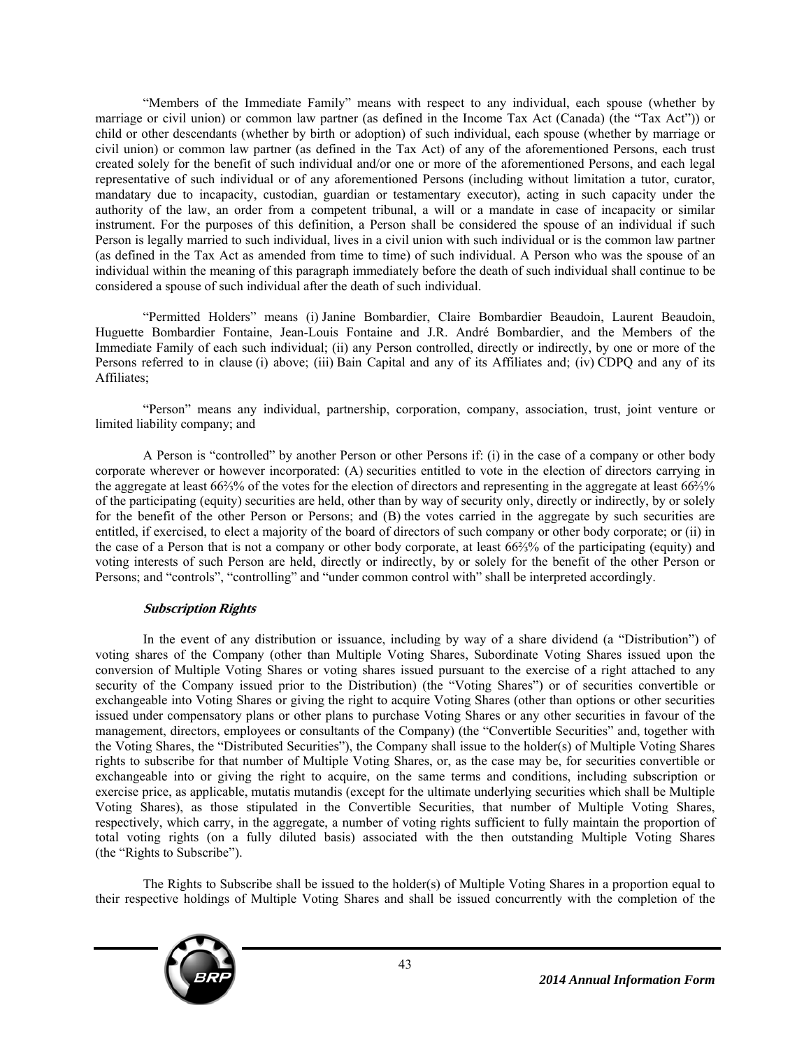"Members of the Immediate Family" means with respect to any individual, each spouse (whether by marriage or civil union) or common law partner (as defined in the Income Tax Act (Canada) (the "Tax Act")) or child or other descendants (whether by birth or adoption) of such individual, each spouse (whether by marriage or civil union) or common law partner (as defined in the Tax Act) of any of the aforementioned Persons, each trust created solely for the benefit of such individual and/or one or more of the aforementioned Persons, and each legal representative of such individual or of any aforementioned Persons (including without limitation a tutor, curator, mandatary due to incapacity, custodian, guardian or testamentary executor), acting in such capacity under the authority of the law, an order from a competent tribunal, a will or a mandate in case of incapacity or similar instrument. For the purposes of this definition, a Person shall be considered the spouse of an individual if such Person is legally married to such individual, lives in a civil union with such individual or is the common law partner (as defined in the Tax Act as amended from time to time) of such individual. A Person who was the spouse of an individual within the meaning of this paragraph immediately before the death of such individual shall continue to be considered a spouse of such individual after the death of such individual.

"Permitted Holders" means (i) Janine Bombardier, Claire Bombardier Beaudoin, Laurent Beaudoin, Huguette Bombardier Fontaine, Jean-Louis Fontaine and J.R. André Bombardier, and the Members of the Immediate Family of each such individual; (ii) any Person controlled, directly or indirectly, by one or more of the Persons referred to in clause (i) above; (iii) Bain Capital and any of its Affiliates and; (iv) CDPQ and any of its Affiliates;

"Person" means any individual, partnership, corporation, company, association, trust, joint venture or limited liability company; and

A Person is "controlled" by another Person or other Persons if: (i) in the case of a company or other body corporate wherever or however incorporated: (A) securities entitled to vote in the election of directors carrying in the aggregate at least 66⅔% of the votes for the election of directors and representing in the aggregate at least 66⅔% of the participating (equity) securities are held, other than by way of security only, directly or indirectly, by or solely for the benefit of the other Person or Persons; and (B) the votes carried in the aggregate by such securities are entitled, if exercised, to elect a majority of the board of directors of such company or other body corporate; or (ii) in the case of a Person that is not a company or other body corporate, at least 66⅔% of the participating (equity) and voting interests of such Person are held, directly or indirectly, by or solely for the benefit of the other Person or Persons; and "controls", "controlling" and "under common control with" shall be interpreted accordingly.

***Subscription Rights***

In the event of any distribution or issuance, including by way of a share dividend (a "Distribution") of voting shares of the Company (other than Multiple Voting Shares, Subordinate Voting Shares issued upon the conversion of Multiple Voting Shares or voting shares issued pursuant to the exercise of a right attached to any security of the Company issued prior to the Distribution) (the "Voting Shares") or of securities convertible or exchangeable into Voting Shares or giving the right to acquire Voting Shares (other than options or other securities issued under compensatory plans or other plans to purchase Voting Shares or any other securities in favour of the management, directors, employees or consultants of the Company) (the "Convertible Securities" and, together with the Voting Shares, the "Distributed Securities"), the Company shall issue to the holder(s) of Multiple Voting Shares rights to subscribe for that number of Multiple Voting Shares, or, as the case may be, for securities convertible or exchangeable into or giving the right to acquire, on the same terms and conditions, including subscription or exercise price, as applicable, mutatis mutandis (except for the ultimate underlying securities which shall be Multiple Voting Shares), as those stipulated in the Convertible Securities, that number of Multiple Voting Shares, respectively, which carry, in the aggregate, a number of voting rights sufficient to fully maintain the proportion of total voting rights (on a fully diluted basis) associated with the then outstanding Multiple Voting Shares (the "Rights to Subscribe").

The Rights to Subscribe shall be issued to the holder(s) of Multiple Voting Shares in a proportion equal to their respective holdings of Multiple Voting Shares and shall be issued concurrently with the completion of the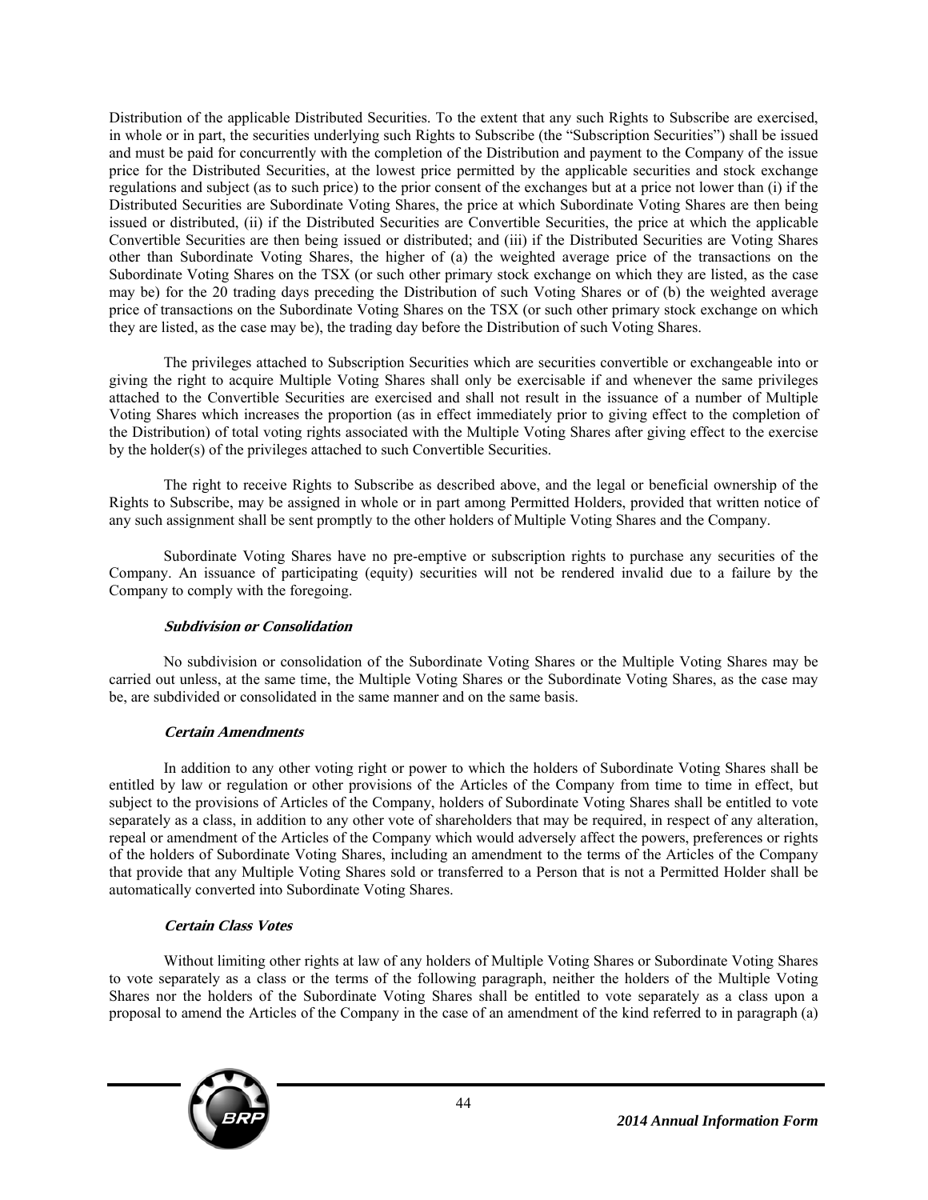Distribution of the applicable Distributed Securities. To the extent that any such Rights to Subscribe are exercised, in whole or in part, the securities underlying such Rights to Subscribe (the "Subscription Securities") shall be issued and must be paid for concurrently with the completion of the Distribution and payment to the Company of the issue price for the Distributed Securities, at the lowest price permitted by the applicable securities and stock exchange regulations and subject (as to such price) to the prior consent of the exchanges but at a price not lower than (i) if the Distributed Securities are Subordinate Voting Shares, the price at which Subordinate Voting Shares are then being issued or distributed, (ii) if the Distributed Securities are Convertible Securities, the price at which the applicable Convertible Securities are then being issued or distributed; and (iii) if the Distributed Securities are Voting Shares other than Subordinate Voting Shares, the higher of (a) the weighted average price of the transactions on the Subordinate Voting Shares on the TSX (or such other primary stock exchange on which they are listed, as the case may be) for the 20 trading days preceding the Distribution of such Voting Shares or of (b) the weighted average price of transactions on the Subordinate Voting Shares on the TSX (or such other primary stock exchange on which they are listed, as the case may be), the trading day before the Distribution of such Voting Shares.

The privileges attached to Subscription Securities which are securities convertible or exchangeable into or giving the right to acquire Multiple Voting Shares shall only be exercisable if and whenever the same privileges attached to the Convertible Securities are exercised and shall not result in the issuance of a number of Multiple Voting Shares which increases the proportion (as in effect immediately prior to giving effect to the completion of the Distribution) of total voting rights associated with the Multiple Voting Shares after giving effect to the exercise by the holder(s) of the privileges attached to such Convertible Securities.

The right to receive Rights to Subscribe as described above, and the legal or beneficial ownership of the Rights to Subscribe, may be assigned in whole or in part among Permitted Holders, provided that written notice of any such assignment shall be sent promptly to the other holders of Multiple Voting Shares and the Company.

Subordinate Voting Shares have no pre-emptive or subscription rights to purchase any securities of the Company. An issuance of participating (equity) securities will not be rendered invalid due to a failure by the Company to comply with the foregoing.

#### *Subdivision or Consolidation*

No subdivision or consolidation of the Subordinate Voting Shares or the Multiple Voting Shares may be carried out unless, at the same time, the Multiple Voting Shares or the Subordinate Voting Shares, as the case may be, are subdivided or consolidated in the same manner and on the same basis.

#### *Certain Amendments*

In addition to any other voting right or power to which the holders of Subordinate Voting Shares shall be entitled by law or regulation or other provisions of the Articles of the Company from time to time in effect, but subject to the provisions of Articles of the Company, holders of Subordinate Voting Shares shall be entitled to vote separately as a class, in addition to any other vote of shareholders that may be required, in respect of any alteration, repeal or amendment of the Articles of the Company which would adversely affect the powers, preferences or rights of the holders of Subordinate Voting Shares, including an amendment to the terms of the Articles of the Company that provide that any Multiple Voting Shares sold or transferred to a Person that is not a Permitted Holder shall be automatically converted into Subordinate Voting Shares.

#### *Certain Class Votes*

Without limiting other rights at law of any holders of Multiple Voting Shares or Subordinate Voting Shares to vote separately as a class or the terms of the following paragraph, neither the holders of the Multiple Voting Shares nor the holders of the Subordinate Voting Shares shall be entitled to vote separately as a class upon a proposal to amend the Articles of the Company in the case of an amendment of the kind referred to in paragraph (a)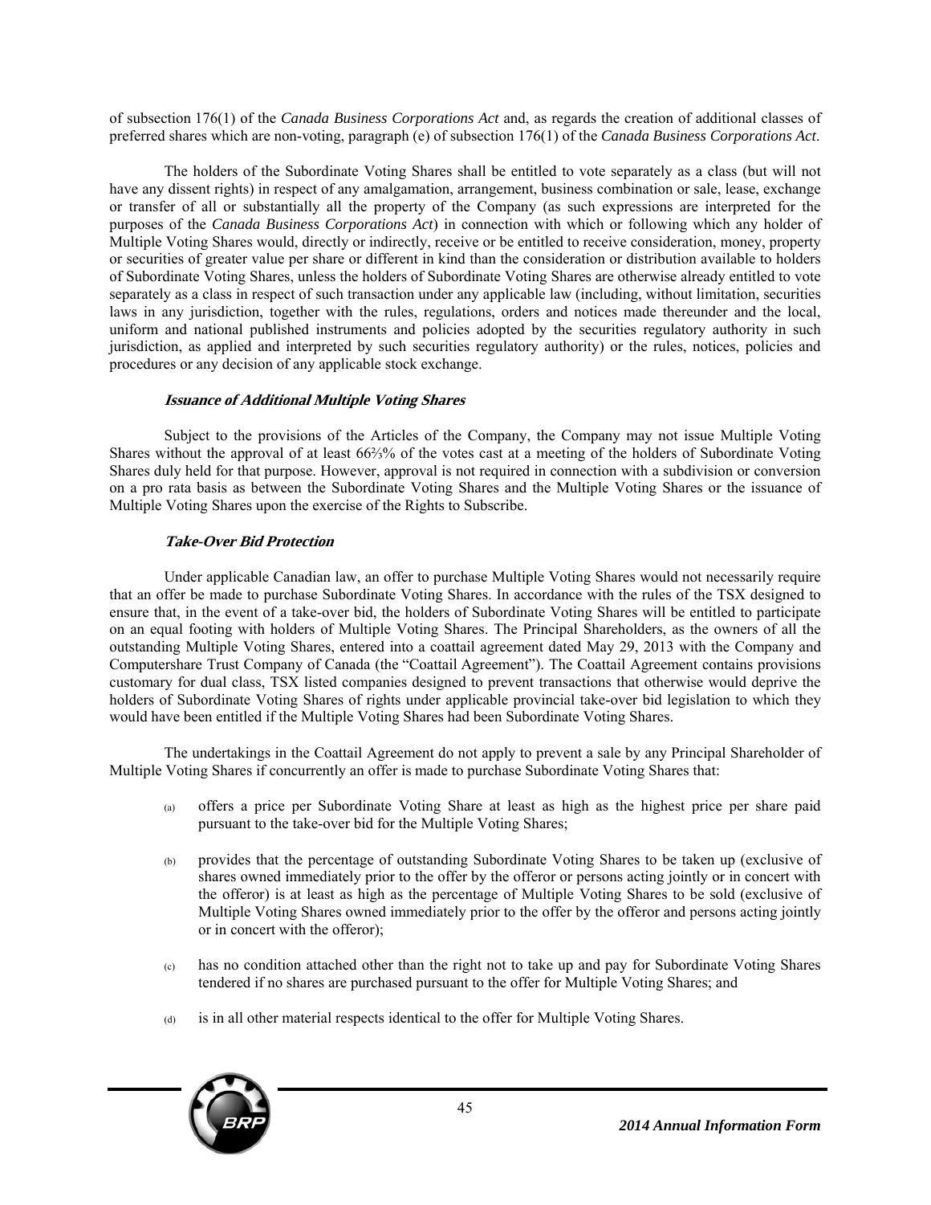of subsection 176(1) of the *Canada Business Corporations Act* and, as regards the creation of additional classes of preferred shares which are non-voting, paragraph (e) of subsection 176(1) of the *Canada Business Corporations Act*.

The holders of the Subordinate Voting Shares shall be entitled to vote separately as a class (but will not have any dissent rights) in respect of any amalgamation, arrangement, business combination or sale, lease, exchange or transfer of all or substantially all the property of the Company (as such expressions are interpreted for the purposes of the *Canada Business Corporations Act*) in connection with which or following which any holder of Multiple Voting Shares would, directly or indirectly, receive or be entitled to receive consideration, money, property or securities of greater value per share or different in kind than the consideration or distribution available to holders of Subordinate Voting Shares, unless the holders of Subordinate Voting Shares are otherwise already entitled to vote separately as a class in respect of such transaction under any applicable law (including, without limitation, securities laws in any jurisdiction, together with the rules, regulations, orders and notices made thereunder and the local, uniform and national published instruments and policies adopted by the securities regulatory authority in such jurisdiction, as applied and interpreted by such securities regulatory authority) or the rules, notices, policies and procedures or any decision of any applicable stock exchange.

***Issuance of Additional Multiple Voting Shares***

Subject to the provisions of the Articles of the Company, the Company may not issue Multiple Voting Shares without the approval of at least 66⅔% of the votes cast at a meeting of the holders of Subordinate Voting Shares duly held for that purpose. However, approval is not required in connection with a subdivision or conversion on a pro rata basis as between the Subordinate Voting Shares and the Multiple Voting Shares or the issuance of Multiple Voting Shares upon the exercise of the Rights to Subscribe.

***Take-Over Bid Protection***

Under applicable Canadian law, an offer to purchase Multiple Voting Shares would not necessarily require that an offer be made to purchase Subordinate Voting Shares. In accordance with the rules of the TSX designed to ensure that, in the event of a take-over bid, the holders of Subordinate Voting Shares will be entitled to participate on an equal footing with holders of Multiple Voting Shares. The Principal Shareholders, as the owners of all the outstanding Multiple Voting Shares, entered into a coattail agreement dated May 29, 2013 with the Company and Computershare Trust Company of Canada (the "Coattail Agreement"). The Coattail Agreement contains provisions customary for dual class, TSX listed companies designed to prevent transactions that otherwise would deprive the holders of Subordinate Voting Shares of rights under applicable provincial take-over bid legislation to which they would have been entitled if the Multiple Voting Shares had been Subordinate Voting Shares.

The undertakings in the Coattail Agreement do not apply to prevent a sale by any Principal Shareholder of Multiple Voting Shares if concurrently an offer is made to purchase Subordinate Voting Shares that:

(a) offers a price per Subordinate Voting Share at least as high as the highest price per share paid pursuant to the take-over bid for the Multiple Voting Shares;

(b) provides that the percentage of outstanding Subordinate Voting Shares to be taken up (exclusive of shares owned immediately prior to the offer by the offeror or persons acting jointly or in concert with the offeror) is at least as high as the percentage of Multiple Voting Shares to be sold (exclusive of Multiple Voting Shares owned immediately prior to the offer by the offeror and persons acting jointly or in concert with the offeror);

(c) has no condition attached other than the right not to take up and pay for Subordinate Voting Shares tendered if no shares are purchased pursuant to the offer for Multiple Voting Shares; and

(d) is in all other material respects identical to the offer for Multiple Voting Shares.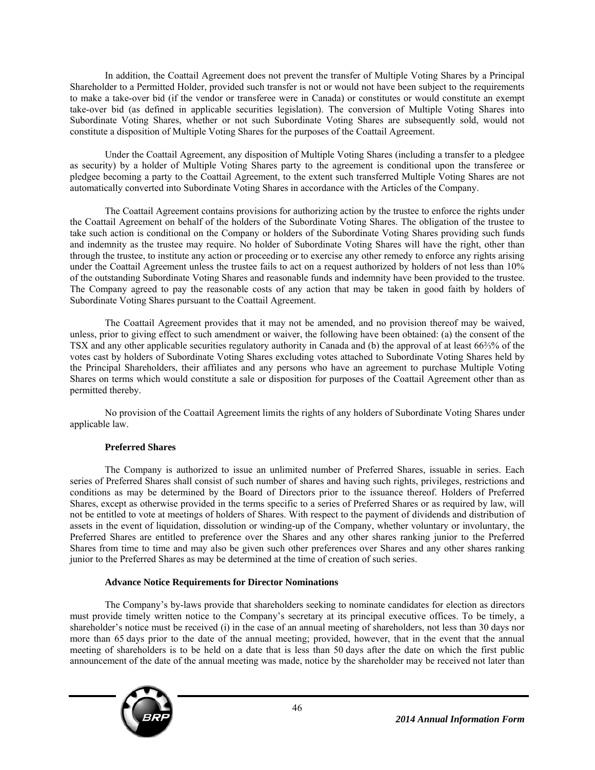In addition, the Coattail Agreement does not prevent the transfer of Multiple Voting Shares by a Principal Shareholder to a Permitted Holder, provided such transfer is not or would not have been subject to the requirements to make a take-over bid (if the vendor or transferee were in Canada) or constitutes or would constitute an exempt take-over bid (as defined in applicable securities legislation). The conversion of Multiple Voting Shares into Subordinate Voting Shares, whether or not such Subordinate Voting Shares are subsequently sold, would not constitute a disposition of Multiple Voting Shares for the purposes of the Coattail Agreement.

Under the Coattail Agreement, any disposition of Multiple Voting Shares (including a transfer to a pledgee as security) by a holder of Multiple Voting Shares party to the agreement is conditional upon the transferee or pledgee becoming a party to the Coattail Agreement, to the extent such transferred Multiple Voting Shares are not automatically converted into Subordinate Voting Shares in accordance with the Articles of the Company.

The Coattail Agreement contains provisions for authorizing action by the trustee to enforce the rights under the Coattail Agreement on behalf of the holders of the Subordinate Voting Shares. The obligation of the trustee to take such action is conditional on the Company or holders of the Subordinate Voting Shares providing such funds and indemnity as the trustee may require. No holder of Subordinate Voting Shares will have the right, other than through the trustee, to institute any action or proceeding or to exercise any other remedy to enforce any rights arising under the Coattail Agreement unless the trustee fails to act on a request authorized by holders of not less than 10% of the outstanding Subordinate Voting Shares and reasonable funds and indemnity have been provided to the trustee. The Company agreed to pay the reasonable costs of any action that may be taken in good faith by holders of Subordinate Voting Shares pursuant to the Coattail Agreement.

The Coattail Agreement provides that it may not be amended, and no provision thereof may be waived, unless, prior to giving effect to such amendment or waiver, the following have been obtained: (a) the consent of the TSX and any other applicable securities regulatory authority in Canada and (b) the approval of at least 66⅔% of the votes cast by holders of Subordinate Voting Shares excluding votes attached to Subordinate Voting Shares held by the Principal Shareholders, their affiliates and any persons who have an agreement to purchase Multiple Voting Shares on terms which would constitute a sale or disposition for purposes of the Coattail Agreement other than as permitted thereby.

No provision of the Coattail Agreement limits the rights of any holders of Subordinate Voting Shares under applicable law.

**Preferred Shares**

The Company is authorized to issue an unlimited number of Preferred Shares, issuable in series. Each series of Preferred Shares shall consist of such number of shares and having such rights, privileges, restrictions and conditions as may be determined by the Board of Directors prior to the issuance thereof. Holders of Preferred Shares, except as otherwise provided in the terms specific to a series of Preferred Shares or as required by law, will not be entitled to vote at meetings of holders of Shares. With respect to the payment of dividends and distribution of assets in the event of liquidation, dissolution or winding-up of the Company, whether voluntary or involuntary, the Preferred Shares are entitled to preference over the Shares and any other shares ranking junior to the Preferred Shares from time to time and may also be given such other preferences over Shares and any other shares ranking junior to the Preferred Shares as may be determined at the time of creation of such series.

**Advance Notice Requirements for Director Nominations**

The Company's by-laws provide that shareholders seeking to nominate candidates for election as directors must provide timely written notice to the Company's secretary at its principal executive offices. To be timely, a shareholder's notice must be received (i) in the case of an annual meeting of shareholders, not less than 30 days nor more than 65 days prior to the date of the annual meeting; provided, however, that in the event that the annual meeting of shareholders is to be held on a date that is less than 50 days after the date on which the first public announcement of the date of the annual meeting was made, notice by the shareholder may be received not later than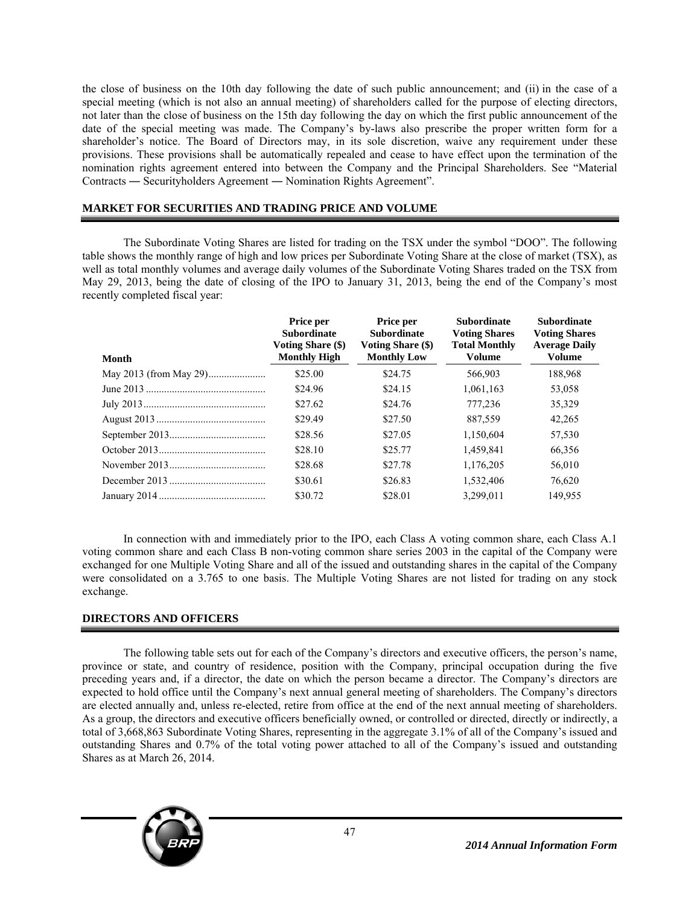the close of business on the 10th day following the date of such public announcement; and (ii) in the case of a special meeting (which is not also an annual meeting) of shareholders called for the purpose of electing directors, not later than the close of business on the 15th day following the day on which the first public announcement of the date of the special meeting was made. The Company's by-laws also prescribe the proper written form for a shareholder's notice. The Board of Directors may, in its sole discretion, waive any requirement under these provisions. These provisions shall be automatically repealed and cease to have effect upon the termination of the nomination rights agreement entered into between the Company and the Principal Shareholders. See "Material Contracts ― Securityholders Agreement ― Nomination Rights Agreement".

## MARKET FOR SECURITIES AND TRADING PRICE AND VOLUME

The Subordinate Voting Shares are listed for trading on the TSX under the symbol "DOO". The following table shows the monthly range of high and low prices per Subordinate Voting Share at the close of market (TSX), as well as total monthly volumes and average daily volumes of the Subordinate Voting Shares traded on the TSX from May 29, 2013, being the date of closing of the IPO to January 31, 2013, being the end of the Company's most recently completed fiscal year:

| Month | Price per Subordinate Voting Share ($) Monthly High | Price per Subordinate Voting Share ($) Monthly Low | Subordinate Voting Shares Total Monthly Volume | Subordinate Voting Shares Average Daily Volume |
|---|---|---|---|---|
| May 2013 (from May 29) | $25.00 | $24.75 | 566,903 | 188,968 |
| June 2013 | $24.96 | $24.15 | 1,061,163 | 53,058 |
| July 2013 | $27.62 | $24.76 | 777,236 | 35,329 |
| August 2013 | $29.49 | $27.50 | 887,559 | 42,265 |
| September 2013 | $28.56 | $27.05 | 1,150,604 | 57,530 |
| October 2013 | $28.10 | $25.77 | 1,459,841 | 66,356 |
| November 2013 | $28.68 | $27.78 | 1,176,205 | 56,010 |
| December 2013 | $30.61 | $26.83 | 1,532,406 | 76,620 |
| January 2014 | $30.72 | $28.01 | 3,299,011 | 149,955 |

In connection with and immediately prior to the IPO, each Class A voting common share, each Class A.1 voting common share and each Class B non-voting common share series 2003 in the capital of the Company were exchanged for one Multiple Voting Share and all of the issued and outstanding shares in the capital of the Company were consolidated on a 3.765 to one basis. The Multiple Voting Shares are not listed for trading on any stock exchange.

## DIRECTORS AND OFFICERS

The following table sets out for each of the Company's directors and executive officers, the person's name, province or state, and country of residence, position with the Company, principal occupation during the five preceding years and, if a director, the date on which the person became a director. The Company's directors are expected to hold office until the Company's next annual general meeting of shareholders. The Company's directors are elected annually and, unless re-elected, retire from office at the end of the next annual meeting of shareholders. As a group, the directors and executive officers beneficially owned, or controlled or directed, directly or indirectly, a total of 3,668,863 Subordinate Voting Shares, representing in the aggregate 3.1% of all of the Company's issued and outstanding Shares and 0.7% of the total voting power attached to all of the Company's issued and outstanding Shares as at March 26, 2014.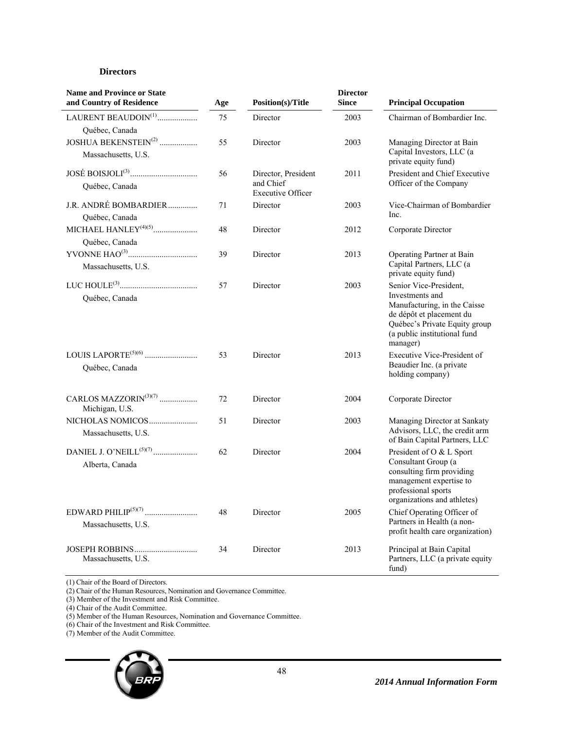**Directors**

| Name and Province or State and Country of Residence | Age | Position(s)/Title | Director Since | Principal Occupation |
|---|---|---|---|---|
| LAURENT BEAUDOIN[(1)] Québec, Canada | 75 | Director | 2003 | Chairman of Bombardier Inc. |
| JOSHUA BEKENSTEIN[(2)] Massachusetts, U.S. | 55 | Director | 2003 | Managing Director at Bain Capital Investors, LLC (a private equity fund) |
| JOSÉ BOISJOLI[(3)] Québec, Canada | 56 | Director, President and Chief Executive Officer | 2011 | President and Chief Executive Officer of the Company |
| J.R. ANDRÉ BOMBARDIER Québec, Canada | 71 | Director | 2003 | Vice-Chairman of Bombardier Inc. |
| MICHAEL HANLEY[(4)(5)] Québec, Canada | 48 | Director | 2012 | Corporate Director |
| YVONNE HAO[(3)] Massachusetts, U.S. | 39 | Director | 2013 | Operating Partner at Bain Capital Partners, LLC (a private equity fund) |
| LUC HOULE[(3)] Québec, Canada | 57 | Director | 2003 | Senior Vice-President, Investments and Manufacturing, in the Caisse de dépôt et placement du Québec's Private Equity group (a public institutional fund manager) |
| LOUIS LAPORTE[(5)(6)] Québec, Canada | 53 | Director | 2013 | Executive Vice-President of Beaudier Inc. (a private holding company) |
| CARLOS MAZZORIN[(3)(7)] Michigan, U.S. | 72 | Director | 2004 | Corporate Director |
| NICHOLAS NOMICOS Massachusetts, U.S. | 51 | Director | 2003 | Managing Director at Sankaty Advisors, LLC, the credit arm of Bain Capital Partners, LLC |
| DANIEL J. O'NEILL[(5)(7)] Alberta, Canada | 62 | Director | 2004 | President of O & L Sport Consultant Group (a consulting firm providing management expertise to professional sports organizations and athletes) |
| EDWARD PHILIP[(5)(7)] Massachusetts, U.S. | 48 | Director | 2005 | Chief Operating Officer of Partners in Health (a non-profit health care organization) |
| JOSEPH ROBBINS Massachusetts, U.S. | 34 | Director | 2013 | Principal at Bain Capital Partners, LLC (a private equity fund) |

(1) Chair of the Board of Directors.
(2) Chair of the Human Resources, Nomination and Governance Committee.
(3) Member of the Investment and Risk Committee.
(4) Chair of the Audit Committee.
(5) Member of the Human Resources, Nomination and Governance Committee.
(6) Chair of the Investment and Risk Committee.
(7) Member of the Audit Committee.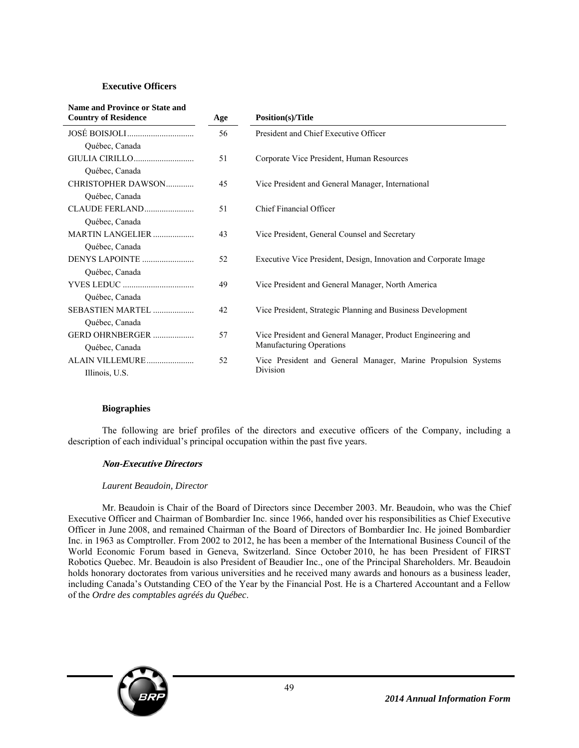**Executive Officers**

| Name and Province or State and Country of Residence | Age | Position(s)/Title |
|---|---|---|
| JOSÉ BOISJOLI Québec, Canada | 56 | President and Chief Executive Officer |
| GIULIA CIRILLO Québec, Canada | 51 | Corporate Vice President, Human Resources |
| CHRISTOPHER DAWSON Québec, Canada | 45 | Vice President and General Manager, International |
| CLAUDE FERLAND Québec, Canada | 51 | Chief Financial Officer |
| MARTIN LANGELIER Québec, Canada | 43 | Vice President, General Counsel and Secretary |
| DENYS LAPOINTE Québec, Canada | 52 | Executive Vice President, Design, Innovation and Corporate Image |
| YVES LEDUC Québec, Canada | 49 | Vice President and General Manager, North America |
| SEBASTIEN MARTEL Québec, Canada | 42 | Vice President, Strategic Planning and Business Development |
| GERD OHRNBERGER Québec, Canada | 57 | Vice President and General Manager, Product Engineering and Manufacturing Operations |
| ALAIN VILLEMURE Illinois, U.S. | 52 | Vice President and General Manager, Marine Propulsion Systems Division |

**Biographies**

The following are brief profiles of the directors and executive officers of the Company, including a description of each individual's principal occupation within the past five years.

***Non-Executive Directors***

*Laurent Beaudoin, Director*

Mr. Beaudoin is Chair of the Board of Directors since December 2003. Mr. Beaudoin, who was the Chief Executive Officer and Chairman of Bombardier Inc. since 1966, handed over his responsibilities as Chief Executive Officer in June 2008, and remained Chairman of the Board of Directors of Bombardier Inc. He joined Bombardier Inc. in 1963 as Comptroller. From 2002 to 2012, he has been a member of the International Business Council of the World Economic Forum based in Geneva, Switzerland. Since October 2010, he has been President of FIRST Robotics Quebec. Mr. Beaudoin is also President of Beaudier Inc., one of the Principal Shareholders. Mr. Beaudoin holds honorary doctorates from various universities and he received many awards and honours as a business leader, including Canada's Outstanding CEO of the Year by the Financial Post. He is a Chartered Accountant and a Fellow of the *Ordre des comptables agréés du Québec*.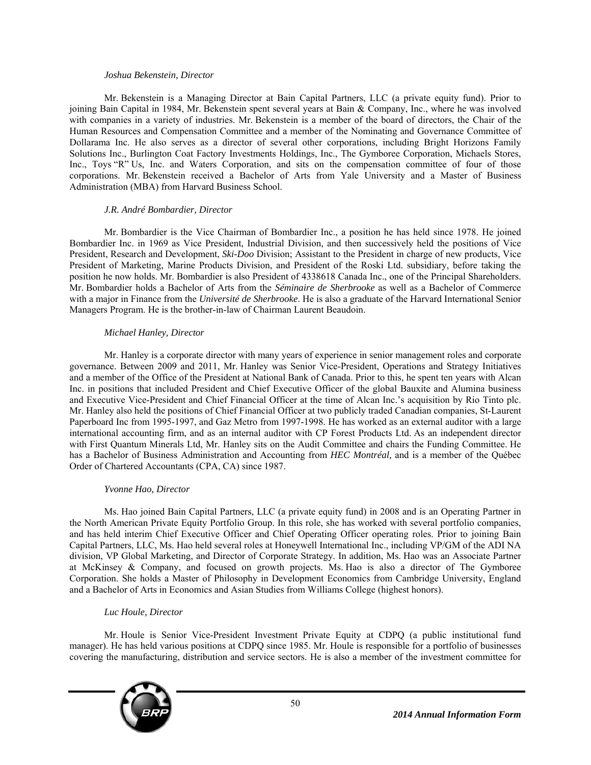*Joshua Bekenstein, Director*

Mr. Bekenstein is a Managing Director at Bain Capital Partners, LLC (a private equity fund). Prior to joining Bain Capital in 1984, Mr. Bekenstein spent several years at Bain & Company, Inc., where he was involved with companies in a variety of industries. Mr. Bekenstein is a member of the board of directors, the Chair of the Human Resources and Compensation Committee and a member of the Nominating and Governance Committee of Dollarama Inc. He also serves as a director of several other corporations, including Bright Horizons Family Solutions Inc., Burlington Coat Factory Investments Holdings, Inc., The Gymboree Corporation, Michaels Stores, Inc., Toys "R" Us, Inc. and Waters Corporation, and sits on the compensation committee of four of those corporations. Mr. Bekenstein received a Bachelor of Arts from Yale University and a Master of Business Administration (MBA) from Harvard Business School.

*J.R. André Bombardier, Director*

Mr. Bombardier is the Vice Chairman of Bombardier Inc., a position he has held since 1978. He joined Bombardier Inc. in 1969 as Vice President, Industrial Division, and then successively held the positions of Vice President, Research and Development, *Ski-Doo* Division; Assistant to the President in charge of new products, Vice President of Marketing, Marine Products Division, and President of the Roski Ltd. subsidiary, before taking the position he now holds. Mr. Bombardier is also President of 4338618 Canada Inc., one of the Principal Shareholders. Mr. Bombardier holds a Bachelor of Arts from the *Séminaire de Sherbrooke* as well as a Bachelor of Commerce with a major in Finance from the *Université de Sherbrooke*. He is also a graduate of the Harvard International Senior Managers Program. He is the brother-in-law of Chairman Laurent Beaudoin.

*Michael Hanley, Director*

Mr. Hanley is a corporate director with many years of experience in senior management roles and corporate governance. Between 2009 and 2011, Mr. Hanley was Senior Vice-President, Operations and Strategy Initiatives and a member of the Office of the President at National Bank of Canada. Prior to this, he spent ten years with Alcan Inc. in positions that included President and Chief Executive Officer of the global Bauxite and Alumina business and Executive Vice-President and Chief Financial Officer at the time of Alcan Inc.'s acquisition by Rio Tinto plc. Mr. Hanley also held the positions of Chief Financial Officer at two publicly traded Canadian companies, St-Laurent Paperboard Inc from 1995-1997, and Gaz Metro from 1997-1998. He has worked as an external auditor with a large international accounting firm, and as an internal auditor with CP Forest Products Ltd. As an independent director with First Quantum Minerals Ltd, Mr. Hanley sits on the Audit Committee and chairs the Funding Committee. He has a Bachelor of Business Administration and Accounting from *HEC Montréal,* and is a member of the Québec Order of Chartered Accountants (CPA, CA) since 1987.

*Yvonne Hao, Director*

Ms. Hao joined Bain Capital Partners, LLC (a private equity fund) in 2008 and is an Operating Partner in the North American Private Equity Portfolio Group. In this role, she has worked with several portfolio companies, and has held interim Chief Executive Officer and Chief Operating Officer operating roles. Prior to joining Bain Capital Partners, LLC, Ms. Hao held several roles at Honeywell International Inc., including VP/GM of the ADI NA division, VP Global Marketing, and Director of Corporate Strategy. In addition, Ms. Hao was an Associate Partner at McKinsey & Company, and focused on growth projects. Ms. Hao is also a director of The Gymboree Corporation. She holds a Master of Philosophy in Development Economics from Cambridge University, England and a Bachelor of Arts in Economics and Asian Studies from Williams College (highest honors).

*Luc Houle, Director*

Mr. Houle is Senior Vice-President Investment Private Equity at CDPQ (a public institutional fund manager). He has held various positions at CDPQ since 1985. Mr. Houle is responsible for a portfolio of businesses covering the manufacturing, distribution and service sectors. He is also a member of the investment committee for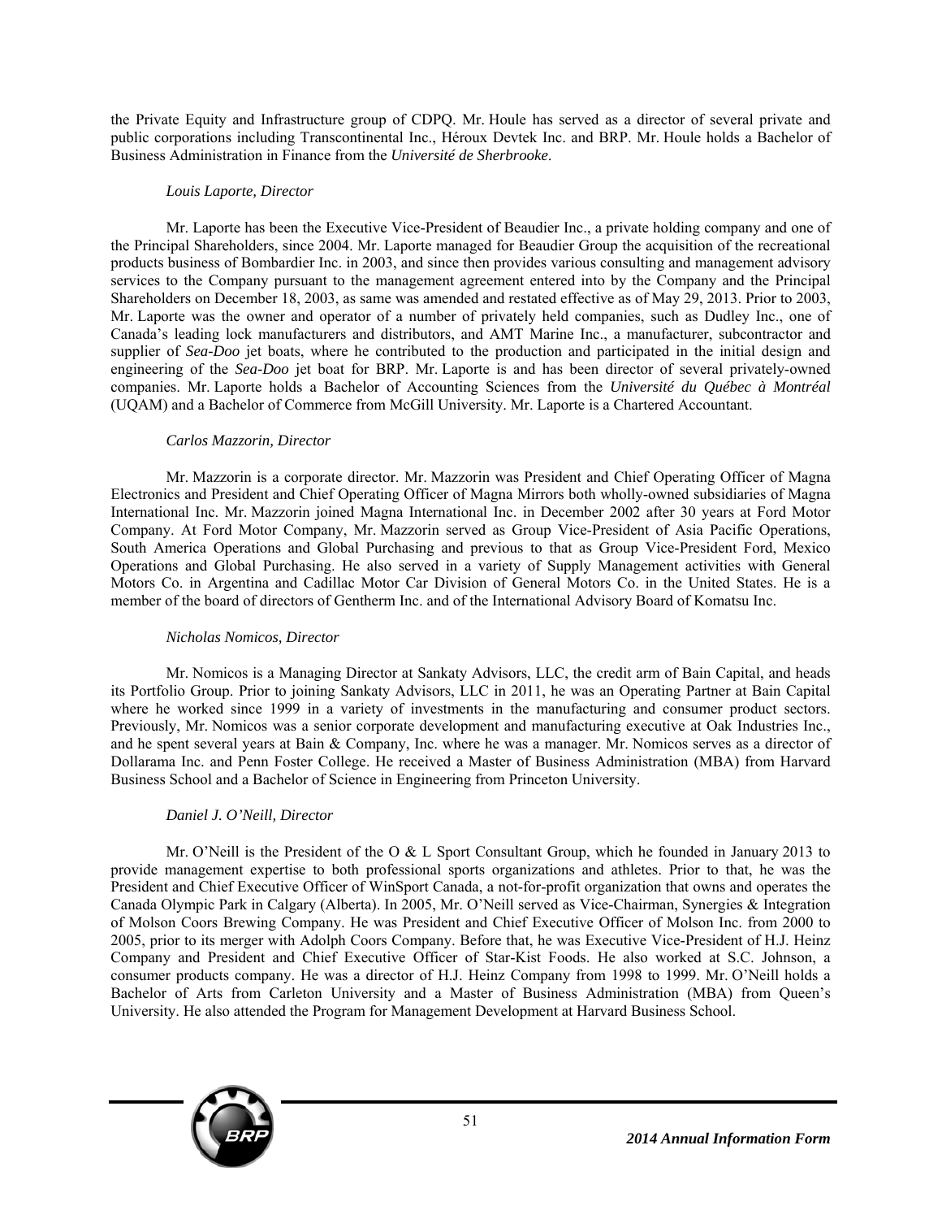the Private Equity and Infrastructure group of CDPQ. Mr. Houle has served as a director of several private and public corporations including Transcontinental Inc., Héroux Devtek Inc. and BRP. Mr. Houle holds a Bachelor of Business Administration in Finance from the *Université de Sherbrooke*.

*Louis Laporte, Director*

Mr. Laporte has been the Executive Vice-President of Beaudier Inc., a private holding company and one of the Principal Shareholders, since 2004. Mr. Laporte managed for Beaudier Group the acquisition of the recreational products business of Bombardier Inc. in 2003, and since then provides various consulting and management advisory services to the Company pursuant to the management agreement entered into by the Company and the Principal Shareholders on December 18, 2003, as same was amended and restated effective as of May 29, 2013. Prior to 2003, Mr. Laporte was the owner and operator of a number of privately held companies, such as Dudley Inc., one of Canada's leading lock manufacturers and distributors, and AMT Marine Inc., a manufacturer, subcontractor and supplier of *Sea-Doo* jet boats, where he contributed to the production and participated in the initial design and engineering of the *Sea-Doo* jet boat for BRP. Mr. Laporte is and has been director of several privately-owned companies. Mr. Laporte holds a Bachelor of Accounting Sciences from the *Université du Québec à Montréal* (UQAM) and a Bachelor of Commerce from McGill University. Mr. Laporte is a Chartered Accountant.

*Carlos Mazzorin, Director*

Mr. Mazzorin is a corporate director. Mr. Mazzorin was President and Chief Operating Officer of Magna Electronics and President and Chief Operating Officer of Magna Mirrors both wholly-owned subsidiaries of Magna International Inc. Mr. Mazzorin joined Magna International Inc. in December 2002 after 30 years at Ford Motor Company. At Ford Motor Company, Mr. Mazzorin served as Group Vice-President of Asia Pacific Operations, South America Operations and Global Purchasing and previous to that as Group Vice-President Ford, Mexico Operations and Global Purchasing. He also served in a variety of Supply Management activities with General Motors Co. in Argentina and Cadillac Motor Car Division of General Motors Co. in the United States. He is a member of the board of directors of Gentherm Inc. and of the International Advisory Board of Komatsu Inc.

*Nicholas Nomicos, Director*

Mr. Nomicos is a Managing Director at Sankaty Advisors, LLC, the credit arm of Bain Capital, and heads its Portfolio Group. Prior to joining Sankaty Advisors, LLC in 2011, he was an Operating Partner at Bain Capital where he worked since 1999 in a variety of investments in the manufacturing and consumer product sectors. Previously, Mr. Nomicos was a senior corporate development and manufacturing executive at Oak Industries Inc., and he spent several years at Bain & Company, Inc. where he was a manager. Mr. Nomicos serves as a director of Dollarama Inc. and Penn Foster College. He received a Master of Business Administration (MBA) from Harvard Business School and a Bachelor of Science in Engineering from Princeton University.

*Daniel J. O'Neill, Director*

Mr. O'Neill is the President of the O & L Sport Consultant Group, which he founded in January 2013 to provide management expertise to both professional sports organizations and athletes. Prior to that, he was the President and Chief Executive Officer of WinSport Canada, a not-for-profit organization that owns and operates the Canada Olympic Park in Calgary (Alberta). In 2005, Mr. O'Neill served as Vice-Chairman, Synergies & Integration of Molson Coors Brewing Company. He was President and Chief Executive Officer of Molson Inc. from 2000 to 2005, prior to its merger with Adolph Coors Company. Before that, he was Executive Vice-President of H.J. Heinz Company and President and Chief Executive Officer of Star-Kist Foods. He also worked at S.C. Johnson, a consumer products company. He was a director of H.J. Heinz Company from 1998 to 1999. Mr. O'Neill holds a Bachelor of Arts from Carleton University and a Master of Business Administration (MBA) from Queen's University. He also attended the Program for Management Development at Harvard Business School.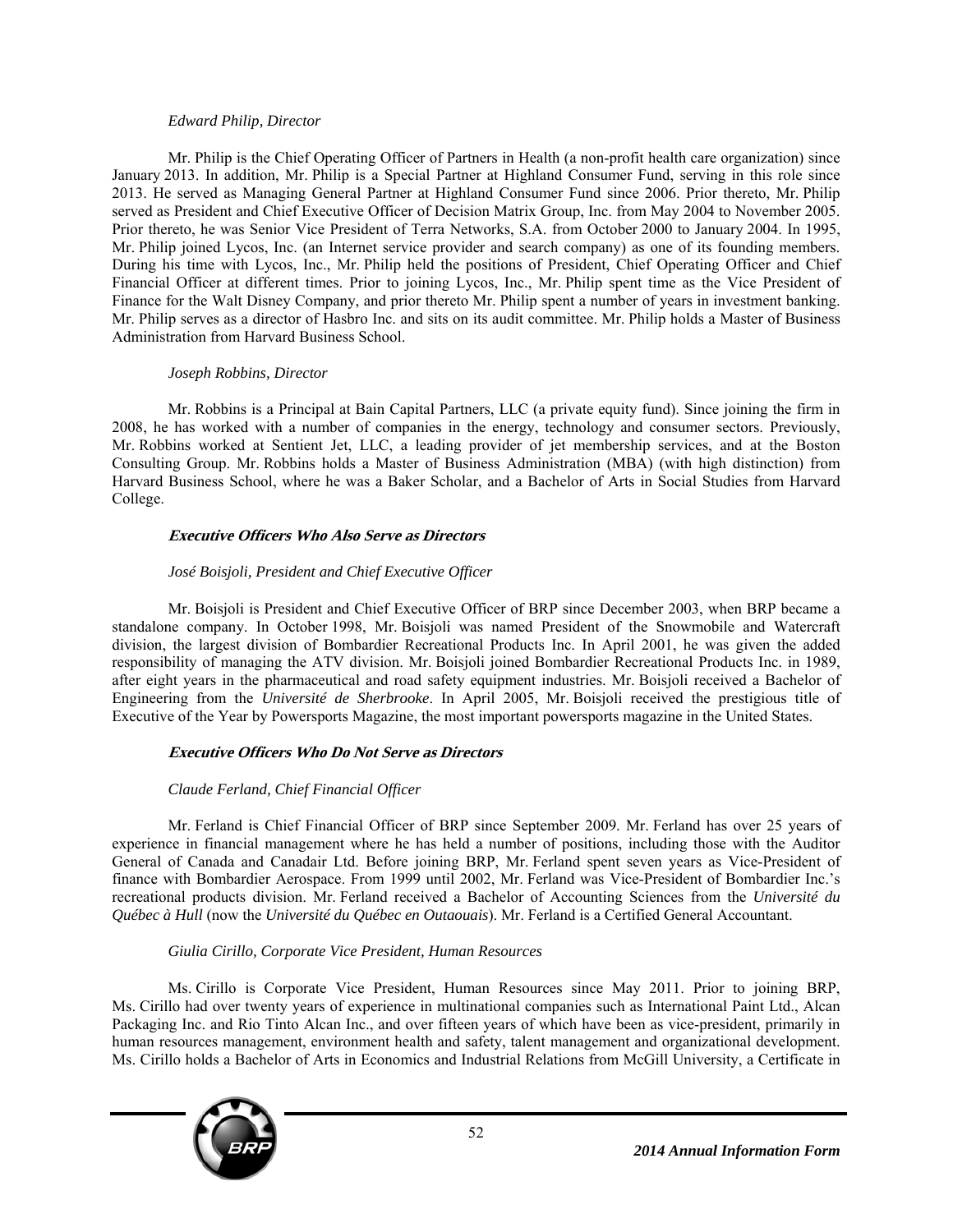*Edward Philip, Director*

Mr. Philip is the Chief Operating Officer of Partners in Health (a non-profit health care organization) since January 2013. In addition, Mr. Philip is a Special Partner at Highland Consumer Fund, serving in this role since 2013. He served as Managing General Partner at Highland Consumer Fund since 2006. Prior thereto, Mr. Philip served as President and Chief Executive Officer of Decision Matrix Group, Inc. from May 2004 to November 2005. Prior thereto, he was Senior Vice President of Terra Networks, S.A. from October 2000 to January 2004. In 1995, Mr. Philip joined Lycos, Inc. (an Internet service provider and search company) as one of its founding members. During his time with Lycos, Inc., Mr. Philip held the positions of President, Chief Operating Officer and Chief Financial Officer at different times. Prior to joining Lycos, Inc., Mr. Philip spent time as the Vice President of Finance for the Walt Disney Company, and prior thereto Mr. Philip spent a number of years in investment banking. Mr. Philip serves as a director of Hasbro Inc. and sits on its audit committee. Mr. Philip holds a Master of Business Administration from Harvard Business School.

*Joseph Robbins, Director*

Mr. Robbins is a Principal at Bain Capital Partners, LLC (a private equity fund). Since joining the firm in 2008, he has worked with a number of companies in the energy, technology and consumer sectors. Previously, Mr. Robbins worked at Sentient Jet, LLC, a leading provider of jet membership services, and at the Boston Consulting Group. Mr. Robbins holds a Master of Business Administration (MBA) (with high distinction) from Harvard Business School, where he was a Baker Scholar, and a Bachelor of Arts in Social Studies from Harvard College.

***Executive Officers Who Also Serve as Directors***

*José Boisjoli, President and Chief Executive Officer*

Mr. Boisjoli is President and Chief Executive Officer of BRP since December 2003, when BRP became a standalone company. In October 1998, Mr. Boisjoli was named President of the Snowmobile and Watercraft division, the largest division of Bombardier Recreational Products Inc. In April 2001, he was given the added responsibility of managing the ATV division. Mr. Boisjoli joined Bombardier Recreational Products Inc. in 1989, after eight years in the pharmaceutical and road safety equipment industries. Mr. Boisjoli received a Bachelor of Engineering from the *Université de Sherbrooke*. In April 2005, Mr. Boisjoli received the prestigious title of Executive of the Year by Powersports Magazine, the most important powersports magazine in the United States.

***Executive Officers Who Do Not Serve as Directors***

*Claude Ferland, Chief Financial Officer*

Mr. Ferland is Chief Financial Officer of BRP since September 2009. Mr. Ferland has over 25 years of experience in financial management where he has held a number of positions, including those with the Auditor General of Canada and Canadair Ltd. Before joining BRP, Mr. Ferland spent seven years as Vice-President of finance with Bombardier Aerospace. From 1999 until 2002, Mr. Ferland was Vice-President of Bombardier Inc.'s recreational products division. Mr. Ferland received a Bachelor of Accounting Sciences from the *Université du Québec à Hull* (now the *Université du Québec en Outaouais*). Mr. Ferland is a Certified General Accountant.

*Giulia Cirillo, Corporate Vice President, Human Resources*

Ms. Cirillo is Corporate Vice President, Human Resources since May 2011. Prior to joining BRP, Ms. Cirillo had over twenty years of experience in multinational companies such as International Paint Ltd., Alcan Packaging Inc. and Rio Tinto Alcan Inc., and over fifteen years of which have been as vice-president, primarily in human resources management, environment health and safety, talent management and organizational development. Ms. Cirillo holds a Bachelor of Arts in Economics and Industrial Relations from McGill University, a Certificate in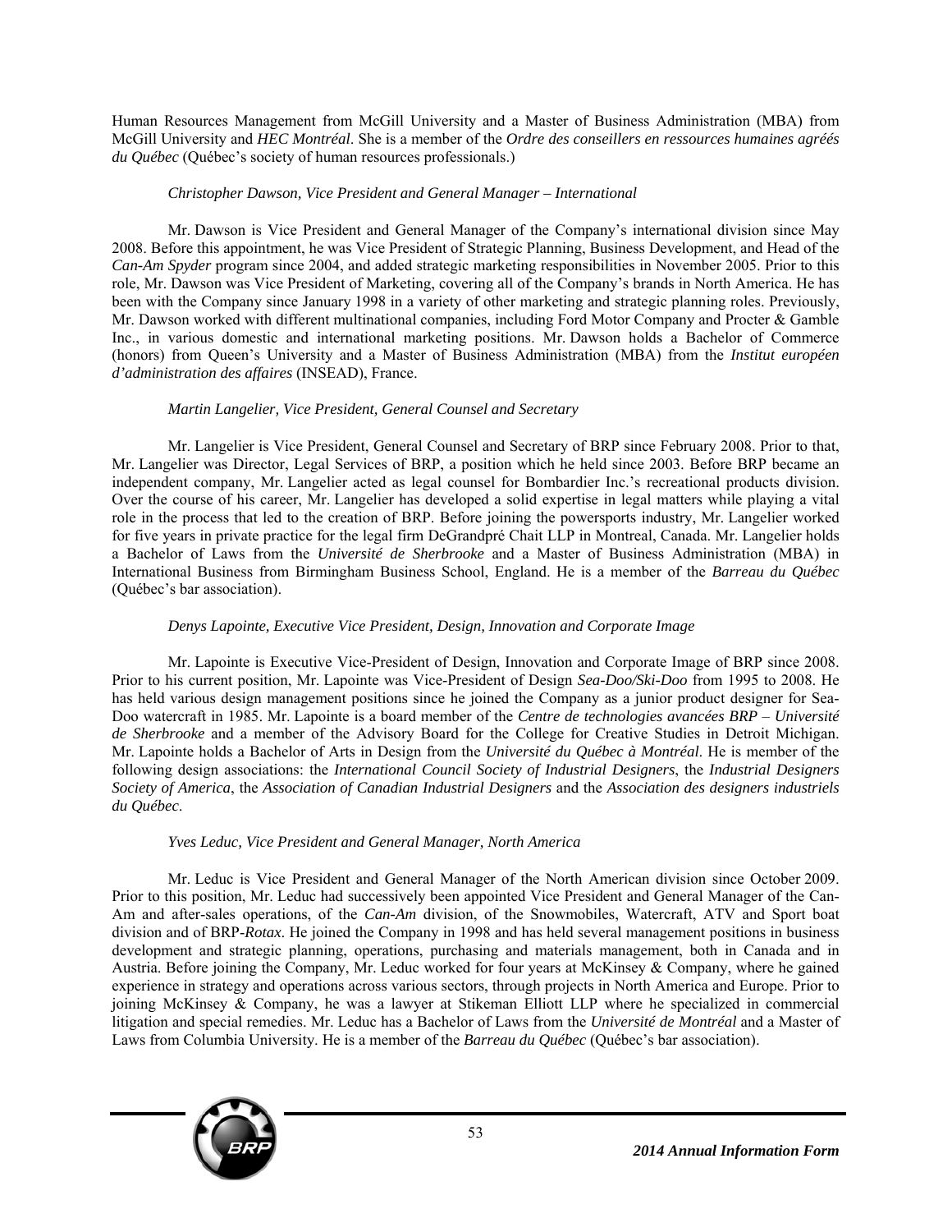Human Resources Management from McGill University and a Master of Business Administration (MBA) from McGill University and *HEC Montréal*. She is a member of the *Ordre des conseillers en ressources humaines agréés du Québec* (Québec's society of human resources professionals.)

*Christopher Dawson, Vice President and General Manager – International*

Mr. Dawson is Vice President and General Manager of the Company's international division since May 2008. Before this appointment, he was Vice President of Strategic Planning, Business Development, and Head of the *Can-Am Spyder* program since 2004, and added strategic marketing responsibilities in November 2005. Prior to this role, Mr. Dawson was Vice President of Marketing, covering all of the Company's brands in North America. He has been with the Company since January 1998 in a variety of other marketing and strategic planning roles. Previously, Mr. Dawson worked with different multinational companies, including Ford Motor Company and Procter & Gamble Inc., in various domestic and international marketing positions. Mr. Dawson holds a Bachelor of Commerce (honors) from Queen's University and a Master of Business Administration (MBA) from the *Institut européen d'administration des affaires* (INSEAD), France.

*Martin Langelier, Vice President, General Counsel and Secretary*

Mr. Langelier is Vice President, General Counsel and Secretary of BRP since February 2008. Prior to that, Mr. Langelier was Director, Legal Services of BRP, a position which he held since 2003. Before BRP became an independent company, Mr. Langelier acted as legal counsel for Bombardier Inc.'s recreational products division. Over the course of his career, Mr. Langelier has developed a solid expertise in legal matters while playing a vital role in the process that led to the creation of BRP. Before joining the powersports industry, Mr. Langelier worked for five years in private practice for the legal firm DeGrandpré Chait LLP in Montreal, Canada. Mr. Langelier holds a Bachelor of Laws from the *Université de Sherbrooke* and a Master of Business Administration (MBA) in International Business from Birmingham Business School, England. He is a member of the *Barreau du Québec* (Québec's bar association).

*Denys Lapointe, Executive Vice President, Design, Innovation and Corporate Image*

Mr. Lapointe is Executive Vice-President of Design, Innovation and Corporate Image of BRP since 2008. Prior to his current position, Mr. Lapointe was Vice-President of Design *Sea-Doo/Ski-Doo* from 1995 to 2008. He has held various design management positions since he joined the Company as a junior product designer for Sea-Doo watercraft in 1985. Mr. Lapointe is a board member of the *Centre de technologies avancées BRP – Université de Sherbrooke* and a member of the Advisory Board for the College for Creative Studies in Detroit Michigan. Mr. Lapointe holds a Bachelor of Arts in Design from the *Université du Québec à Montréal*. He is member of the following design associations: the *International Council Society of Industrial Designers*, the *Industrial Designers Society of America*, the *Association of Canadian Industrial Designers* and the *Association des designers industriels du Québec*.

*Yves Leduc, Vice President and General Manager, North America*

Mr. Leduc is Vice President and General Manager of the North American division since October 2009. Prior to this position, Mr. Leduc had successively been appointed Vice President and General Manager of the Can-Am and after-sales operations, of the *Can-Am* division, of the Snowmobiles, Watercraft, ATV and Sport boat division and of BRP-*Rotax*. He joined the Company in 1998 and has held several management positions in business development and strategic planning, operations, purchasing and materials management, both in Canada and in Austria. Before joining the Company, Mr. Leduc worked for four years at McKinsey & Company, where he gained experience in strategy and operations across various sectors, through projects in North America and Europe. Prior to joining McKinsey & Company, he was a lawyer at Stikeman Elliott LLP where he specialized in commercial litigation and special remedies. Mr. Leduc has a Bachelor of Laws from the *Université de Montréal* and a Master of Laws from Columbia University. He is a member of the *Barreau du Québec* (Québec's bar association).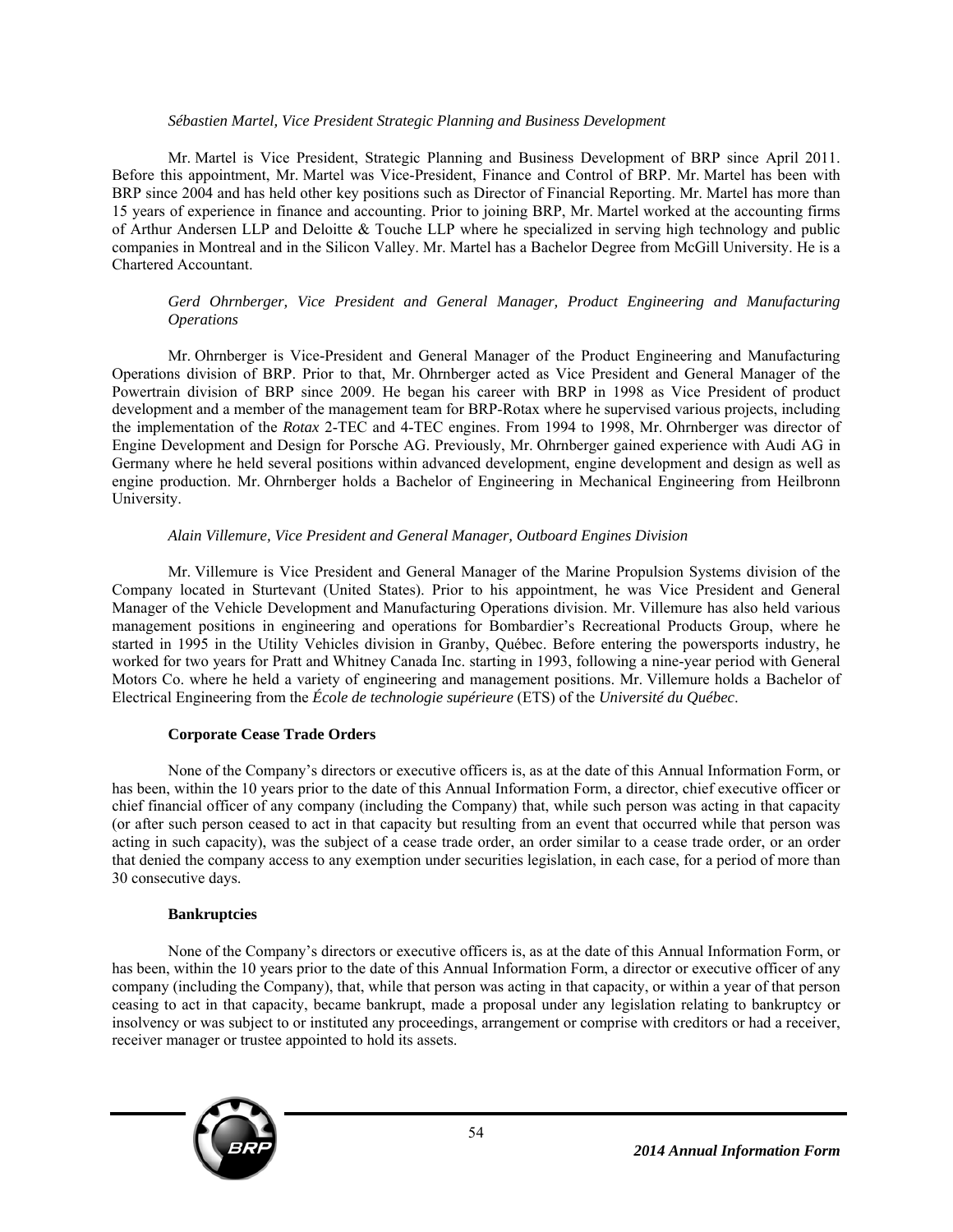*Sébastien Martel, Vice President Strategic Planning and Business Development*

Mr. Martel is Vice President, Strategic Planning and Business Development of BRP since April 2011. Before this appointment, Mr. Martel was Vice-President, Finance and Control of BRP. Mr. Martel has been with BRP since 2004 and has held other key positions such as Director of Financial Reporting. Mr. Martel has more than 15 years of experience in finance and accounting. Prior to joining BRP, Mr. Martel worked at the accounting firms of Arthur Andersen LLP and Deloitte & Touche LLP where he specialized in serving high technology and public companies in Montreal and in the Silicon Valley. Mr. Martel has a Bachelor Degree from McGill University. He is a Chartered Accountant.

*Gerd Ohrnberger, Vice President and General Manager, Product Engineering and Manufacturing Operations*

Mr. Ohrnberger is Vice-President and General Manager of the Product Engineering and Manufacturing Operations division of BRP. Prior to that, Mr. Ohrnberger acted as Vice President and General Manager of the Powertrain division of BRP since 2009. He began his career with BRP in 1998 as Vice President of product development and a member of the management team for BRP-Rotax where he supervised various projects, including the implementation of the *Rotax* 2-TEC and 4-TEC engines. From 1994 to 1998, Mr. Ohrnberger was director of Engine Development and Design for Porsche AG. Previously, Mr. Ohrnberger gained experience with Audi AG in Germany where he held several positions within advanced development, engine development and design as well as engine production. Mr. Ohrnberger holds a Bachelor of Engineering in Mechanical Engineering from Heilbronn University.

*Alain Villemure, Vice President and General Manager, Outboard Engines Division*

Mr. Villemure is Vice President and General Manager of the Marine Propulsion Systems division of the Company located in Sturtevant (United States). Prior to his appointment, he was Vice President and General Manager of the Vehicle Development and Manufacturing Operations division. Mr. Villemure has also held various management positions in engineering and operations for Bombardier's Recreational Products Group, where he started in 1995 in the Utility Vehicles division in Granby, Québec. Before entering the powersports industry, he worked for two years for Pratt and Whitney Canada Inc. starting in 1993, following a nine-year period with General Motors Co. where he held a variety of engineering and management positions. Mr. Villemure holds a Bachelor of Electrical Engineering from the *École de technologie supérieure* (ETS) of the *Université du Québec*.

**Corporate Cease Trade Orders**

None of the Company's directors or executive officers is, as at the date of this Annual Information Form, or has been, within the 10 years prior to the date of this Annual Information Form, a director, chief executive officer or chief financial officer of any company (including the Company) that, while such person was acting in that capacity (or after such person ceased to act in that capacity but resulting from an event that occurred while that person was acting in such capacity), was the subject of a cease trade order, an order similar to a cease trade order, or an order that denied the company access to any exemption under securities legislation, in each case, for a period of more than 30 consecutive days.

**Bankruptcies**

None of the Company's directors or executive officers is, as at the date of this Annual Information Form, or has been, within the 10 years prior to the date of this Annual Information Form, a director or executive officer of any company (including the Company), that, while that person was acting in that capacity, or within a year of that person ceasing to act in that capacity, became bankrupt, made a proposal under any legislation relating to bankruptcy or insolvency or was subject to or instituted any proceedings, arrangement or comprise with creditors or had a receiver, receiver manager or trustee appointed to hold its assets.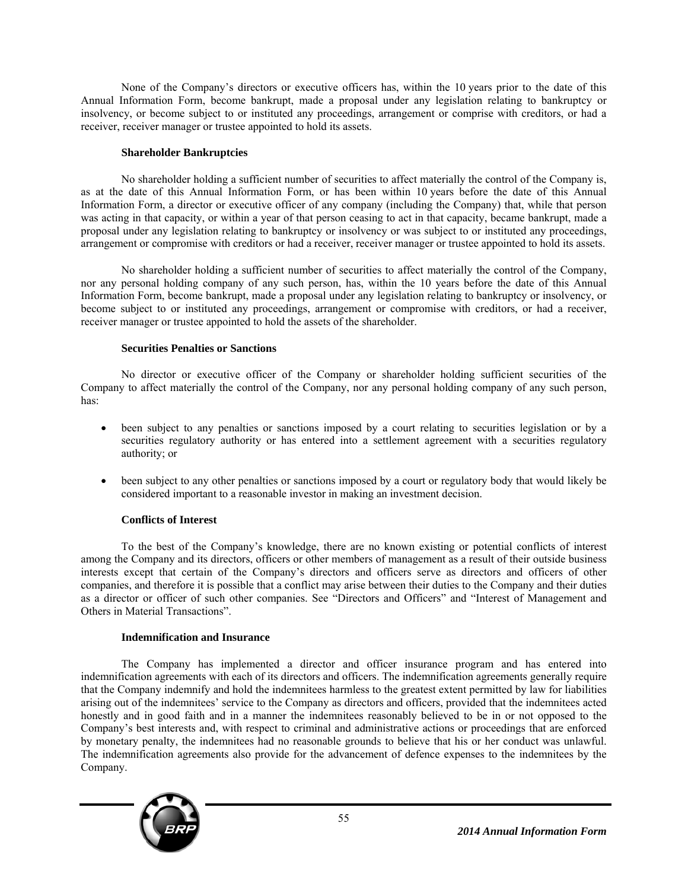None of the Company's directors or executive officers has, within the 10 years prior to the date of this Annual Information Form, become bankrupt, made a proposal under any legislation relating to bankruptcy or insolvency, or become subject to or instituted any proceedings, arrangement or comprise with creditors, or had a receiver, receiver manager or trustee appointed to hold its assets.

### Shareholder Bankruptcies

No shareholder holding a sufficient number of securities to affect materially the control of the Company is, as at the date of this Annual Information Form, or has been within 10 years before the date of this Annual Information Form, a director or executive officer of any company (including the Company) that, while that person was acting in that capacity, or within a year of that person ceasing to act in that capacity, became bankrupt, made a proposal under any legislation relating to bankruptcy or insolvency or was subject to or instituted any proceedings, arrangement or compromise with creditors or had a receiver, receiver manager or trustee appointed to hold its assets.

No shareholder holding a sufficient number of securities to affect materially the control of the Company, nor any personal holding company of any such person, has, within the 10 years before the date of this Annual Information Form, become bankrupt, made a proposal under any legislation relating to bankruptcy or insolvency, or become subject to or instituted any proceedings, arrangement or compromise with creditors, or had a receiver, receiver manager or trustee appointed to hold the assets of the shareholder.

### Securities Penalties or Sanctions

No director or executive officer of the Company or shareholder holding sufficient securities of the Company to affect materially the control of the Company, nor any personal holding company of any such person, has:

- been subject to any penalties or sanctions imposed by a court relating to securities legislation or by a securities regulatory authority or has entered into a settlement agreement with a securities regulatory authority; or
- been subject to any other penalties or sanctions imposed by a court or regulatory body that would likely be considered important to a reasonable investor in making an investment decision.

### Conflicts of Interest

To the best of the Company's knowledge, there are no known existing or potential conflicts of interest among the Company and its directors, officers or other members of management as a result of their outside business interests except that certain of the Company's directors and officers serve as directors and officers of other companies, and therefore it is possible that a conflict may arise between their duties to the Company and their duties as a director or officer of such other companies. See "Directors and Officers" and "Interest of Management and Others in Material Transactions".

### Indemnification and Insurance

The Company has implemented a director and officer insurance program and has entered into indemnification agreements with each of its directors and officers. The indemnification agreements generally require that the Company indemnify and hold the indemnitees harmless to the greatest extent permitted by law for liabilities arising out of the indemnitees' service to the Company as directors and officers, provided that the indemnitees acted honestly and in good faith and in a manner the indemnitees reasonably believed to be in or not opposed to the Company's best interests and, with respect to criminal and administrative actions or proceedings that are enforced by monetary penalty, the indemnitees had no reasonable grounds to believe that his or her conduct was unlawful. The indemnification agreements also provide for the advancement of defence expenses to the indemnitees by the Company.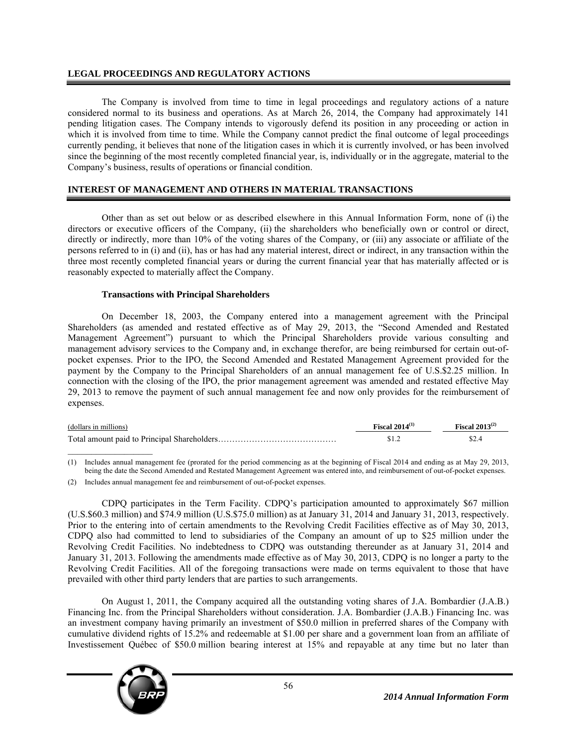## LEGAL PROCEEDINGS AND REGULATORY ACTIONS

The Company is involved from time to time in legal proceedings and regulatory actions of a nature considered normal to its business and operations. As at March 26, 2014, the Company had approximately 141 pending litigation cases. The Company intends to vigorously defend its position in any proceeding or action in which it is involved from time to time. While the Company cannot predict the final outcome of legal proceedings currently pending, it believes that none of the litigation cases in which it is currently involved, or has been involved since the beginning of the most recently completed financial year, is, individually or in the aggregate, material to the Company's business, results of operations or financial condition.

## INTEREST OF MANAGEMENT AND OTHERS IN MATERIAL TRANSACTIONS

Other than as set out below or as described elsewhere in this Annual Information Form, none of (i) the directors or executive officers of the Company, (ii) the shareholders who beneficially own or control or direct, directly or indirectly, more than 10% of the voting shares of the Company, or (iii) any associate or affiliate of the persons referred to in (i) and (ii), has or has had any material interest, direct or indirect, in any transaction within the three most recently completed financial years or during the current financial year that has materially affected or is reasonably expected to materially affect the Company.

### Transactions with Principal Shareholders

On December 18, 2003, the Company entered into a management agreement with the Principal Shareholders (as amended and restated effective as of May 29, 2013, the "Second Amended and Restated Management Agreement") pursuant to which the Principal Shareholders provide various consulting and management advisory services to the Company and, in exchange therefor, are being reimbursed for certain out-of-pocket expenses. Prior to the IPO, the Second Amended and Restated Management Agreement provided for the payment by the Company to the Principal Shareholders of an annual management fee of U.S.$2.25 million. In connection with the closing of the IPO, the prior management agreement was amended and restated effective May 29, 2013 to remove the payment of such annual management fee and now only provides for the reimbursement of expenses.

| (dollars in millions) | Fiscal 2014[1] | Fiscal 2013[2] |
|---|---|---|
| Total amount paid to Principal Shareholders | $1.2 | $2.4 |

(1) Includes annual management fee (prorated for the period commencing as at the beginning of Fiscal 2014 and ending as at May 29, 2013, being the date the Second Amended and Restated Management Agreement was entered into, and reimbursement of out-of-pocket expenses.

(2) Includes annual management fee and reimbursement of out-of-pocket expenses.

CDPQ participates in the Term Facility. CDPQ's participation amounted to approximately $67 million (U.S.$60.3 million) and $74.9 million (U.S.$75.0 million) as at January 31, 2014 and January 31, 2013, respectively. Prior to the entering into of certain amendments to the Revolving Credit Facilities effective as of May 30, 2013, CDPQ also had committed to lend to subsidiaries of the Company an amount of up to $25 million under the Revolving Credit Facilities. No indebtedness to CDPQ was outstanding thereunder as at January 31, 2014 and January 31, 2013. Following the amendments made effective as of May 30, 2013, CDPQ is no longer a party to the Revolving Credit Facilities. All of the foregoing transactions were made on terms equivalent to those that have prevailed with other third party lenders that are parties to such arrangements.

On August 1, 2011, the Company acquired all the outstanding voting shares of J.A. Bombardier (J.A.B.) Financing Inc. from the Principal Shareholders without consideration. J.A. Bombardier (J.A.B.) Financing Inc. was an investment company having primarily an investment of $50.0 million in preferred shares of the Company with cumulative dividend rights of 15.2% and redeemable at $1.00 per share and a government loan from an affiliate of Investissement Québec of $50.0 million bearing interest at 15% and repayable at any time but no later than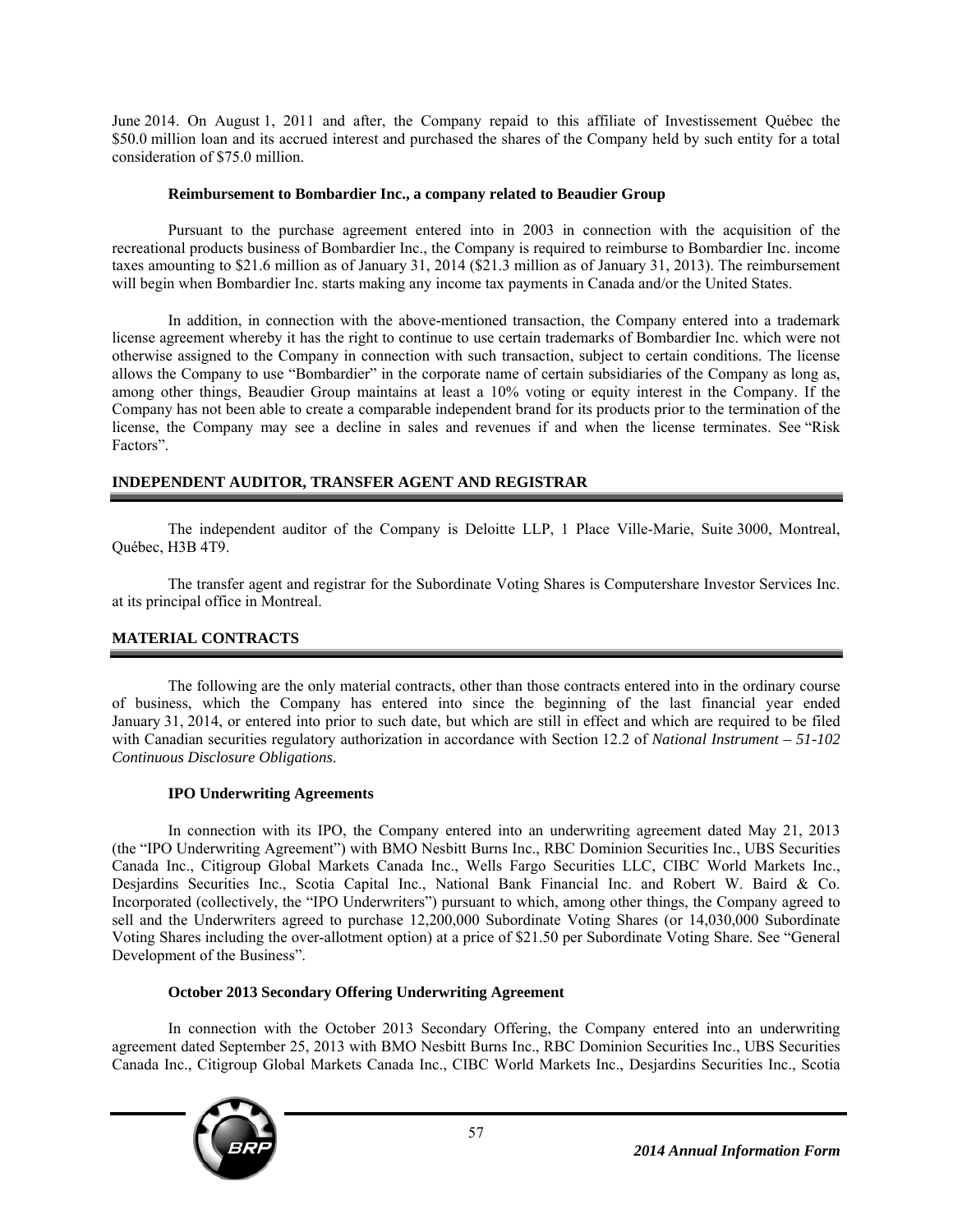June 2014. On August 1, 2011 and after, the Company repaid to this affiliate of Investissement Québec the $50.0 million loan and its accrued interest and purchased the shares of the Company held by such entity for a total consideration of $75.0 million.

### Reimbursement to Bombardier Inc., a company related to Beaudier Group

Pursuant to the purchase agreement entered into in 2003 in connection with the acquisition of the recreational products business of Bombardier Inc., the Company is required to reimburse to Bombardier Inc. income taxes amounting to $21.6 million as of January 31, 2014 ($21.3 million as of January 31, 2013). The reimbursement will begin when Bombardier Inc. starts making any income tax payments in Canada and/or the United States.

In addition, in connection with the above-mentioned transaction, the Company entered into a trademark license agreement whereby it has the right to continue to use certain trademarks of Bombardier Inc. which were not otherwise assigned to the Company in connection with such transaction, subject to certain conditions. The license allows the Company to use "Bombardier" in the corporate name of certain subsidiaries of the Company as long as, among other things, Beaudier Group maintains at least a 10% voting or equity interest in the Company. If the Company has not been able to create a comparable independent brand for its products prior to the termination of the license, the Company may see a decline in sales and revenues if and when the license terminates. See "Risk Factors".

## INDEPENDENT AUDITOR, TRANSFER AGENT AND REGISTRAR

The independent auditor of the Company is Deloitte LLP, 1 Place Ville-Marie, Suite 3000, Montreal, Québec, H3B 4T9.

The transfer agent and registrar for the Subordinate Voting Shares is Computershare Investor Services Inc. at its principal office in Montreal.

## MATERIAL CONTRACTS

The following are the only material contracts, other than those contracts entered into in the ordinary course of business, which the Company has entered into since the beginning of the last financial year ended January 31, 2014, or entered into prior to such date, but which are still in effect and which are required to be filed with Canadian securities regulatory authorization in accordance with Section 12.2 of *National Instrument – 51-102 Continuous Disclosure Obligations*.

### IPO Underwriting Agreements

In connection with its IPO, the Company entered into an underwriting agreement dated May 21, 2013 (the "IPO Underwriting Agreement") with BMO Nesbitt Burns Inc., RBC Dominion Securities Inc., UBS Securities Canada Inc., Citigroup Global Markets Canada Inc., Wells Fargo Securities LLC, CIBC World Markets Inc., Desjardins Securities Inc., Scotia Capital Inc., National Bank Financial Inc. and Robert W. Baird & Co. Incorporated (collectively, the "IPO Underwriters") pursuant to which, among other things, the Company agreed to sell and the Underwriters agreed to purchase 12,200,000 Subordinate Voting Shares (or 14,030,000 Subordinate Voting Shares including the over-allotment option) at a price of $21.50 per Subordinate Voting Share. See "General Development of the Business".

### October 2013 Secondary Offering Underwriting Agreement

In connection with the October 2013 Secondary Offering, the Company entered into an underwriting agreement dated September 25, 2013 with BMO Nesbitt Burns Inc., RBC Dominion Securities Inc., UBS Securities Canada Inc., Citigroup Global Markets Canada Inc., CIBC World Markets Inc., Desjardins Securities Inc., Scotia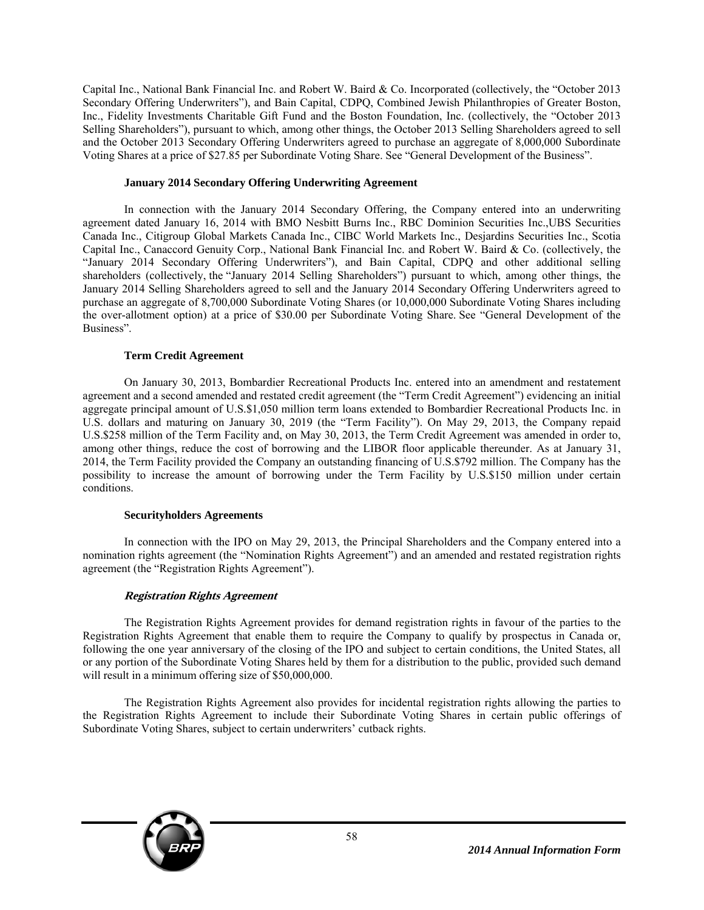Capital Inc., National Bank Financial Inc. and Robert W. Baird & Co. Incorporated (collectively, the "October 2013 Secondary Offering Underwriters"), and Bain Capital, CDPQ, Combined Jewish Philanthropies of Greater Boston, Inc., Fidelity Investments Charitable Gift Fund and the Boston Foundation, Inc. (collectively, the "October 2013 Selling Shareholders"), pursuant to which, among other things, the October 2013 Selling Shareholders agreed to sell and the October 2013 Secondary Offering Underwriters agreed to purchase an aggregate of 8,000,000 Subordinate Voting Shares at a price of $27.85 per Subordinate Voting Share. See "General Development of the Business".

### January 2014 Secondary Offering Underwriting Agreement

In connection with the January 2014 Secondary Offering, the Company entered into an underwriting agreement dated January 16, 2014 with BMO Nesbitt Burns Inc., RBC Dominion Securities Inc.,UBS Securities Canada Inc., Citigroup Global Markets Canada Inc., CIBC World Markets Inc., Desjardins Securities Inc., Scotia Capital Inc., Canaccord Genuity Corp., National Bank Financial Inc. and Robert W. Baird & Co. (collectively, the "January 2014 Secondary Offering Underwriters"), and Bain Capital, CDPQ and other additional selling shareholders (collectively, the "January 2014 Selling Shareholders") pursuant to which, among other things, the January 2014 Selling Shareholders agreed to sell and the January 2014 Secondary Offering Underwriters agreed to purchase an aggregate of 8,700,000 Subordinate Voting Shares (or 10,000,000 Subordinate Voting Shares including the over-allotment option) at a price of $30.00 per Subordinate Voting Share. See "General Development of the Business".

### Term Credit Agreement

On January 30, 2013, Bombardier Recreational Products Inc. entered into an amendment and restatement agreement and a second amended and restated credit agreement (the "Term Credit Agreement") evidencing an initial aggregate principal amount of U.S.$1,050 million term loans extended to Bombardier Recreational Products Inc. in U.S. dollars and maturing on January 30, 2019 (the "Term Facility"). On May 29, 2013, the Company repaid U.S.$258 million of the Term Facility and, on May 30, 2013, the Term Credit Agreement was amended in order to, among other things, reduce the cost of borrowing and the LIBOR floor applicable thereunder. As at January 31, 2014, the Term Facility provided the Company an outstanding financing of U.S.$792 million. The Company has the possibility to increase the amount of borrowing under the Term Facility by U.S.$150 million under certain conditions.

### Securityholders Agreements

In connection with the IPO on May 29, 2013, the Principal Shareholders and the Company entered into a nomination rights agreement (the "Nomination Rights Agreement") and an amended and restated registration rights agreement (the "Registration Rights Agreement").

#### *Registration Rights Agreement*

The Registration Rights Agreement provides for demand registration rights in favour of the parties to the Registration Rights Agreement that enable them to require the Company to qualify by prospectus in Canada or, following the one year anniversary of the closing of the IPO and subject to certain conditions, the United States, all or any portion of the Subordinate Voting Shares held by them for a distribution to the public, provided such demand will result in a minimum offering size of $50,000,000.

The Registration Rights Agreement also provides for incidental registration rights allowing the parties to the Registration Rights Agreement to include their Subordinate Voting Shares in certain public offerings of Subordinate Voting Shares, subject to certain underwriters' cutback rights.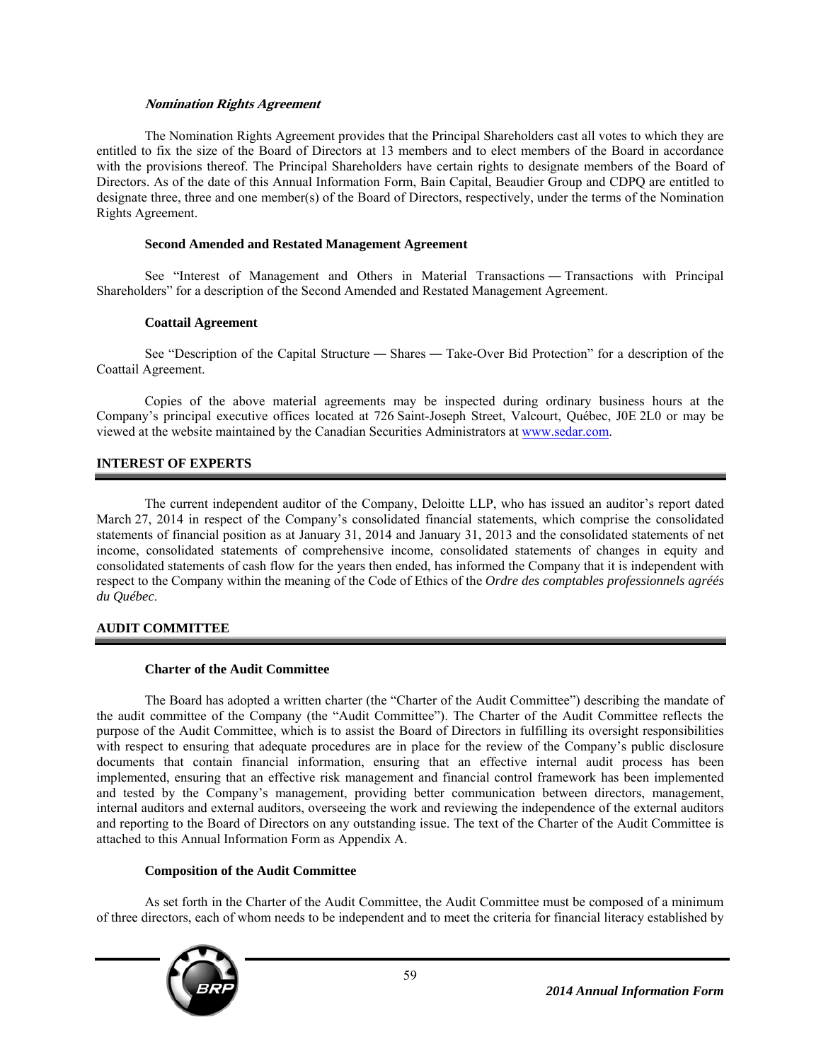#### *Nomination Rights Agreement*

The Nomination Rights Agreement provides that the Principal Shareholders cast all votes to which they are entitled to fix the size of the Board of Directors at 13 members and to elect members of the Board in accordance with the provisions thereof. The Principal Shareholders have certain rights to designate members of the Board of Directors. As of the date of this Annual Information Form, Bain Capital, Beaudier Group and CDPQ are entitled to designate three, three and one member(s) of the Board of Directors, respectively, under the terms of the Nomination Rights Agreement.

#### Second Amended and Restated Management Agreement

See "Interest of Management and Others in Material Transactions — Transactions with Principal Shareholders" for a description of the Second Amended and Restated Management Agreement.

#### Coattail Agreement

See "Description of the Capital Structure — Shares — Take-Over Bid Protection" for a description of the Coattail Agreement.

Copies of the above material agreements may be inspected during ordinary business hours at the Company's principal executive offices located at 726 Saint-Joseph Street, Valcourt, Québec, J0E 2L0 or may be viewed at the website maintained by the Canadian Securities Administrators at www.sedar.com.

## INTEREST OF EXPERTS

The current independent auditor of the Company, Deloitte LLP, who has issued an auditor's report dated March 27, 2014 in respect of the Company's consolidated financial statements, which comprise the consolidated statements of financial position as at January 31, 2014 and January 31, 2013 and the consolidated statements of net income, consolidated statements of comprehensive income, consolidated statements of changes in equity and consolidated statements of cash flow for the years then ended, has informed the Company that it is independent with respect to the Company within the meaning of the Code of Ethics of the *Ordre des comptables professionnels agréés du Québec*.

## AUDIT COMMITTEE

#### Charter of the Audit Committee

The Board has adopted a written charter (the "Charter of the Audit Committee") describing the mandate of the audit committee of the Company (the "Audit Committee"). The Charter of the Audit Committee reflects the purpose of the Audit Committee, which is to assist the Board of Directors in fulfilling its oversight responsibilities with respect to ensuring that adequate procedures are in place for the review of the Company's public disclosure documents that contain financial information, ensuring that an effective internal audit process has been implemented, ensuring that an effective risk management and financial control framework has been implemented and tested by the Company's management, providing better communication between directors, management, internal auditors and external auditors, overseeing the work and reviewing the independence of the external auditors and reporting to the Board of Directors on any outstanding issue. The text of the Charter of the Audit Committee is attached to this Annual Information Form as Appendix A.

#### Composition of the Audit Committee

As set forth in the Charter of the Audit Committee, the Audit Committee must be composed of a minimum of three directors, each of whom needs to be independent and to meet the criteria for financial literacy established by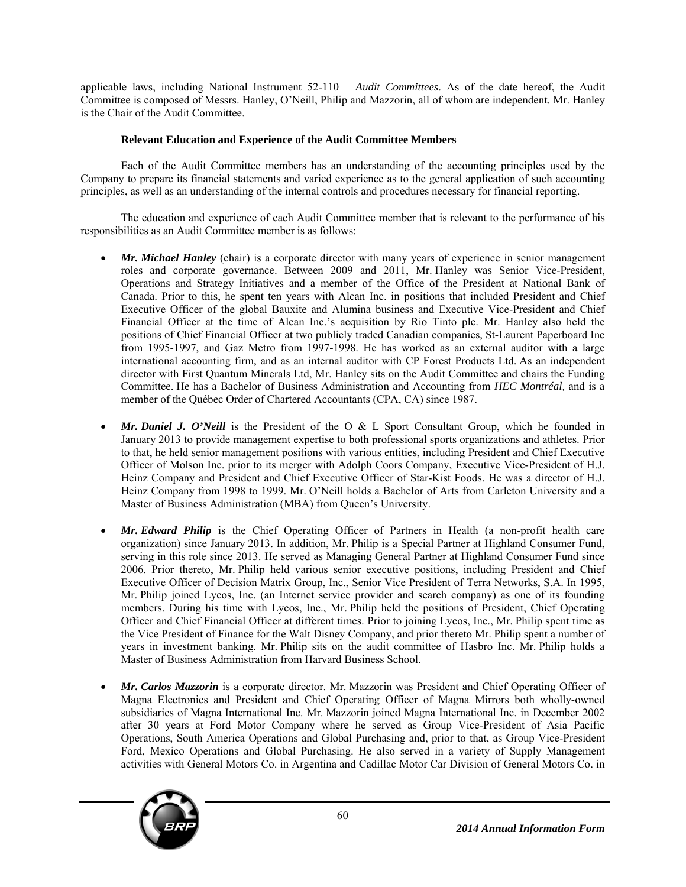applicable laws, including National Instrument 52-110 – *Audit Committees*. As of the date hereof, the Audit Committee is composed of Messrs. Hanley, O'Neill, Philip and Mazzorin, all of whom are independent. Mr. Hanley is the Chair of the Audit Committee.

**Relevant Education and Experience of the Audit Committee Members**

Each of the Audit Committee members has an understanding of the accounting principles used by the Company to prepare its financial statements and varied experience as to the general application of such accounting principles, as well as an understanding of the internal controls and procedures necessary for financial reporting.

The education and experience of each Audit Committee member that is relevant to the performance of his responsibilities as an Audit Committee member is as follows:

- ***Mr. Michael Hanley*** (chair) is a corporate director with many years of experience in senior management roles and corporate governance. Between 2009 and 2011, Mr. Hanley was Senior Vice-President, Operations and Strategy Initiatives and a member of the Office of the President at National Bank of Canada. Prior to this, he spent ten years with Alcan Inc. in positions that included President and Chief Executive Officer of the global Bauxite and Alumina business and Executive Vice-President and Chief Financial Officer at the time of Alcan Inc.'s acquisition by Rio Tinto plc. Mr. Hanley also held the positions of Chief Financial Officer at two publicly traded Canadian companies, St-Laurent Paperboard Inc from 1995-1997, and Gaz Metro from 1997-1998. He has worked as an external auditor with a large international accounting firm, and as an internal auditor with CP Forest Products Ltd. As an independent director with First Quantum Minerals Ltd, Mr. Hanley sits on the Audit Committee and chairs the Funding Committee. He has a Bachelor of Business Administration and Accounting from *HEC Montréal,* and is a member of the Québec Order of Chartered Accountants (CPA, CA) since 1987.

- ***Mr. Daniel J. O'Neill*** is the President of the O & L Sport Consultant Group, which he founded in January 2013 to provide management expertise to both professional sports organizations and athletes. Prior to that, he held senior management positions with various entities, including President and Chief Executive Officer of Molson Inc. prior to its merger with Adolph Coors Company, Executive Vice-President of H.J. Heinz Company and President and Chief Executive Officer of Star-Kist Foods. He was a director of H.J. Heinz Company from 1998 to 1999. Mr. O'Neill holds a Bachelor of Arts from Carleton University and a Master of Business Administration (MBA) from Queen's University.

- ***Mr. Edward Philip*** is the Chief Operating Officer of Partners in Health (a non-profit health care organization) since January 2013. In addition, Mr. Philip is a Special Partner at Highland Consumer Fund, serving in this role since 2013. He served as Managing General Partner at Highland Consumer Fund since 2006. Prior thereto, Mr. Philip held various senior executive positions, including President and Chief Executive Officer of Decision Matrix Group, Inc., Senior Vice President of Terra Networks, S.A. In 1995, Mr. Philip joined Lycos, Inc. (an Internet service provider and search company) as one of its founding members. During his time with Lycos, Inc., Mr. Philip held the positions of President, Chief Operating Officer and Chief Financial Officer at different times. Prior to joining Lycos, Inc., Mr. Philip spent time as the Vice President of Finance for the Walt Disney Company, and prior thereto Mr. Philip spent a number of years in investment banking. Mr. Philip sits on the audit committee of Hasbro Inc. Mr. Philip holds a Master of Business Administration from Harvard Business School.

- ***Mr. Carlos Mazzorin*** is a corporate director. Mr. Mazzorin was President and Chief Operating Officer of Magna Electronics and President and Chief Operating Officer of Magna Mirrors both wholly-owned subsidiaries of Magna International Inc. Mr. Mazzorin joined Magna International Inc. in December 2002 after 30 years at Ford Motor Company where he served as Group Vice-President of Asia Pacific Operations, South America Operations and Global Purchasing and, prior to that, as Group Vice-President Ford, Mexico Operations and Global Purchasing. He also served in a variety of Supply Management activities with General Motors Co. in Argentina and Cadillac Motor Car Division of General Motors Co. in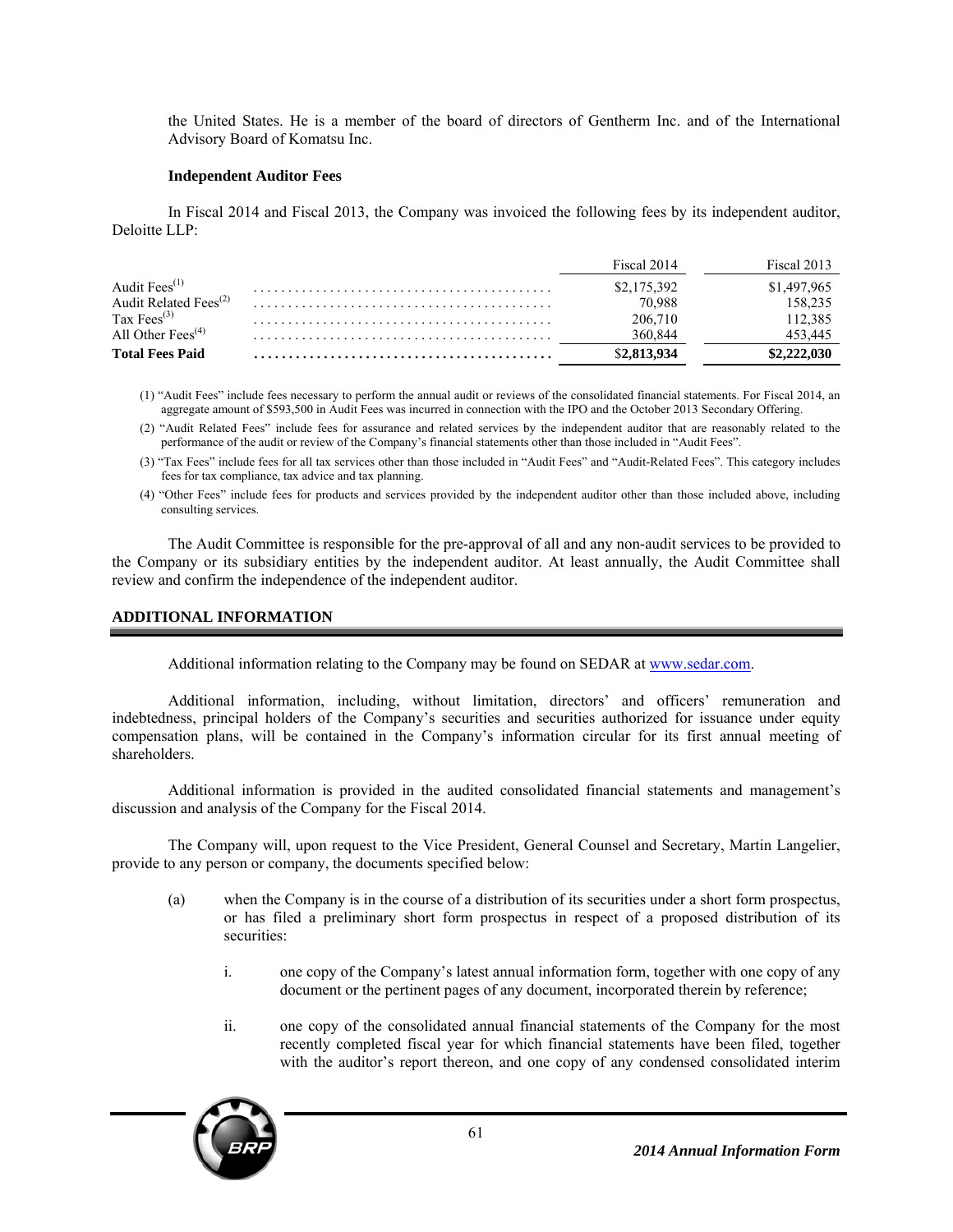the United States. He is a member of the board of directors of Gentherm Inc. and of the International Advisory Board of Komatsu Inc.

**Independent Auditor Fees**

In Fiscal 2014 and Fiscal 2013, the Company was invoiced the following fees by its independent auditor, Deloitte LLP:

| | Fiscal 2014 | Fiscal 2013 |
|---|---|---|
| Audit Fees[(1)] | $2,175,392 | $1,497,965 |
| Audit Related Fees[(2)] | 70,988 | 158,235 |
| Tax Fees[(3)] | 206,710 | 112,385 |
| All Other Fees[(4)] | 360,844 | 453,445 |
| **Total Fees Paid** | $**2,813,934** | **$2,222,030** |

(1) "Audit Fees" include fees necessary to perform the annual audit or reviews of the consolidated financial statements. For Fiscal 2014, an aggregate amount of $593,500 in Audit Fees was incurred in connection with the IPO and the October 2013 Secondary Offering.

(2) "Audit Related Fees" include fees for assurance and related services by the independent auditor that are reasonably related to the performance of the audit or review of the Company's financial statements other than those included in "Audit Fees".

(3) "Tax Fees" include fees for all tax services other than those included in "Audit Fees" and "Audit-Related Fees". This category includes fees for tax compliance, tax advice and tax planning.

(4) "Other Fees" include fees for products and services provided by the independent auditor other than those included above, including consulting services.

The Audit Committee is responsible for the pre-approval of all and any non-audit services to be provided to the Company or its subsidiary entities by the independent auditor. At least annually, the Audit Committee shall review and confirm the independence of the independent auditor.

## ADDITIONAL INFORMATION

Additional information relating to the Company may be found on SEDAR at www.sedar.com.

Additional information, including, without limitation, directors' and officers' remuneration and indebtedness, principal holders of the Company's securities and securities authorized for issuance under equity compensation plans, will be contained in the Company's information circular for its first annual meeting of shareholders.

Additional information is provided in the audited consolidated financial statements and management's discussion and analysis of the Company for the Fiscal 2014.

The Company will, upon request to the Vice President, General Counsel and Secretary, Martin Langelier, provide to any person or company, the documents specified below:

(a) when the Company is in the course of a distribution of its securities under a short form prospectus, or has filed a preliminary short form prospectus in respect of a proposed distribution of its securities:

i. one copy of the Company's latest annual information form, together with one copy of any document or the pertinent pages of any document, incorporated therein by reference;

ii. one copy of the consolidated annual financial statements of the Company for the most recently completed fiscal year for which financial statements have been filed, together with the auditor's report thereon, and one copy of any condensed consolidated interim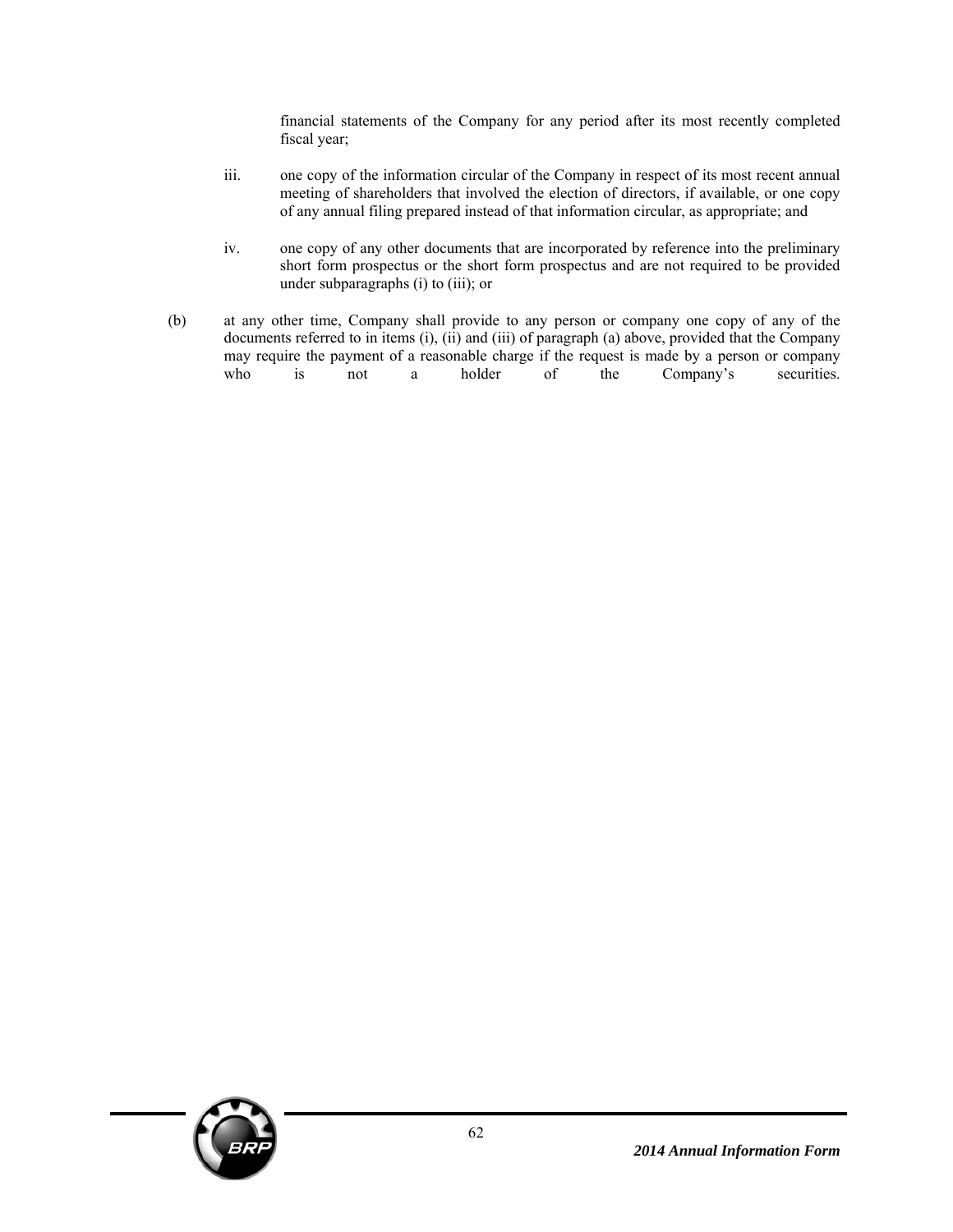financial statements of the Company for any period after its most recently completed fiscal year;

iii. one copy of the information circular of the Company in respect of its most recent annual meeting of shareholders that involved the election of directors, if available, or one copy of any annual filing prepared instead of that information circular, as appropriate; and

iv. one copy of any other documents that are incorporated by reference into the preliminary short form prospectus or the short form prospectus and are not required to be provided under subparagraphs (i) to (iii); or

(b) at any other time, Company shall provide to any person or company one copy of any of the documents referred to in items (i), (ii) and (iii) of paragraph (a) above, provided that the Company may require the payment of a reasonable charge if the request is made by a person or company who is not a holder of the Company's securities.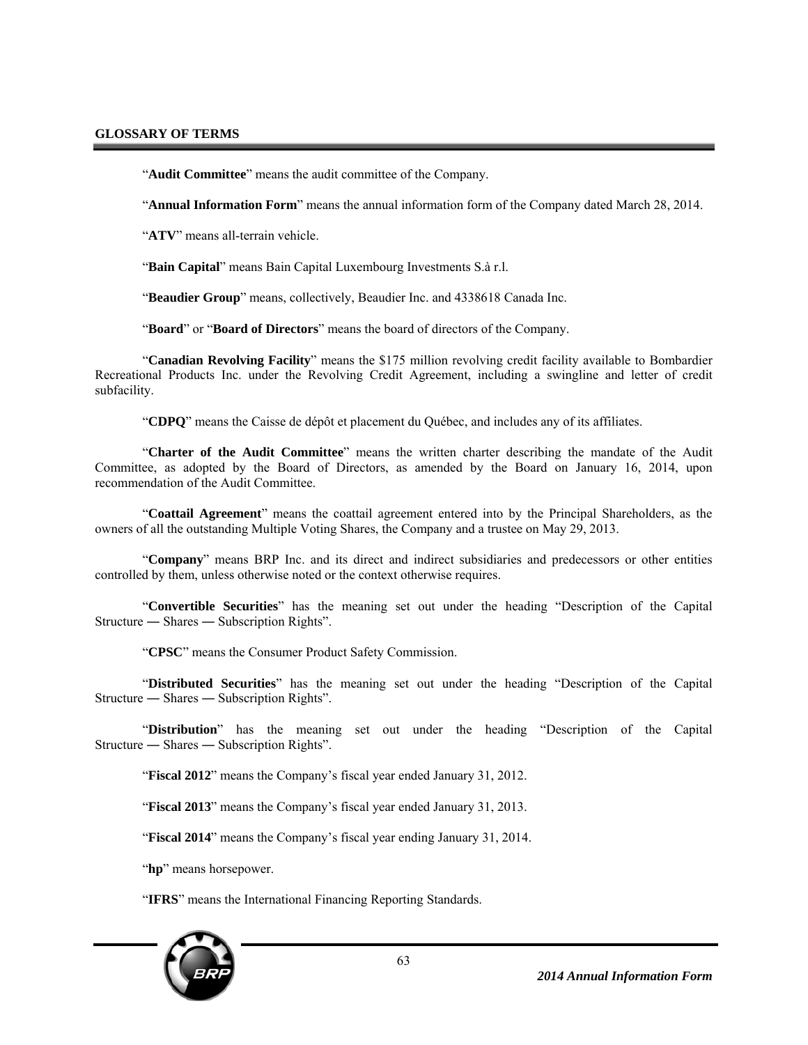## GLOSSARY OF TERMS

"**Audit Committee**" means the audit committee of the Company.

"**Annual Information Form**" means the annual information form of the Company dated March 28, 2014.

"**ATV**" means all-terrain vehicle.

"**Bain Capital**" means Bain Capital Luxembourg Investments S.à r.l.

"**Beaudier Group**" means, collectively, Beaudier Inc. and 4338618 Canada Inc.

"**Board**" or "**Board of Directors**" means the board of directors of the Company.

"**Canadian Revolving Facility**" means the $175 million revolving credit facility available to Bombardier Recreational Products Inc. under the Revolving Credit Agreement, including a swingline and letter of credit subfacility.

"**CDPQ**" means the Caisse de dépôt et placement du Québec, and includes any of its affiliates.

"**Charter of the Audit Committee**" means the written charter describing the mandate of the Audit Committee, as adopted by the Board of Directors, as amended by the Board on January 16, 2014, upon recommendation of the Audit Committee.

"**Coattail Agreement**" means the coattail agreement entered into by the Principal Shareholders, as the owners of all the outstanding Multiple Voting Shares, the Company and a trustee on May 29, 2013.

"**Company**" means BRP Inc. and its direct and indirect subsidiaries and predecessors or other entities controlled by them, unless otherwise noted or the context otherwise requires.

"**Convertible Securities**" has the meaning set out under the heading "Description of the Capital Structure — Shares — Subscription Rights".

"**CPSC**" means the Consumer Product Safety Commission.

"**Distributed Securities**" has the meaning set out under the heading "Description of the Capital Structure — Shares — Subscription Rights".

"**Distribution**" has the meaning set out under the heading "Description of the Capital Structure — Shares — Subscription Rights".

"**Fiscal 2012**" means the Company's fiscal year ended January 31, 2012.

"**Fiscal 2013**" means the Company's fiscal year ended January 31, 2013.

"**Fiscal 2014**" means the Company's fiscal year ending January 31, 2014.

"**hp**" means horsepower.

"**IFRS**" means the International Financing Reporting Standards.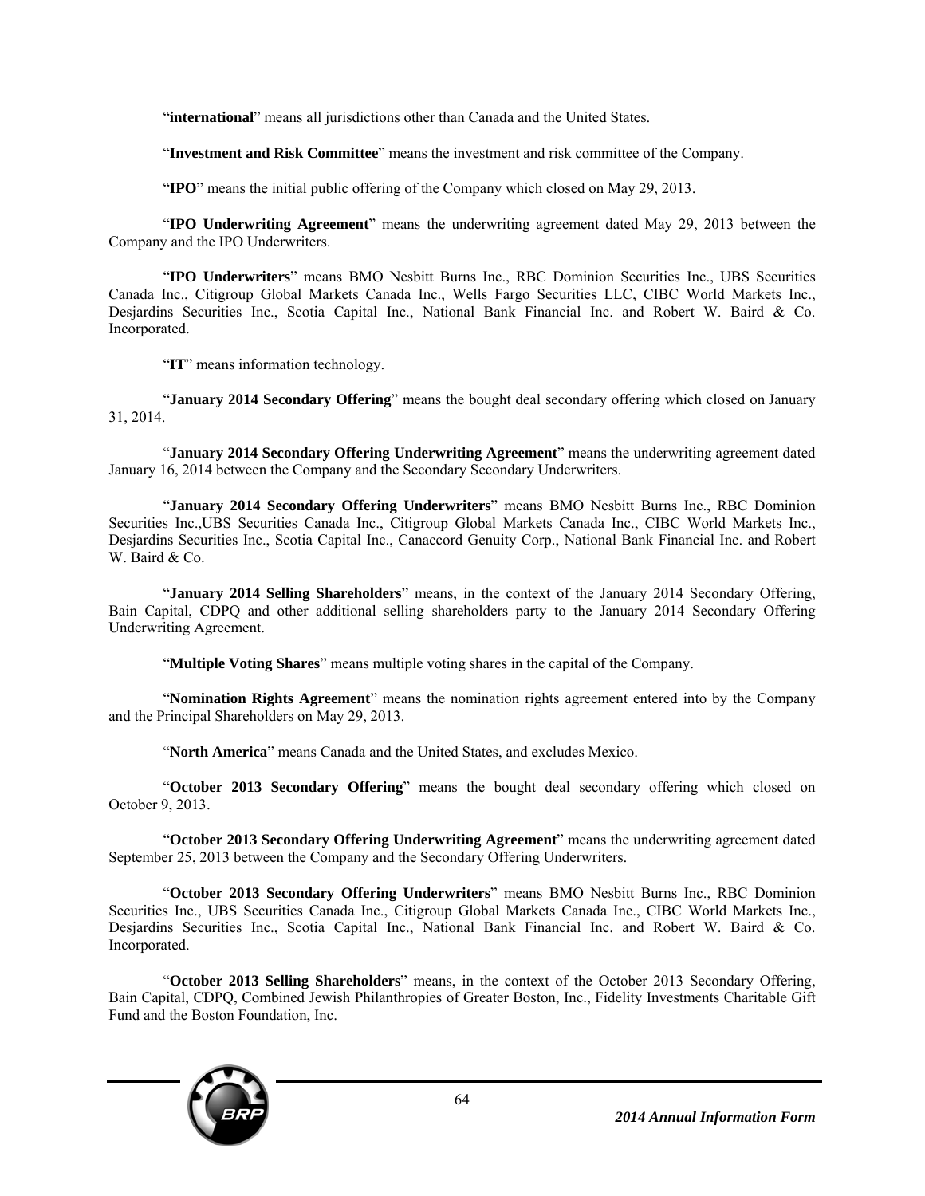"**international**" means all jurisdictions other than Canada and the United States.

"**Investment and Risk Committee**" means the investment and risk committee of the Company.

"**IPO**" means the initial public offering of the Company which closed on May 29, 2013.

"**IPO Underwriting Agreement**" means the underwriting agreement dated May 29, 2013 between the Company and the IPO Underwriters.

"**IPO Underwriters**" means BMO Nesbitt Burns Inc., RBC Dominion Securities Inc., UBS Securities Canada Inc., Citigroup Global Markets Canada Inc., Wells Fargo Securities LLC, CIBC World Markets Inc., Desjardins Securities Inc., Scotia Capital Inc., National Bank Financial Inc. and Robert W. Baird & Co. Incorporated.

"**IT**" means information technology.

"**January 2014 Secondary Offering**" means the bought deal secondary offering which closed on January 31, 2014.

"**January 2014 Secondary Offering Underwriting Agreement**" means the underwriting agreement dated January 16, 2014 between the Company and the Secondary Secondary Underwriters.

"**January 2014 Secondary Offering Underwriters**" means BMO Nesbitt Burns Inc., RBC Dominion Securities Inc.,UBS Securities Canada Inc., Citigroup Global Markets Canada Inc., CIBC World Markets Inc., Desjardins Securities Inc., Scotia Capital Inc., Canaccord Genuity Corp., National Bank Financial Inc. and Robert W. Baird & Co.

"**January 2014 Selling Shareholders**" means, in the context of the January 2014 Secondary Offering, Bain Capital, CDPQ and other additional selling shareholders party to the January 2014 Secondary Offering Underwriting Agreement.

"**Multiple Voting Shares**" means multiple voting shares in the capital of the Company.

"**Nomination Rights Agreement**" means the nomination rights agreement entered into by the Company and the Principal Shareholders on May 29, 2013.

"**North America**" means Canada and the United States, and excludes Mexico.

"**October 2013 Secondary Offering**" means the bought deal secondary offering which closed on October 9, 2013.

"**October 2013 Secondary Offering Underwriting Agreement**" means the underwriting agreement dated September 25, 2013 between the Company and the Secondary Offering Underwriters.

"**October 2013 Secondary Offering Underwriters**" means BMO Nesbitt Burns Inc., RBC Dominion Securities Inc., UBS Securities Canada Inc., Citigroup Global Markets Canada Inc., CIBC World Markets Inc., Desjardins Securities Inc., Scotia Capital Inc., National Bank Financial Inc. and Robert W. Baird & Co. Incorporated.

"**October 2013 Selling Shareholders**" means, in the context of the October 2013 Secondary Offering, Bain Capital, CDPQ, Combined Jewish Philanthropies of Greater Boston, Inc., Fidelity Investments Charitable Gift Fund and the Boston Foundation, Inc.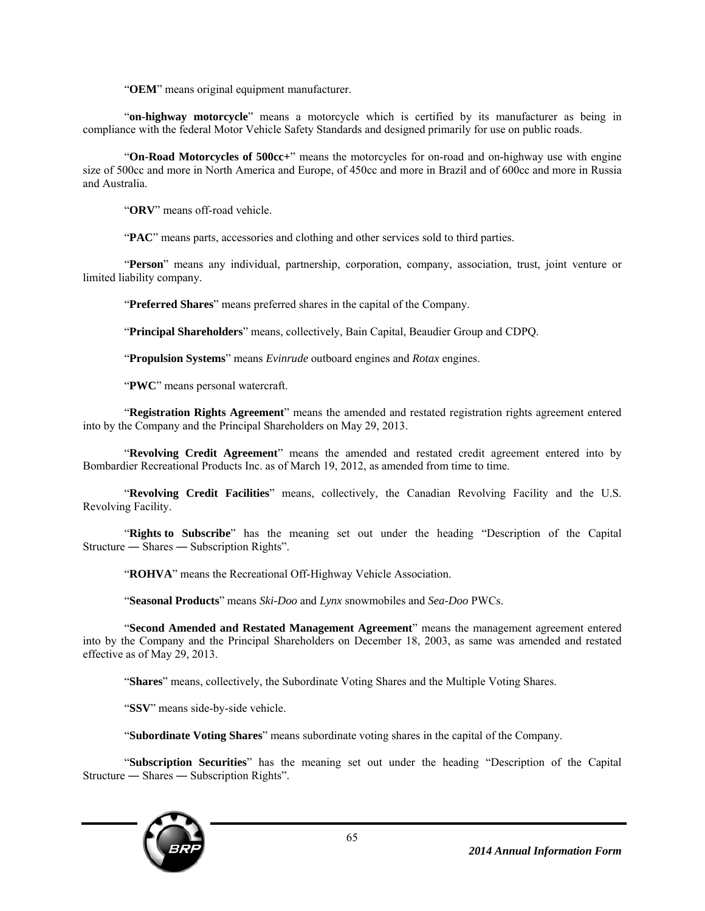"**OEM**" means original equipment manufacturer.

"**on-highway motorcycle**" means a motorcycle which is certified by its manufacturer as being in compliance with the federal Motor Vehicle Safety Standards and designed primarily for use on public roads.

"**On-Road Motorcycles of 500cc+**" means the motorcycles for on-road and on-highway use with engine size of 500cc and more in North America and Europe, of 450cc and more in Brazil and of 600cc and more in Russia and Australia.

"**ORV**" means off-road vehicle.

"**PAC**" means parts, accessories and clothing and other services sold to third parties.

"**Person**" means any individual, partnership, corporation, company, association, trust, joint venture or limited liability company.

"**Preferred Shares**" means preferred shares in the capital of the Company.

"**Principal Shareholders**" means, collectively, Bain Capital, Beaudier Group and CDPQ.

"**Propulsion Systems**" means *Evinrude* outboard engines and *Rotax* engines.

"**PWC**" means personal watercraft.

"**Registration Rights Agreement**" means the amended and restated registration rights agreement entered into by the Company and the Principal Shareholders on May 29, 2013.

"**Revolving Credit Agreement**" means the amended and restated credit agreement entered into by Bombardier Recreational Products Inc. as of March 19, 2012, as amended from time to time.

"**Revolving Credit Facilities**" means, collectively, the Canadian Revolving Facility and the U.S. Revolving Facility.

"**Rights to Subscribe**" has the meaning set out under the heading "Description of the Capital Structure ― Shares ― Subscription Rights".

"**ROHVA**" means the Recreational Off-Highway Vehicle Association.

"**Seasonal Products**" means *Ski-Doo* and *Lynx* snowmobiles and *Sea-Doo* PWCs.

"**Second Amended and Restated Management Agreement**" means the management agreement entered into by the Company and the Principal Shareholders on December 18, 2003, as same was amended and restated effective as of May 29, 2013.

"**Shares**" means, collectively, the Subordinate Voting Shares and the Multiple Voting Shares.

"**SSV**" means side-by-side vehicle.

"**Subordinate Voting Shares**" means subordinate voting shares in the capital of the Company.

"**Subscription Securities**" has the meaning set out under the heading "Description of the Capital Structure ― Shares ― Subscription Rights".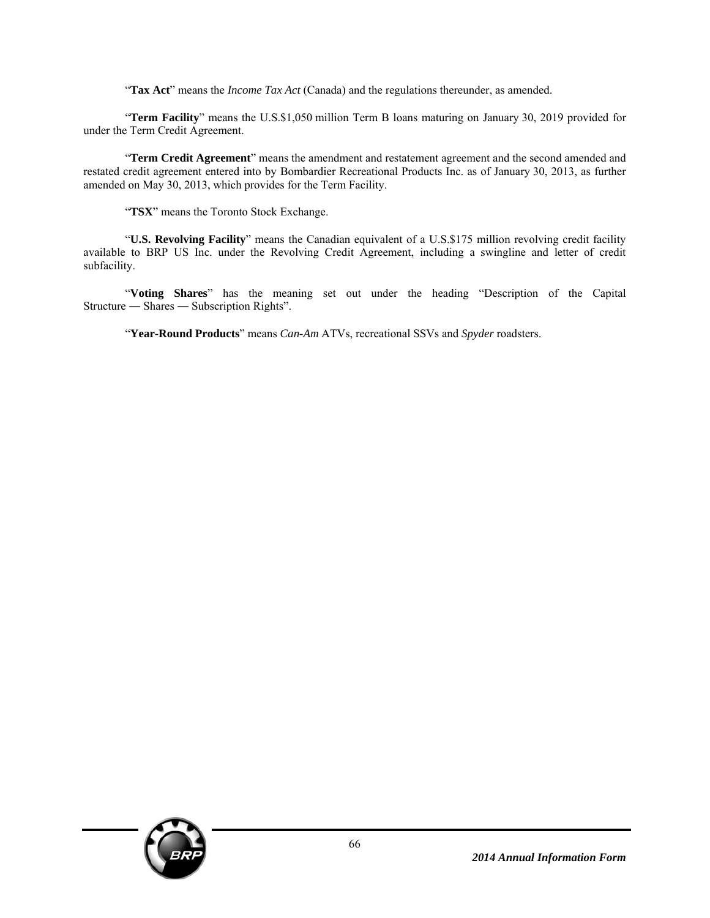"**Tax Act**" means the *Income Tax Act* (Canada) and the regulations thereunder, as amended.

"**Term Facility**" means the U.S.$1,050 million Term B loans maturing on January 30, 2019 provided for under the Term Credit Agreement.

"**Term Credit Agreement**" means the amendment and restatement agreement and the second amended and restated credit agreement entered into by Bombardier Recreational Products Inc. as of January 30, 2013, as further amended on May 30, 2013, which provides for the Term Facility.

"**TSX**" means the Toronto Stock Exchange.

"**U.S. Revolving Facility**" means the Canadian equivalent of a U.S.$175 million revolving credit facility available to BRP US Inc. under the Revolving Credit Agreement, including a swingline and letter of credit subfacility.

"**Voting Shares**" has the meaning set out under the heading "Description of the Capital Structure ― Shares ― Subscription Rights".

"**Year-Round Products**" means *Can-Am* ATVs, recreational SSVs and *Spyder* roadsters.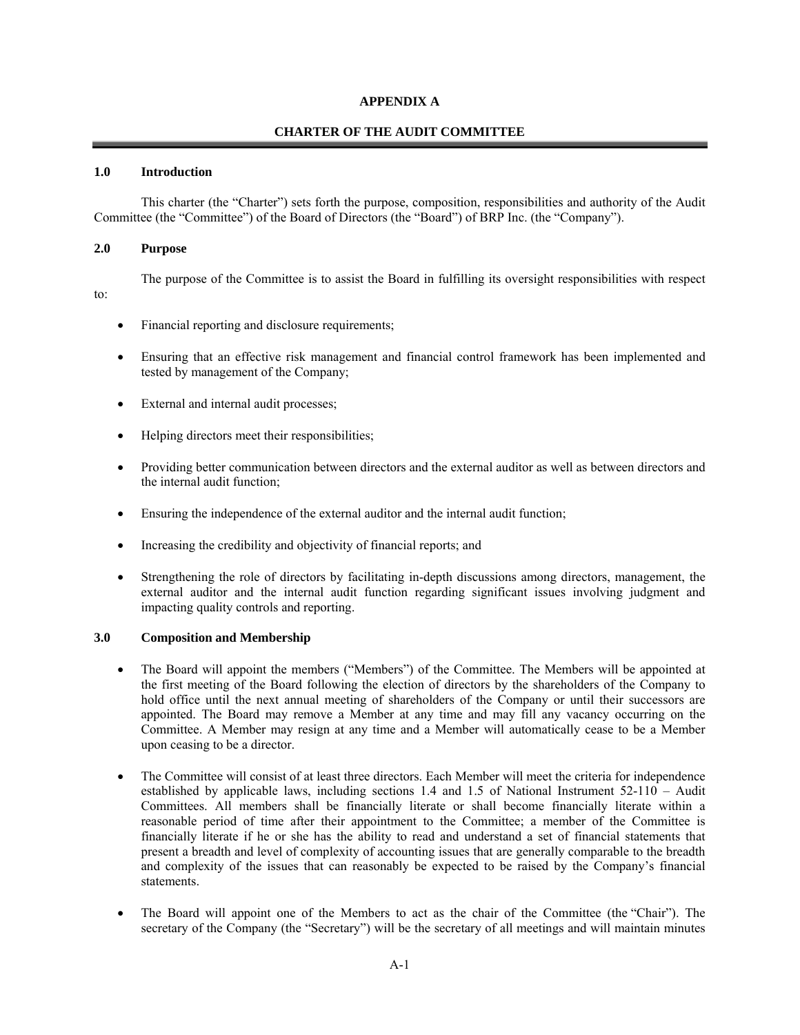**APPENDIX A**

**CHARTER OF THE AUDIT COMMITTEE**

---

### 1.0 Introduction

This charter (the "Charter") sets forth the purpose, composition, responsibilities and authority of the Audit Committee (the "Committee") of the Board of Directors (the "Board") of BRP Inc. (the "Company").

### 2.0 Purpose

The purpose of the Committee is to assist the Board in fulfilling its oversight responsibilities with respect to:

- Financial reporting and disclosure requirements;
- Ensuring that an effective risk management and financial control framework has been implemented and tested by management of the Company;
- External and internal audit processes;
- Helping directors meet their responsibilities;
- Providing better communication between directors and the external auditor as well as between directors and the internal audit function;
- Ensuring the independence of the external auditor and the internal audit function;
- Increasing the credibility and objectivity of financial reports; and
- Strengthening the role of directors by facilitating in-depth discussions among directors, management, the external auditor and the internal audit function regarding significant issues involving judgment and impacting quality controls and reporting.

### 3.0 Composition and Membership

- The Board will appoint the members ("Members") of the Committee. The Members will be appointed at the first meeting of the Board following the election of directors by the shareholders of the Company to hold office until the next annual meeting of shareholders of the Company or until their successors are appointed. The Board may remove a Member at any time and may fill any vacancy occurring on the Committee. A Member may resign at any time and a Member will automatically cease to be a Member upon ceasing to be a director.
- The Committee will consist of at least three directors. Each Member will meet the criteria for independence established by applicable laws, including sections 1.4 and 1.5 of National Instrument 52-110 – Audit Committees. All members shall be financially literate or shall become financially literate within a reasonable period of time after their appointment to the Committee; a member of the Committee is financially literate if he or she has the ability to read and understand a set of financial statements that present a breadth and level of complexity of accounting issues that are generally comparable to the breadth and complexity of the issues that can reasonably be expected to be raised by the Company's financial statements.
- The Board will appoint one of the Members to act as the chair of the Committee (the "Chair"). The secretary of the Company (the "Secretary") will be the secretary of all meetings and will maintain minutes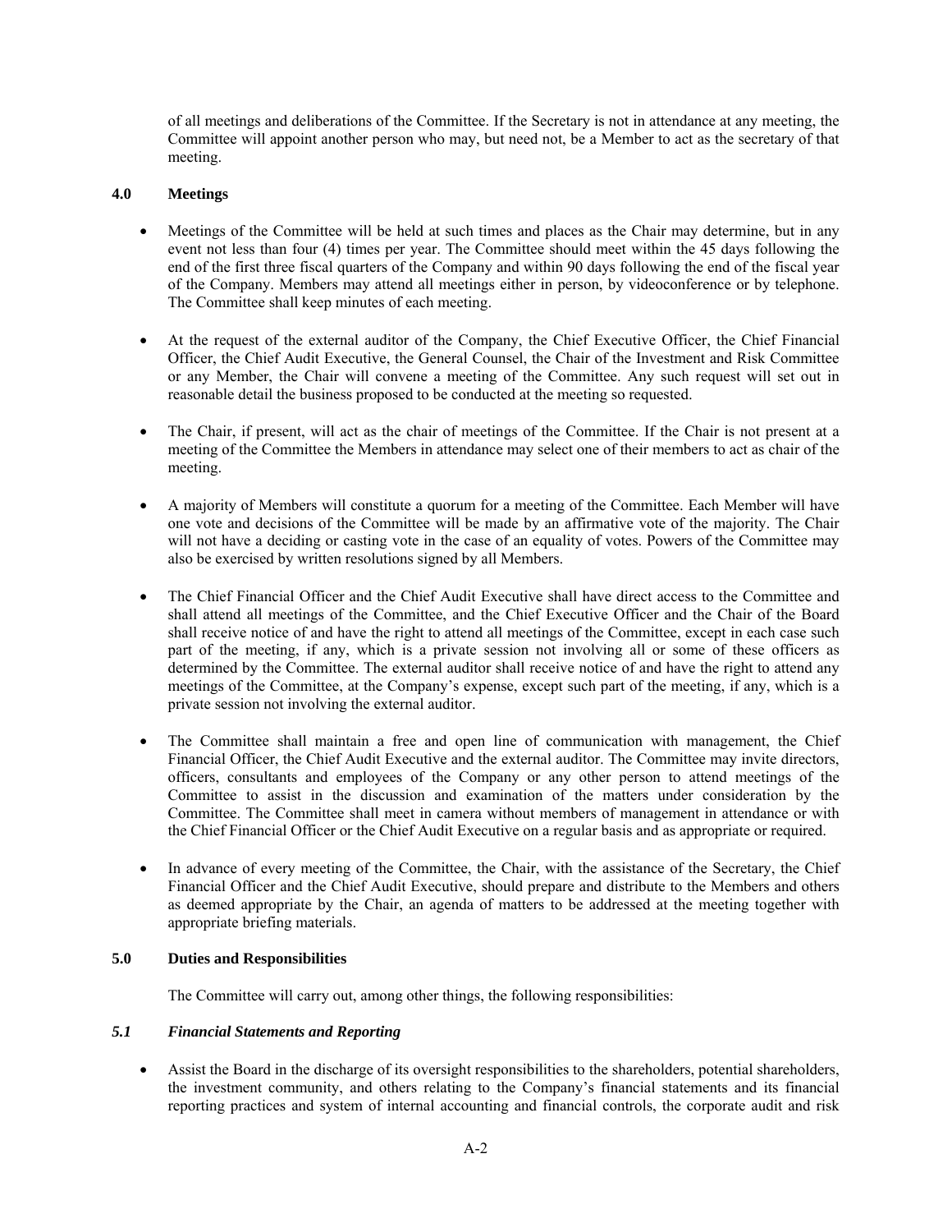of all meetings and deliberations of the Committee. If the Secretary is not in attendance at any meeting, the Committee will appoint another person who may, but need not, be a Member to act as the secretary of that meeting.

## 4.0 Meetings

- Meetings of the Committee will be held at such times and places as the Chair may determine, but in any event not less than four (4) times per year. The Committee should meet within the 45 days following the end of the first three fiscal quarters of the Company and within 90 days following the end of the fiscal year of the Company. Members may attend all meetings either in person, by videoconference or by telephone. The Committee shall keep minutes of each meeting.
- At the request of the external auditor of the Company, the Chief Executive Officer, the Chief Financial Officer, the Chief Audit Executive, the General Counsel, the Chair of the Investment and Risk Committee or any Member, the Chair will convene a meeting of the Committee. Any such request will set out in reasonable detail the business proposed to be conducted at the meeting so requested.
- The Chair, if present, will act as the chair of meetings of the Committee. If the Chair is not present at a meeting of the Committee the Members in attendance may select one of their members to act as chair of the meeting.
- A majority of Members will constitute a quorum for a meeting of the Committee. Each Member will have one vote and decisions of the Committee will be made by an affirmative vote of the majority. The Chair will not have a deciding or casting vote in the case of an equality of votes. Powers of the Committee may also be exercised by written resolutions signed by all Members.
- The Chief Financial Officer and the Chief Audit Executive shall have direct access to the Committee and shall attend all meetings of the Committee, and the Chief Executive Officer and the Chair of the Board shall receive notice of and have the right to attend all meetings of the Committee, except in each case such part of the meeting, if any, which is a private session not involving all or some of these officers as determined by the Committee. The external auditor shall receive notice of and have the right to attend any meetings of the Committee, at the Company's expense, except such part of the meeting, if any, which is a private session not involving the external auditor.
- The Committee shall maintain a free and open line of communication with management, the Chief Financial Officer, the Chief Audit Executive and the external auditor. The Committee may invite directors, officers, consultants and employees of the Company or any other person to attend meetings of the Committee to assist in the discussion and examination of the matters under consideration by the Committee. The Committee shall meet in camera without members of management in attendance or with the Chief Financial Officer or the Chief Audit Executive on a regular basis and as appropriate or required.
- In advance of every meeting of the Committee, the Chair, with the assistance of the Secretary, the Chief Financial Officer and the Chief Audit Executive, should prepare and distribute to the Members and others as deemed appropriate by the Chair, an agenda of matters to be addressed at the meeting together with appropriate briefing materials.

## 5.0 Duties and Responsibilities

The Committee will carry out, among other things, the following responsibilities:

### *5.1 Financial Statements and Reporting*

- Assist the Board in the discharge of its oversight responsibilities to the shareholders, potential shareholders, the investment community, and others relating to the Company's financial statements and its financial reporting practices and system of internal accounting and financial controls, the corporate audit and risk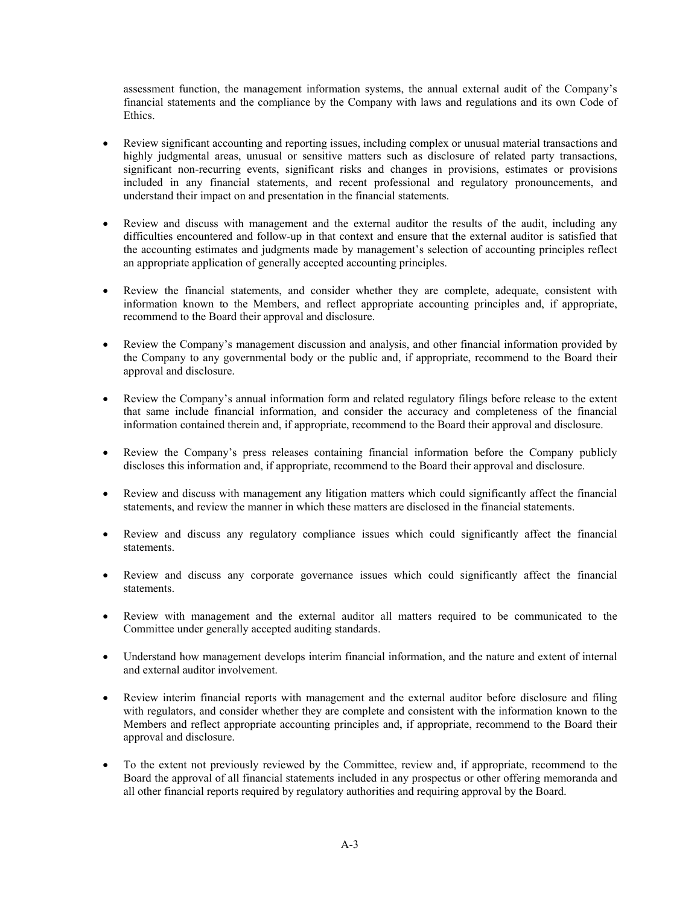assessment function, the management information systems, the annual external audit of the Company's financial statements and the compliance by the Company with laws and regulations and its own Code of Ethics.

- Review significant accounting and reporting issues, including complex or unusual material transactions and highly judgmental areas, unusual or sensitive matters such as disclosure of related party transactions, significant non-recurring events, significant risks and changes in provisions, estimates or provisions included in any financial statements, and recent professional and regulatory pronouncements, and understand their impact on and presentation in the financial statements.

- Review and discuss with management and the external auditor the results of the audit, including any difficulties encountered and follow-up in that context and ensure that the external auditor is satisfied that the accounting estimates and judgments made by management's selection of accounting principles reflect an appropriate application of generally accepted accounting principles.

- Review the financial statements, and consider whether they are complete, adequate, consistent with information known to the Members, and reflect appropriate accounting principles and, if appropriate, recommend to the Board their approval and disclosure.

- Review the Company's management discussion and analysis, and other financial information provided by the Company to any governmental body or the public and, if appropriate, recommend to the Board their approval and disclosure.

- Review the Company's annual information form and related regulatory filings before release to the extent that same include financial information, and consider the accuracy and completeness of the financial information contained therein and, if appropriate, recommend to the Board their approval and disclosure.

- Review the Company's press releases containing financial information before the Company publicly discloses this information and, if appropriate, recommend to the Board their approval and disclosure.

- Review and discuss with management any litigation matters which could significantly affect the financial statements, and review the manner in which these matters are disclosed in the financial statements.

- Review and discuss any regulatory compliance issues which could significantly affect the financial statements.

- Review and discuss any corporate governance issues which could significantly affect the financial statements.

- Review with management and the external auditor all matters required to be communicated to the Committee under generally accepted auditing standards.

- Understand how management develops interim financial information, and the nature and extent of internal and external auditor involvement.

- Review interim financial reports with management and the external auditor before disclosure and filing with regulators, and consider whether they are complete and consistent with the information known to the Members and reflect appropriate accounting principles and, if appropriate, recommend to the Board their approval and disclosure.

- To the extent not previously reviewed by the Committee, review and, if appropriate, recommend to the Board the approval of all financial statements included in any prospectus or other offering memoranda and all other financial reports required by regulatory authorities and requiring approval by the Board.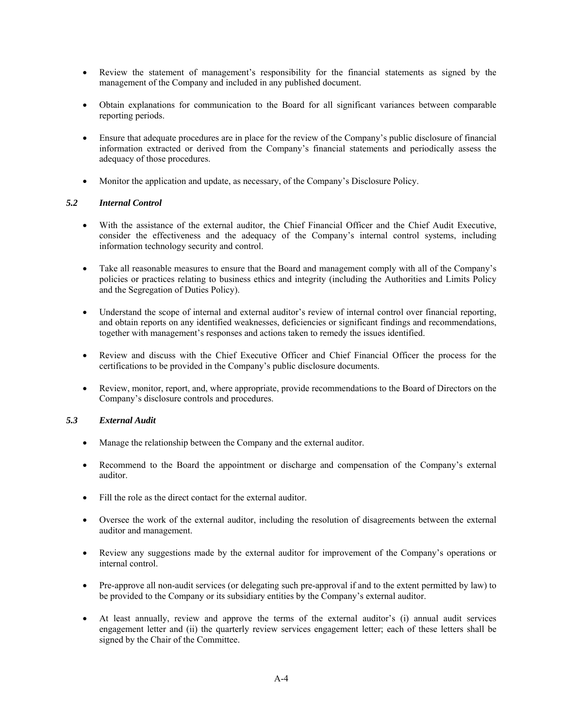- Review the statement of management's responsibility for the financial statements as signed by the management of the Company and included in any published document.

- Obtain explanations for communication to the Board for all significant variances between comparable reporting periods.

- Ensure that adequate procedures are in place for the review of the Company's public disclosure of financial information extracted or derived from the Company's financial statements and periodically assess the adequacy of those procedures.

- Monitor the application and update, as necessary, of the Company's Disclosure Policy.

### *5.2 Internal Control*

- With the assistance of the external auditor, the Chief Financial Officer and the Chief Audit Executive, consider the effectiveness and the adequacy of the Company's internal control systems, including information technology security and control.

- Take all reasonable measures to ensure that the Board and management comply with all of the Company's policies or practices relating to business ethics and integrity (including the Authorities and Limits Policy and the Segregation of Duties Policy).

- Understand the scope of internal and external auditor's review of internal control over financial reporting, and obtain reports on any identified weaknesses, deficiencies or significant findings and recommendations, together with management's responses and actions taken to remedy the issues identified.

- Review and discuss with the Chief Executive Officer and Chief Financial Officer the process for the certifications to be provided in the Company's public disclosure documents.

- Review, monitor, report, and, where appropriate, provide recommendations to the Board of Directors on the Company's disclosure controls and procedures.

### *5.3 External Audit*

- Manage the relationship between the Company and the external auditor.

- Recommend to the Board the appointment or discharge and compensation of the Company's external auditor.

- Fill the role as the direct contact for the external auditor.

- Oversee the work of the external auditor, including the resolution of disagreements between the external auditor and management.

- Review any suggestions made by the external auditor for improvement of the Company's operations or internal control.

- Pre-approve all non-audit services (or delegating such pre-approval if and to the extent permitted by law) to be provided to the Company or its subsidiary entities by the Company's external auditor.

- At least annually, review and approve the terms of the external auditor's (i) annual audit services engagement letter and (ii) the quarterly review services engagement letter; each of these letters shall be signed by the Chair of the Committee.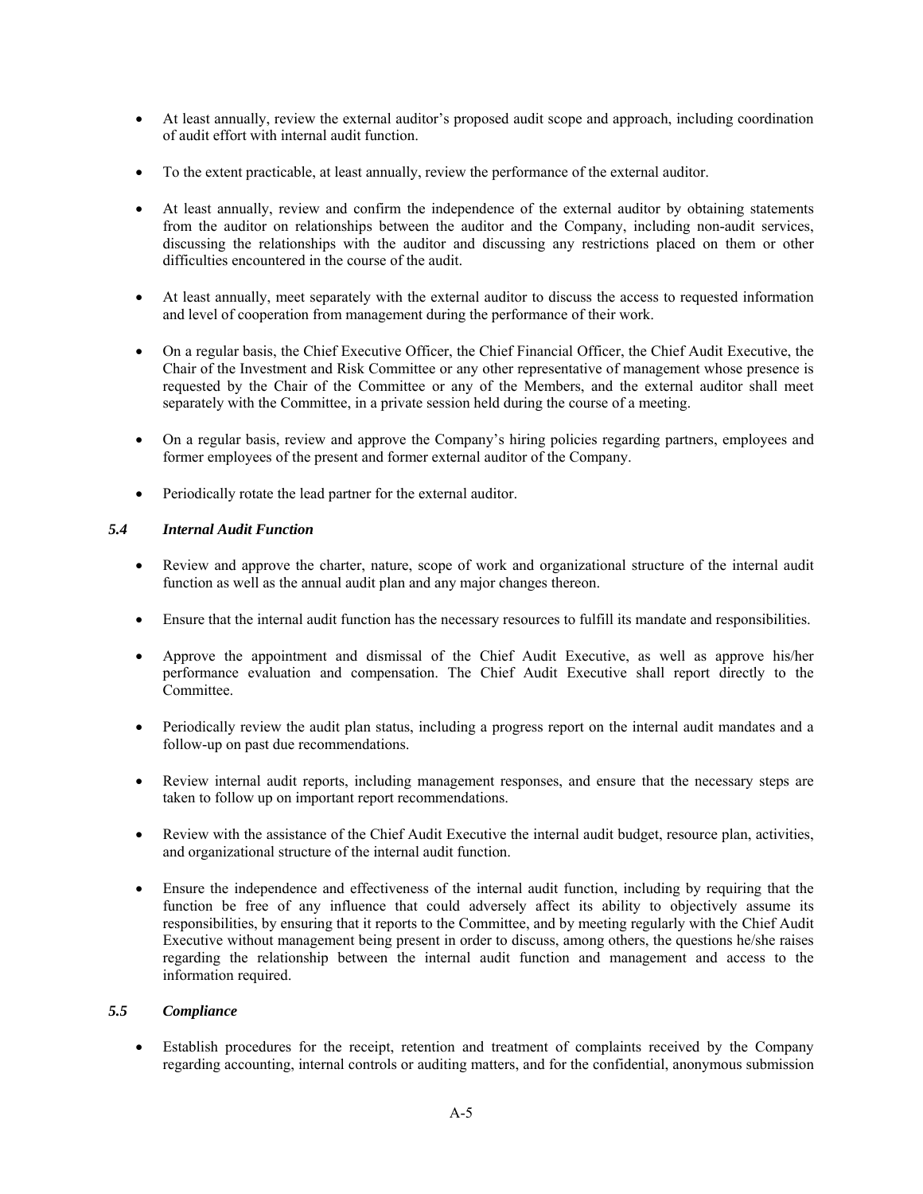- At least annually, review the external auditor's proposed audit scope and approach, including coordination of audit effort with internal audit function.
- To the extent practicable, at least annually, review the performance of the external auditor.
- At least annually, review and confirm the independence of the external auditor by obtaining statements from the auditor on relationships between the auditor and the Company, including non-audit services, discussing the relationships with the auditor and discussing any restrictions placed on them or other difficulties encountered in the course of the audit.
- At least annually, meet separately with the external auditor to discuss the access to requested information and level of cooperation from management during the performance of their work.
- On a regular basis, the Chief Executive Officer, the Chief Financial Officer, the Chief Audit Executive, the Chair of the Investment and Risk Committee or any other representative of management whose presence is requested by the Chair of the Committee or any of the Members, and the external auditor shall meet separately with the Committee, in a private session held during the course of a meeting.
- On a regular basis, review and approve the Company's hiring policies regarding partners, employees and former employees of the present and former external auditor of the Company.
- Periodically rotate the lead partner for the external auditor.

### *5.4 Internal Audit Function*

- Review and approve the charter, nature, scope of work and organizational structure of the internal audit function as well as the annual audit plan and any major changes thereon.
- Ensure that the internal audit function has the necessary resources to fulfill its mandate and responsibilities.
- Approve the appointment and dismissal of the Chief Audit Executive, as well as approve his/her performance evaluation and compensation. The Chief Audit Executive shall report directly to the Committee.
- Periodically review the audit plan status, including a progress report on the internal audit mandates and a follow-up on past due recommendations.
- Review internal audit reports, including management responses, and ensure that the necessary steps are taken to follow up on important report recommendations.
- Review with the assistance of the Chief Audit Executive the internal audit budget, resource plan, activities, and organizational structure of the internal audit function.
- Ensure the independence and effectiveness of the internal audit function, including by requiring that the function be free of any influence that could adversely affect its ability to objectively assume its responsibilities, by ensuring that it reports to the Committee, and by meeting regularly with the Chief Audit Executive without management being present in order to discuss, among others, the questions he/she raises regarding the relationship between the internal audit function and management and access to the information required.

### *5.5 Compliance*

- Establish procedures for the receipt, retention and treatment of complaints received by the Company regarding accounting, internal controls or auditing matters, and for the confidential, anonymous submission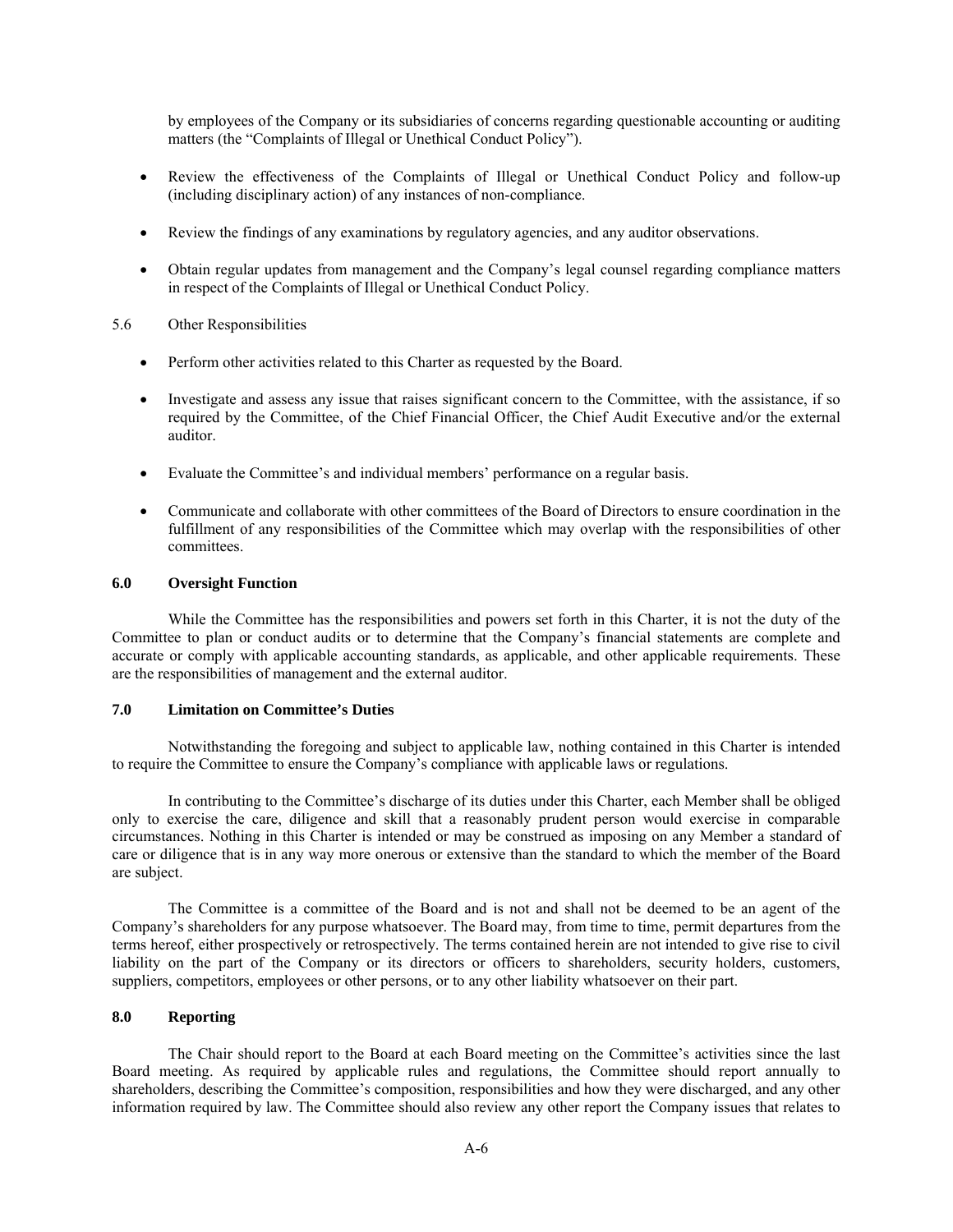by employees of the Company or its subsidiaries of concerns regarding questionable accounting or auditing matters (the "Complaints of Illegal or Unethical Conduct Policy").

- Review the effectiveness of the Complaints of Illegal or Unethical Conduct Policy and follow-up (including disciplinary action) of any instances of non-compliance.
- Review the findings of any examinations by regulatory agencies, and any auditor observations.
- Obtain regular updates from management and the Company's legal counsel regarding compliance matters in respect of the Complaints of Illegal or Unethical Conduct Policy.

5.6 Other Responsibilities

- Perform other activities related to this Charter as requested by the Board.
- Investigate and assess any issue that raises significant concern to the Committee, with the assistance, if so required by the Committee, of the Chief Financial Officer, the Chief Audit Executive and/or the external auditor.
- Evaluate the Committee's and individual members' performance on a regular basis.
- Communicate and collaborate with other committees of the Board of Directors to ensure coordination in the fulfillment of any responsibilities of the Committee which may overlap with the responsibilities of other committees.

### 6.0 Oversight Function

While the Committee has the responsibilities and powers set forth in this Charter, it is not the duty of the Committee to plan or conduct audits or to determine that the Company's financial statements are complete and accurate or comply with applicable accounting standards, as applicable, and other applicable requirements. These are the responsibilities of management and the external auditor.

### 7.0 Limitation on Committee's Duties

Notwithstanding the foregoing and subject to applicable law, nothing contained in this Charter is intended to require the Committee to ensure the Company's compliance with applicable laws or regulations.

In contributing to the Committee's discharge of its duties under this Charter, each Member shall be obliged only to exercise the care, diligence and skill that a reasonably prudent person would exercise in comparable circumstances. Nothing in this Charter is intended or may be construed as imposing on any Member a standard of care or diligence that is in any way more onerous or extensive than the standard to which the member of the Board are subject.

The Committee is a committee of the Board and is not and shall not be deemed to be an agent of the Company's shareholders for any purpose whatsoever. The Board may, from time to time, permit departures from the terms hereof, either prospectively or retrospectively. The terms contained herein are not intended to give rise to civil liability on the part of the Company or its directors or officers to shareholders, security holders, customers, suppliers, competitors, employees or other persons, or to any other liability whatsoever on their part.

### 8.0 Reporting

The Chair should report to the Board at each Board meeting on the Committee's activities since the last Board meeting. As required by applicable rules and regulations, the Committee should report annually to shareholders, describing the Committee's composition, responsibilities and how they were discharged, and any other information required by law. The Committee should also review any other report the Company issues that relates to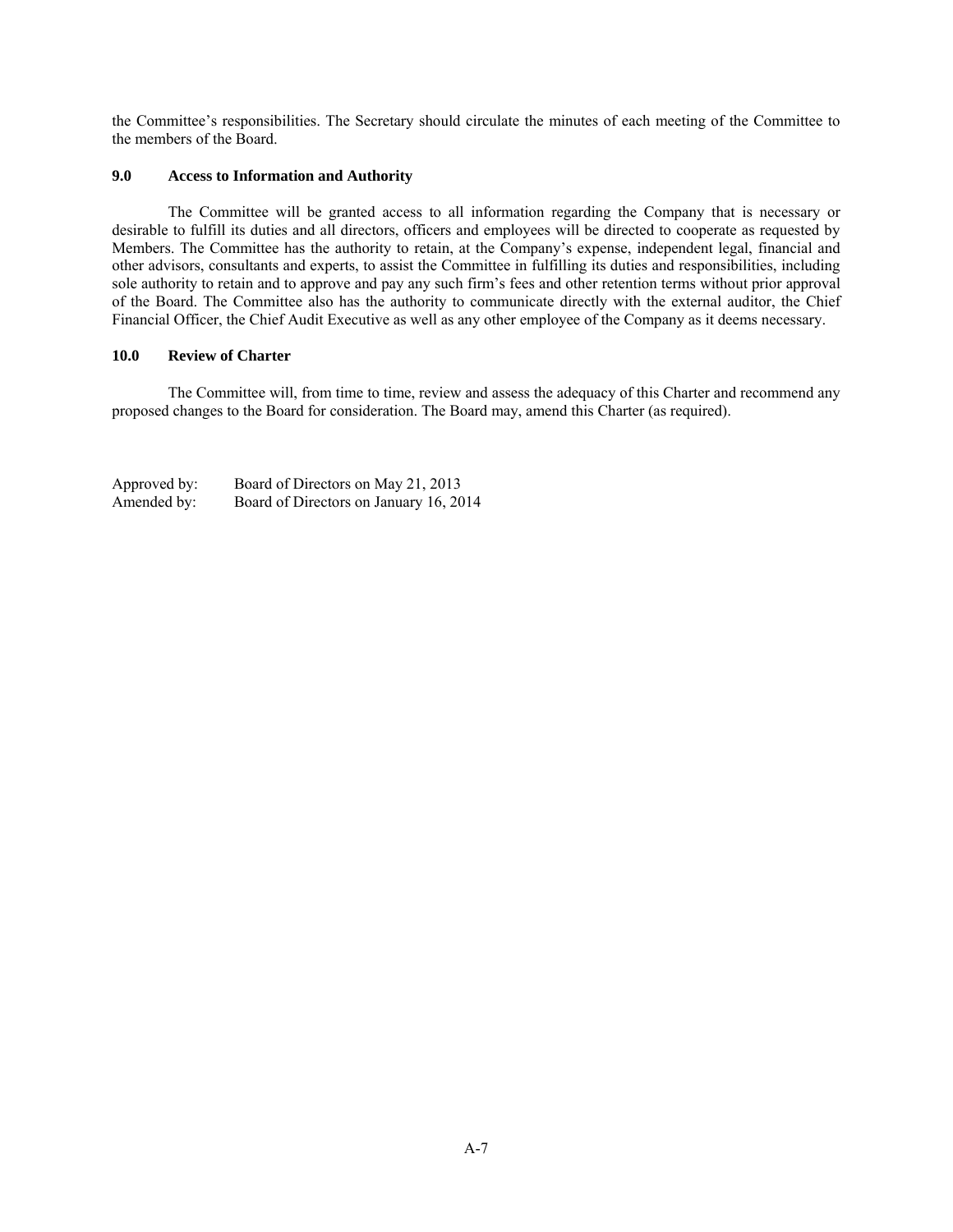the Committee's responsibilities. The Secretary should circulate the minutes of each meeting of the Committee to the members of the Board.

### 9.0 Access to Information and Authority

The Committee will be granted access to all information regarding the Company that is necessary or desirable to fulfill its duties and all directors, officers and employees will be directed to cooperate as requested by Members. The Committee has the authority to retain, at the Company's expense, independent legal, financial and other advisors, consultants and experts, to assist the Committee in fulfilling its duties and responsibilities, including sole authority to retain and to approve and pay any such firm's fees and other retention terms without prior approval of the Board. The Committee also has the authority to communicate directly with the external auditor, the Chief Financial Officer, the Chief Audit Executive as well as any other employee of the Company as it deems necessary.

### 10.0 Review of Charter

The Committee will, from time to time, review and assess the adequacy of this Charter and recommend any proposed changes to the Board for consideration. The Board may, amend this Charter (as required).

Approved by: Board of Directors on May 21, 2013
Amended by: Board of Directors on January 16, 2014